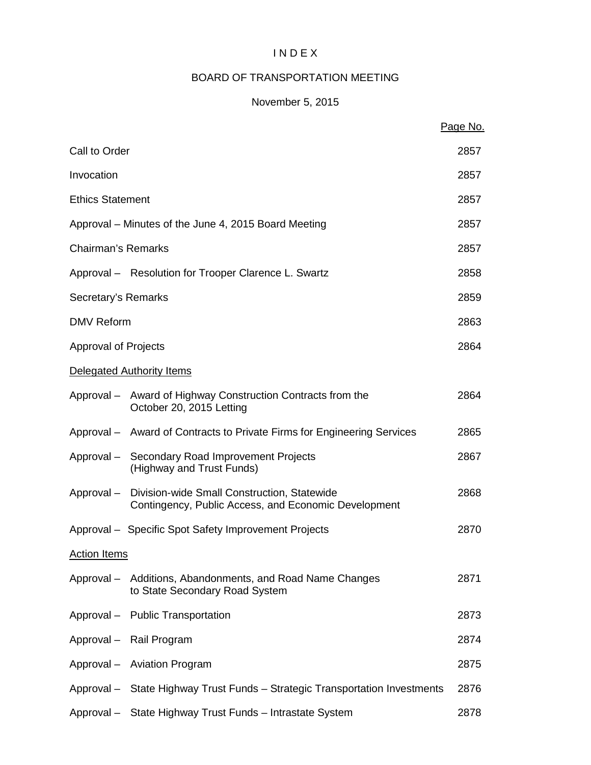# I N D E X

## BOARD OF TRANSPORTATION MEETING

### November 5, 2015

| | Page No. |
|---|---|
| Call to Order | 2857 |
| Invocation | 2857 |
| Ethics Statement | 2857 |
| Approval – Minutes of the June 4, 2015 Board Meeting | 2857 |
| Chairman's Remarks | 2857 |
| Approval – Resolution for Trooper Clarence L. Swartz | 2858 |
| Secretary's Remarks | 2859 |
| DMV Reform | 2863 |
| Approval of Projects | 2864 |
| Delegated Authority Items | |
| Approval – Award of Highway Construction Contracts from the October 20, 2015 Letting | 2864 |
| Approval – Award of Contracts to Private Firms for Engineering Services | 2865 |
| Approval – Secondary Road Improvement Projects (Highway and Trust Funds) | 2867 |
| Approval – Division-wide Small Construction, Statewide Contingency, Public Access, and Economic Development | 2868 |
| Approval – Specific Spot Safety Improvement Projects | 2870 |
| Action Items | |
| Approval – Additions, Abandonments, and Road Name Changes to State Secondary Road System | 2871 |
| Approval – Public Transportation | 2873 |
| Approval – Rail Program | 2874 |
| Approval – Aviation Program | 2875 |
| Approval – State Highway Trust Funds – Strategic Transportation Investments | 2876 |
| Approval – State Highway Trust Funds – Intrastate System | 2878 |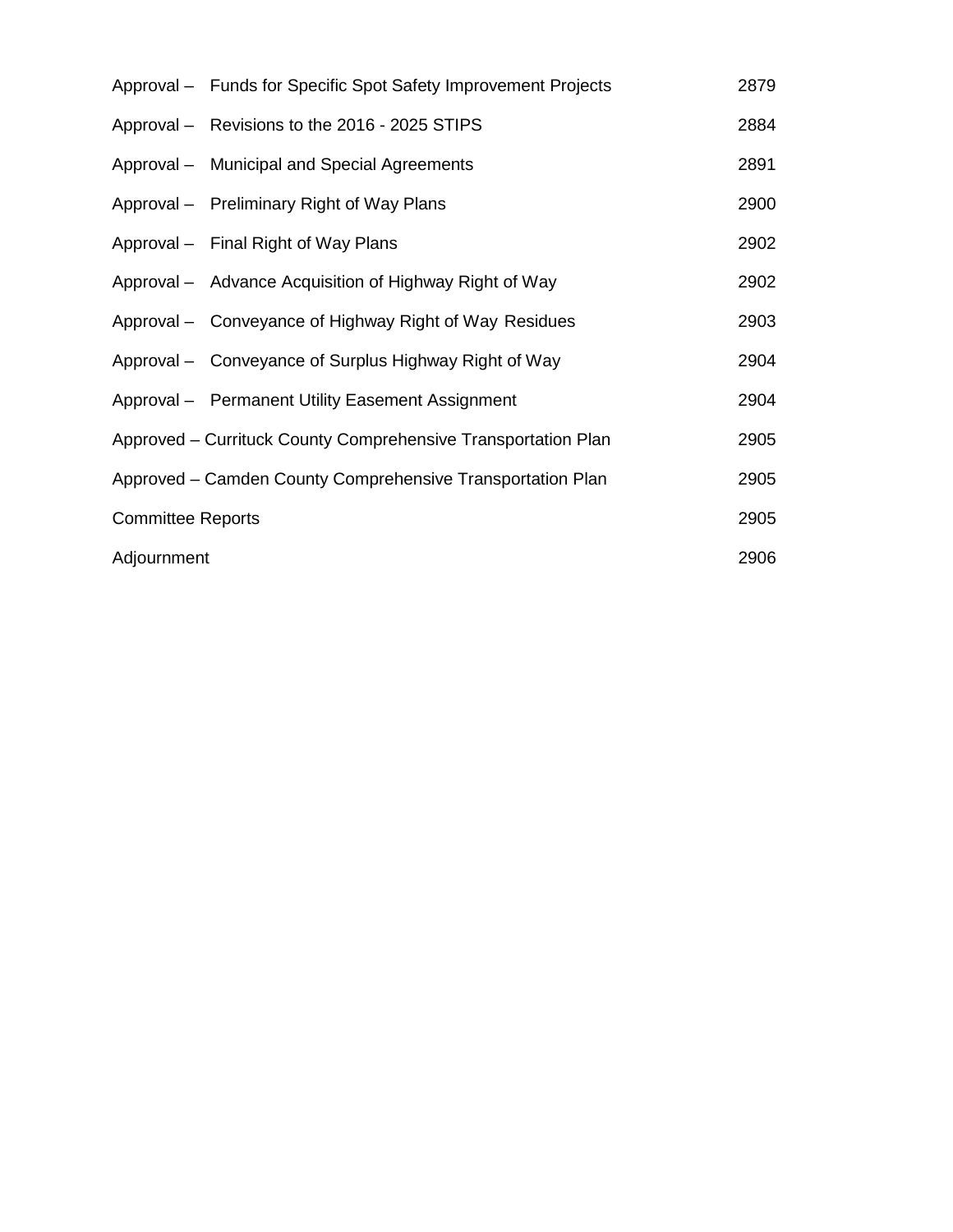| | |
|---|---|
| Approval – Funds for Specific Spot Safety Improvement Projects | 2879 |
| Approval – Revisions to the 2016 - 2025 STIPS | 2884 |
| Approval – Municipal and Special Agreements | 2891 |
| Approval – Preliminary Right of Way Plans | 2900 |
| Approval – Final Right of Way Plans | 2902 |
| Approval – Advance Acquisition of Highway Right of Way | 2902 |
| Approval – Conveyance of Highway Right of Way Residues | 2903 |
| Approval – Conveyance of Surplus Highway Right of Way | 2904 |
| Approval – Permanent Utility Easement Assignment | 2904 |
| Approved – Currituck County Comprehensive Transportation Plan | 2905 |
| Approved – Camden County Comprehensive Transportation Plan | 2905 |
| Committee Reports | 2905 |
| Adjournment | 2906 |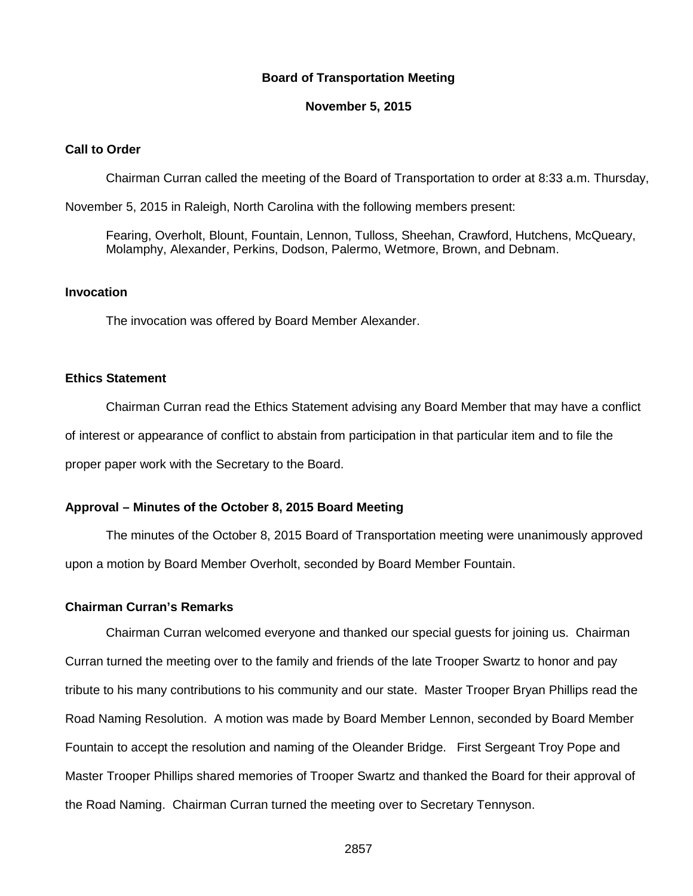**Board of Transportation Meeting**

**November 5, 2015**

**Call to Order**

Chairman Curran called the meeting of the Board of Transportation to order at 8:33 a.m. Thursday, November 5, 2015 in Raleigh, North Carolina with the following members present:

Fearing, Overholt, Blount, Fountain, Lennon, Tulloss, Sheehan, Crawford, Hutchens, McQueary, Molamphy, Alexander, Perkins, Dodson, Palermo, Wetmore, Brown, and Debnam.

**Invocation**

The invocation was offered by Board Member Alexander.

**Ethics Statement**

Chairman Curran read the Ethics Statement advising any Board Member that may have a conflict of interest or appearance of conflict to abstain from participation in that particular item and to file the proper paper work with the Secretary to the Board.

**Approval – Minutes of the October 8, 2015 Board Meeting**

The minutes of the October 8, 2015 Board of Transportation meeting were unanimously approved upon a motion by Board Member Overholt, seconded by Board Member Fountain.

**Chairman Curran's Remarks**

Chairman Curran welcomed everyone and thanked our special guests for joining us. Chairman Curran turned the meeting over to the family and friends of the late Trooper Swartz to honor and pay tribute to his many contributions to his community and our state. Master Trooper Bryan Phillips read the Road Naming Resolution. A motion was made by Board Member Lennon, seconded by Board Member Fountain to accept the resolution and naming of the Oleander Bridge. First Sergeant Troy Pope and Master Trooper Phillips shared memories of Trooper Swartz and thanked the Board for their approval of the Road Naming. Chairman Curran turned the meeting over to Secretary Tennyson.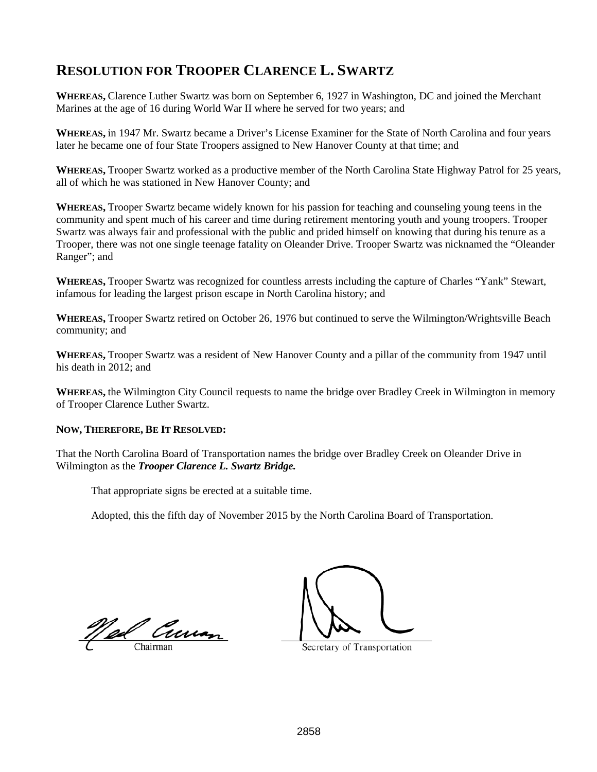# RESOLUTION FOR TROOPER CLARENCE L. SWARTZ

**WHEREAS,** Clarence Luther Swartz was born on September 6, 1927 in Washington, DC and joined the Merchant Marines at the age of 16 during World War II where he served for two years; and

**WHEREAS,** in 1947 Mr. Swartz became a Driver's License Examiner for the State of North Carolina and four years later he became one of four State Troopers assigned to New Hanover County at that time; and

**WHEREAS,** Trooper Swartz worked as a productive member of the North Carolina State Highway Patrol for 25 years, all of which he was stationed in New Hanover County; and

**WHEREAS,** Trooper Swartz became widely known for his passion for teaching and counseling young teens in the community and spent much of his career and time during retirement mentoring youth and young troopers. Trooper Swartz was always fair and professional with the public and prided himself on knowing that during his tenure as a Trooper, there was not one single teenage fatality on Oleander Drive. Trooper Swartz was nicknamed the "Oleander Ranger"; and

**WHEREAS,** Trooper Swartz was recognized for countless arrests including the capture of Charles "Yank" Stewart, infamous for leading the largest prison escape in North Carolina history; and

**WHEREAS,** Trooper Swartz retired on October 26, 1976 but continued to serve the Wilmington/Wrightsville Beach community; and

**WHEREAS,** Trooper Swartz was a resident of New Hanover County and a pillar of the community from 1947 until his death in 2012; and

**WHEREAS,** the Wilmington City Council requests to name the bridge over Bradley Creek in Wilmington in memory of Trooper Clarence Luther Swartz.

**NOW, THEREFORE, BE IT RESOLVED:**

That the North Carolina Board of Transportation names the bridge over Bradley Creek on Oleander Drive in Wilmington as the ***Trooper Clarence L. Swartz Bridge.***

That appropriate signs be erected at a suitable time.

Adopted, this the fifth day of November 2015 by the North Carolina Board of Transportation.

Chairman

Secretary of Transportation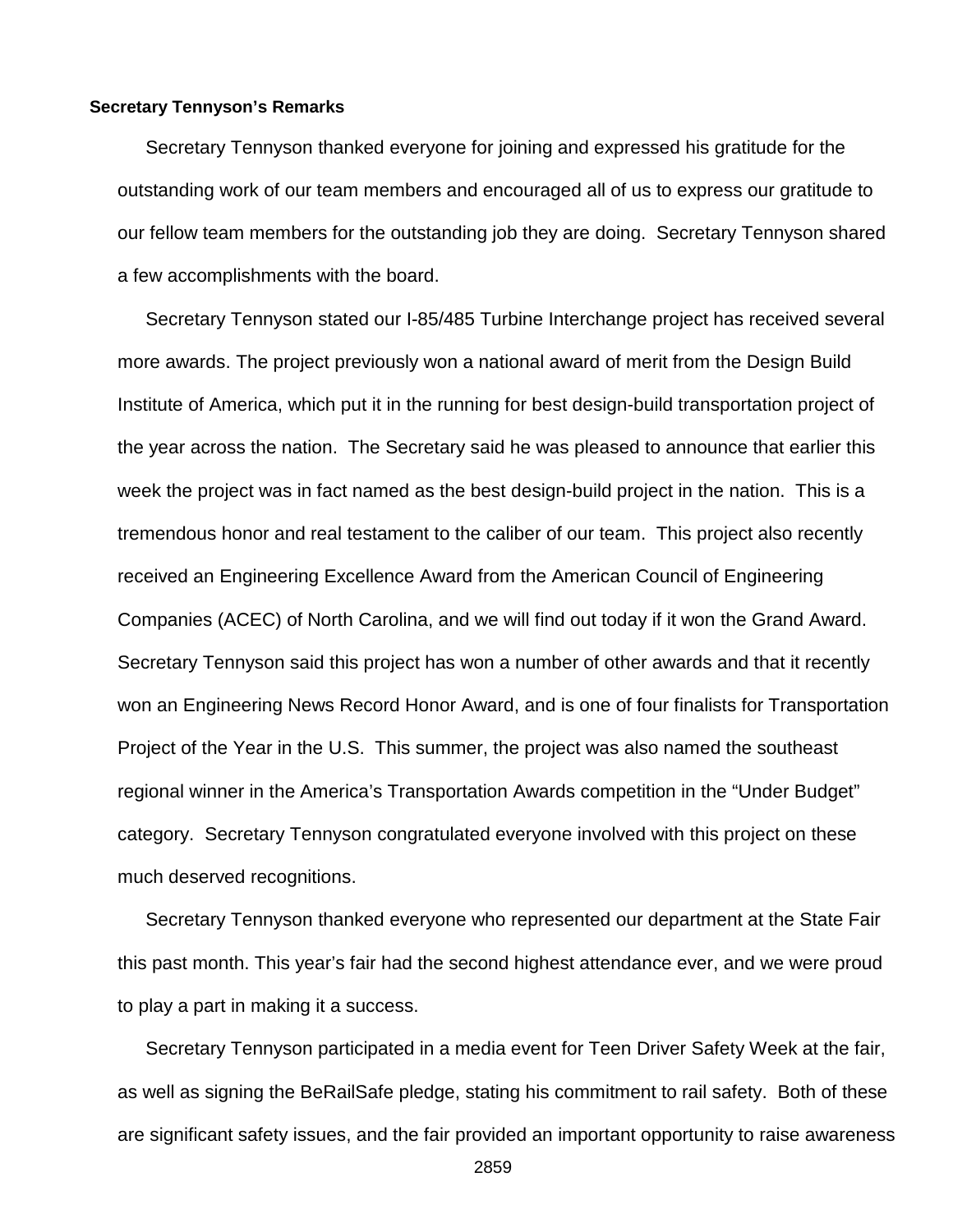**Secretary Tennyson's Remarks**

Secretary Tennyson thanked everyone for joining and expressed his gratitude for the outstanding work of our team members and encouraged all of us to express our gratitude to our fellow team members for the outstanding job they are doing. Secretary Tennyson shared a few accomplishments with the board.

Secretary Tennyson stated our I-85/485 Turbine Interchange project has received several more awards. The project previously won a national award of merit from the Design Build Institute of America, which put it in the running for best design-build transportation project of the year across the nation. The Secretary said he was pleased to announce that earlier this week the project was in fact named as the best design-build project in the nation. This is a tremendous honor and real testament to the caliber of our team. This project also recently received an Engineering Excellence Award from the American Council of Engineering Companies (ACEC) of North Carolina, and we will find out today if it won the Grand Award. Secretary Tennyson said this project has won a number of other awards and that it recently won an Engineering News Record Honor Award, and is one of four finalists for Transportation Project of the Year in the U.S. This summer, the project was also named the southeast regional winner in the America's Transportation Awards competition in the "Under Budget" category. Secretary Tennyson congratulated everyone involved with this project on these much deserved recognitions.

Secretary Tennyson thanked everyone who represented our department at the State Fair this past month. This year's fair had the second highest attendance ever, and we were proud to play a part in making it a success.

Secretary Tennyson participated in a media event for Teen Driver Safety Week at the fair, as well as signing the BeRailSafe pledge, stating his commitment to rail safety. Both of these are significant safety issues, and the fair provided an important opportunity to raise awareness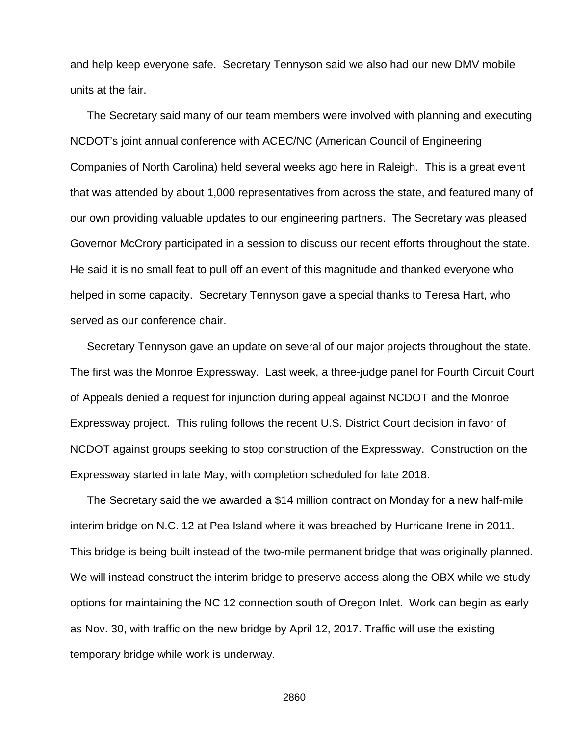and help keep everyone safe.  Secretary Tennyson said we also had our new DMV mobile units at the fair.

The Secretary said many of our team members were involved with planning and executing NCDOT's joint annual conference with ACEC/NC (American Council of Engineering Companies of North Carolina) held several weeks ago here in Raleigh.  This is a great event that was attended by about 1,000 representatives from across the state, and featured many of our own providing valuable updates to our engineering partners.  The Secretary was pleased Governor McCrory participated in a session to discuss our recent efforts throughout the state.  He said it is no small feat to pull off an event of this magnitude and thanked everyone who helped in some capacity.  Secretary Tennyson gave a special thanks to Teresa Hart, who served as our conference chair.

Secretary Tennyson gave an update on several of our major projects throughout the state.  The first was the Monroe Expressway.  Last week, a three-judge panel for Fourth Circuit Court of Appeals denied a request for injunction during appeal against NCDOT and the Monroe Expressway project.  This ruling follows the recent U.S. District Court decision in favor of NCDOT against groups seeking to stop construction of the Expressway.  Construction on the Expressway started in late May, with completion scheduled for late 2018.

The Secretary said the we awarded a $14 million contract on Monday for a new half-mile interim bridge on N.C. 12 at Pea Island where it was breached by Hurricane Irene in 2011.  This bridge is being built instead of the two-mile permanent bridge that was originally planned.  We will instead construct the interim bridge to preserve access along the OBX while we study options for maintaining the NC 12 connection south of Oregon Inlet.  Work can begin as early as Nov. 30, with traffic on the new bridge by April 12, 2017. Traffic will use the existing temporary bridge while work is underway.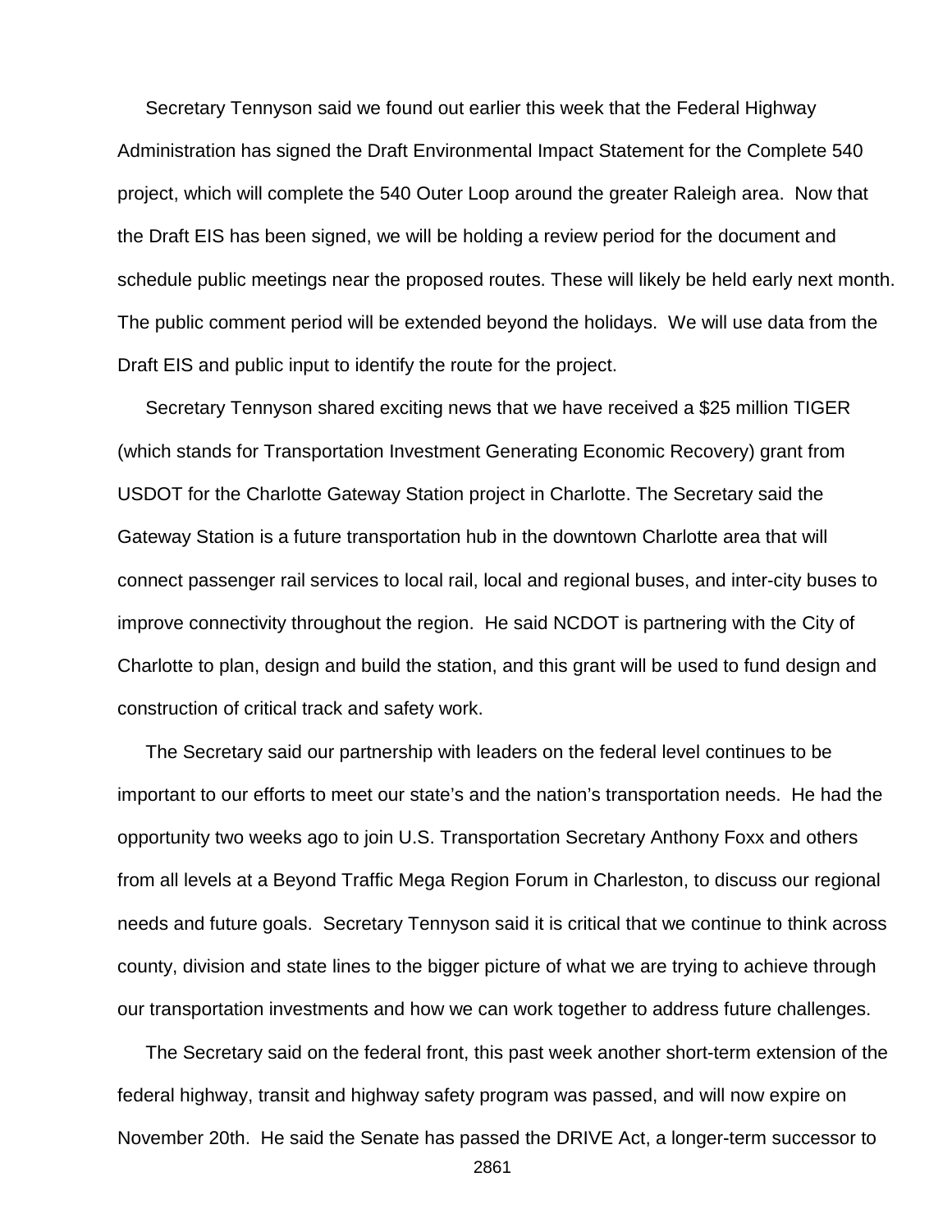Secretary Tennyson said we found out earlier this week that the Federal Highway Administration has signed the Draft Environmental Impact Statement for the Complete 540 project, which will complete the 540 Outer Loop around the greater Raleigh area. Now that the Draft EIS has been signed, we will be holding a review period for the document and schedule public meetings near the proposed routes. These will likely be held early next month. The public comment period will be extended beyond the holidays. We will use data from the Draft EIS and public input to identify the route for the project.

Secretary Tennyson shared exciting news that we have received a $25 million TIGER (which stands for Transportation Investment Generating Economic Recovery) grant from USDOT for the Charlotte Gateway Station project in Charlotte. The Secretary said the Gateway Station is a future transportation hub in the downtown Charlotte area that will connect passenger rail services to local rail, local and regional buses, and inter-city buses to improve connectivity throughout the region. He said NCDOT is partnering with the City of Charlotte to plan, design and build the station, and this grant will be used to fund design and construction of critical track and safety work.

The Secretary said our partnership with leaders on the federal level continues to be important to our efforts to meet our state's and the nation's transportation needs. He had the opportunity two weeks ago to join U.S. Transportation Secretary Anthony Foxx and others from all levels at a Beyond Traffic Mega Region Forum in Charleston, to discuss our regional needs and future goals. Secretary Tennyson said it is critical that we continue to think across county, division and state lines to the bigger picture of what we are trying to achieve through our transportation investments and how we can work together to address future challenges.

The Secretary said on the federal front, this past week another short-term extension of the federal highway, transit and highway safety program was passed, and will now expire on November 20th. He said the Senate has passed the DRIVE Act, a longer-term successor to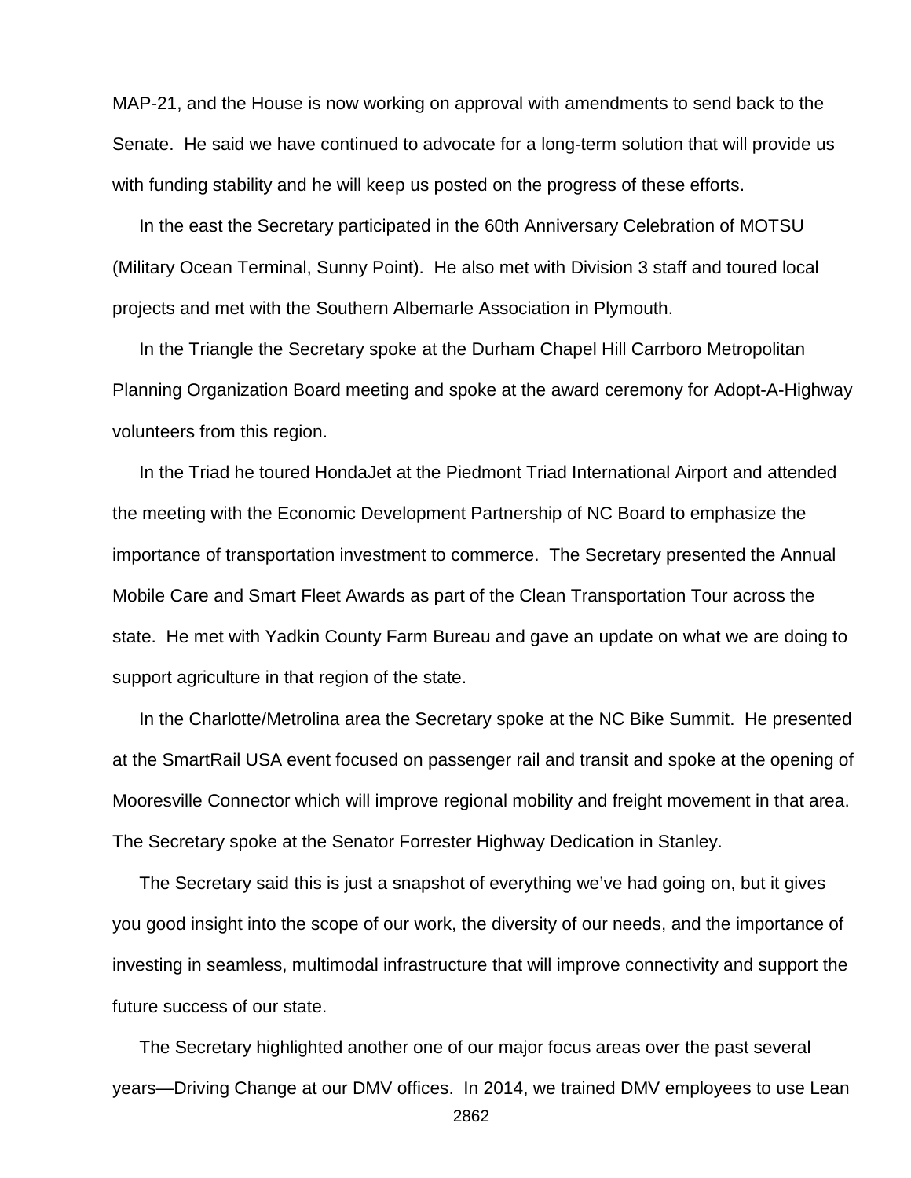MAP-21, and the House is now working on approval with amendments to send back to the Senate. He said we have continued to advocate for a long-term solution that will provide us with funding stability and he will keep us posted on the progress of these efforts.

In the east the Secretary participated in the 60th Anniversary Celebration of MOTSU (Military Ocean Terminal, Sunny Point). He also met with Division 3 staff and toured local projects and met with the Southern Albemarle Association in Plymouth.

In the Triangle the Secretary spoke at the Durham Chapel Hill Carrboro Metropolitan Planning Organization Board meeting and spoke at the award ceremony for Adopt-A-Highway volunteers from this region.

In the Triad he toured HondaJet at the Piedmont Triad International Airport and attended the meeting with the Economic Development Partnership of NC Board to emphasize the importance of transportation investment to commerce. The Secretary presented the Annual Mobile Care and Smart Fleet Awards as part of the Clean Transportation Tour across the state. He met with Yadkin County Farm Bureau and gave an update on what we are doing to support agriculture in that region of the state.

In the Charlotte/Metrolina area the Secretary spoke at the NC Bike Summit. He presented at the SmartRail USA event focused on passenger rail and transit and spoke at the opening of Mooresville Connector which will improve regional mobility and freight movement in that area. The Secretary spoke at the Senator Forrester Highway Dedication in Stanley.

The Secretary said this is just a snapshot of everything we've had going on, but it gives you good insight into the scope of our work, the diversity of our needs, and the importance of investing in seamless, multimodal infrastructure that will improve connectivity and support the future success of our state.

The Secretary highlighted another one of our major focus areas over the past several years—Driving Change at our DMV offices. In 2014, we trained DMV employees to use Lean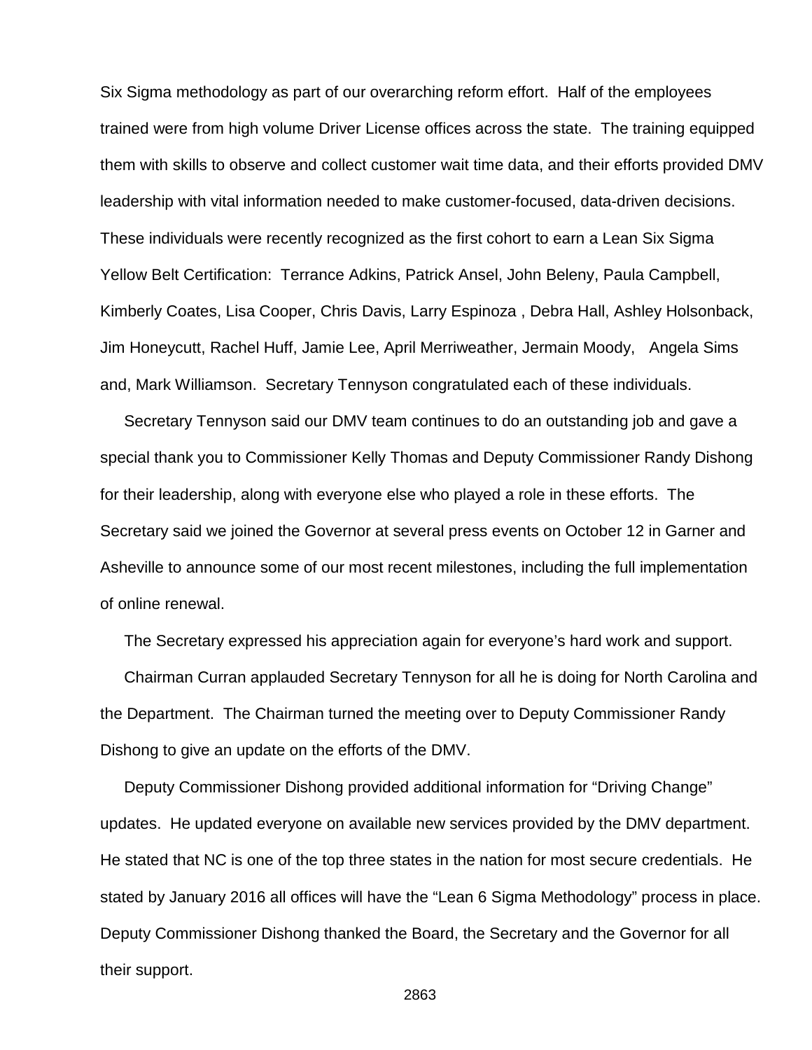Six Sigma methodology as part of our overarching reform effort. Half of the employees trained were from high volume Driver License offices across the state. The training equipped them with skills to observe and collect customer wait time data, and their efforts provided DMV leadership with vital information needed to make customer-focused, data-driven decisions. These individuals were recently recognized as the first cohort to earn a Lean Six Sigma Yellow Belt Certification: Terrance Adkins, Patrick Ansel, John Beleny, Paula Campbell, Kimberly Coates, Lisa Cooper, Chris Davis, Larry Espinoza , Debra Hall, Ashley Holsonback, Jim Honeycutt, Rachel Huff, Jamie Lee, April Merriweather, Jermain Moody, Angela Sims and, Mark Williamson. Secretary Tennyson congratulated each of these individuals.

Secretary Tennyson said our DMV team continues to do an outstanding job and gave a special thank you to Commissioner Kelly Thomas and Deputy Commissioner Randy Dishong for their leadership, along with everyone else who played a role in these efforts. The Secretary said we joined the Governor at several press events on October 12 in Garner and Asheville to announce some of our most recent milestones, including the full implementation of online renewal.

The Secretary expressed his appreciation again for everyone's hard work and support.

Chairman Curran applauded Secretary Tennyson for all he is doing for North Carolina and the Department. The Chairman turned the meeting over to Deputy Commissioner Randy Dishong to give an update on the efforts of the DMV.

Deputy Commissioner Dishong provided additional information for "Driving Change" updates. He updated everyone on available new services provided by the DMV department. He stated that NC is one of the top three states in the nation for most secure credentials. He stated by January 2016 all offices will have the "Lean 6 Sigma Methodology" process in place. Deputy Commissioner Dishong thanked the Board, the Secretary and the Governor for all their support.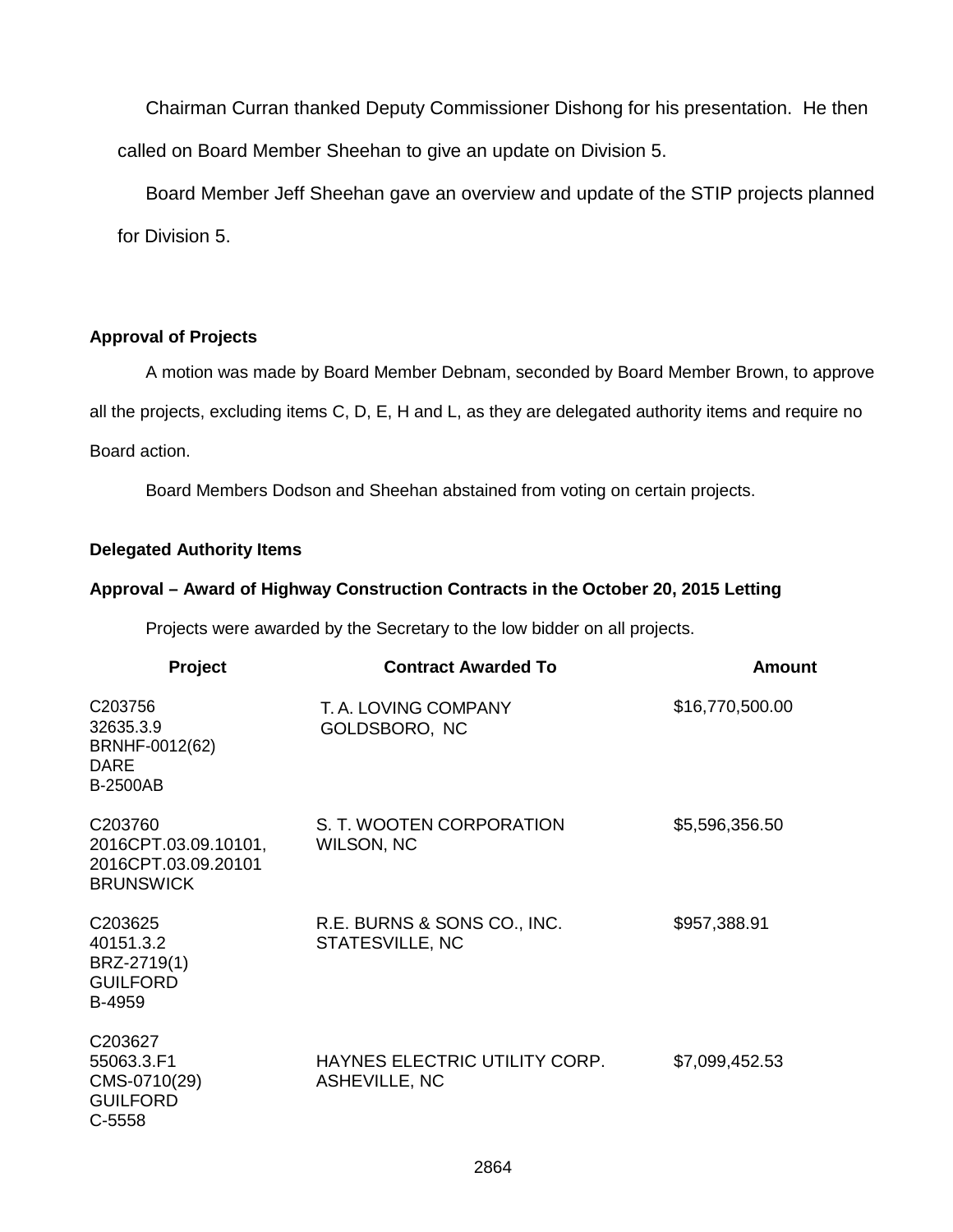Chairman Curran thanked Deputy Commissioner Dishong for his presentation. He then called on Board Member Sheehan to give an update on Division 5.

Board Member Jeff Sheehan gave an overview and update of the STIP projects planned for Division 5.

**Approval of Projects**

A motion was made by Board Member Debnam, seconded by Board Member Brown, to approve all the projects, excluding items C, D, E, H and L, as they are delegated authority items and require no Board action.

Board Members Dodson and Sheehan abstained from voting on certain projects.

**Delegated Authority Items**

**Approval – Award of Highway Construction Contracts in the October 20, 2015 Letting**

Projects were awarded by the Secretary to the low bidder on all projects.

| Project | Contract Awarded To | Amount |
|---|---|---|
| C203756<br>32635.3.9<br>BRNHF-0012(62)<br>DARE<br>B-2500AB | T. A. LOVING COMPANY<br>GOLDSBORO, NC | $16,770,500.00 |
| C203760<br>2016CPT.03.09.10101,<br>2016CPT.03.09.20101<br>BRUNSWICK | S. T. WOOTEN CORPORATION<br>WILSON, NC | $5,596,356.50 |
| C203625<br>40151.3.2<br>BRZ-2719(1)<br>GUILFORD<br>B-4959 | R.E. BURNS & SONS CO., INC.<br>STATESVILLE, NC | $957,388.91 |
| C203627<br>55063.3.F1<br>CMS-0710(29)<br>GUILFORD<br>C-5558 | HAYNES ELECTRIC UTILITY CORP.<br>ASHEVILLE, NC | $7,099,452.53 |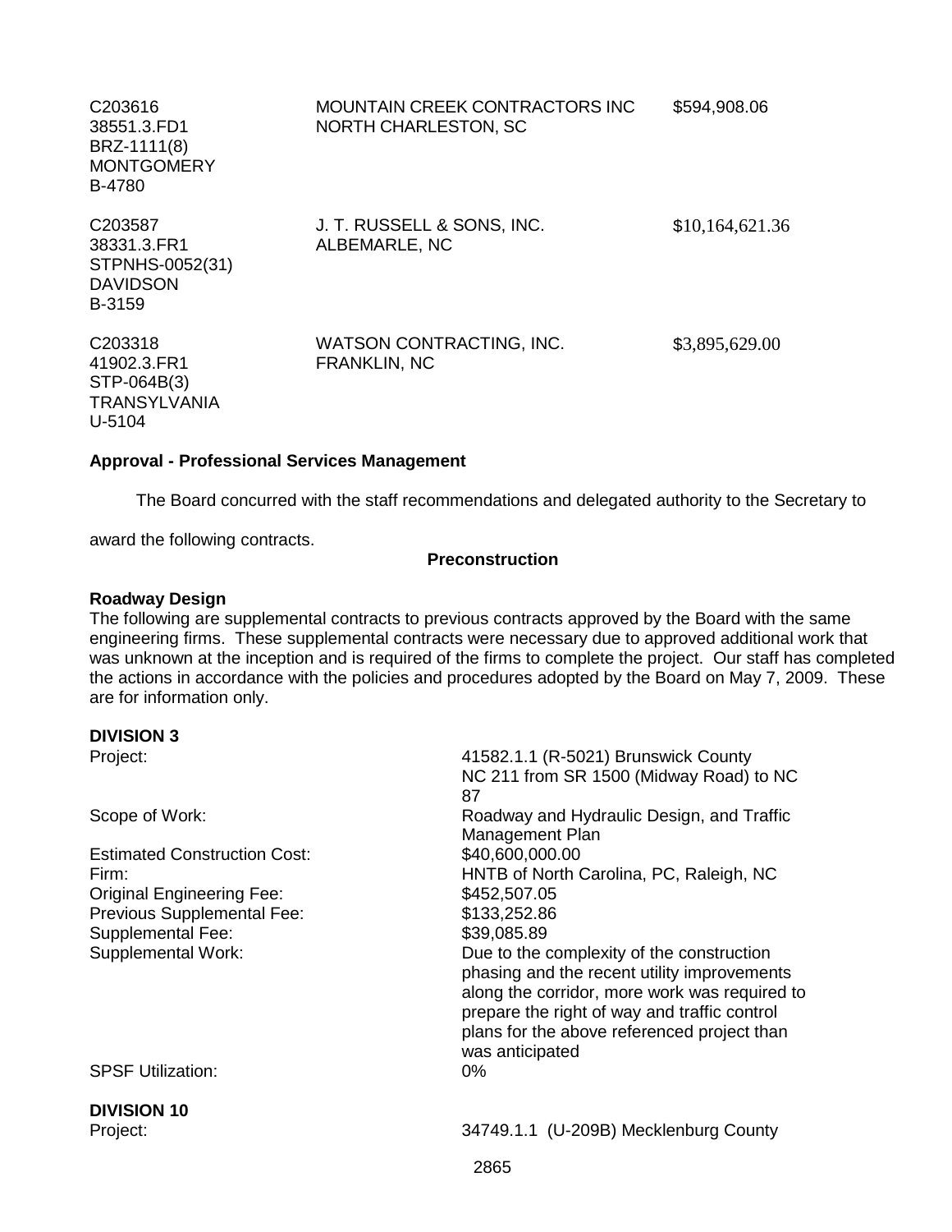| | | |
|---|---|---|
| C203616<br>38551.3.FD1<br>BRZ-1111(8)<br>MONTGOMERY<br>B-4780 | MOUNTAIN CREEK CONTRACTORS INC<br>NORTH CHARLESTON, SC | $594,908.06 |
| C203587<br>38331.3.FR1<br>STPNHS-0052(31)<br>DAVIDSON<br>B-3159 | J. T. RUSSELL & SONS, INC.<br>ALBEMARLE, NC | $10,164,621.36 |
| C203318<br>41902.3.FR1<br>STP-064B(3)<br>TRANSYLVANIA<br>U-5104 | WATSON CONTRACTING, INC.<br>FRANKLIN, NC | $3,895,629.00 |

**Approval - Professional Services Management**

The Board concurred with the staff recommendations and delegated authority to the Secretary to award the following contracts.

**Preconstruction**

**Roadway Design**

The following are supplemental contracts to previous contracts approved by the Board with the same engineering firms. These supplemental contracts were necessary due to approved additional work that was unknown at the inception and is required of the firms to complete the project. Our staff has completed the actions in accordance with the policies and procedures adopted by the Board on May 7, 2009. These are for information only.

**DIVISION 3**

| | |
|---|---|
| Project: | 41582.1.1 (R-5021) Brunswick County<br>NC 211 from SR 1500 (Midway Road) to NC 87 |
| Scope of Work: | Roadway and Hydraulic Design, and Traffic Management Plan |
| Estimated Construction Cost: | $40,600,000.00 |
| Firm: | HNTB of North Carolina, PC, Raleigh, NC |
| Original Engineering Fee: | $452,507.05 |
| Previous Supplemental Fee: | $133,252.86 |
| Supplemental Fee: | $39,085.89 |
| Supplemental Work: | Due to the complexity of the construction phasing and the recent utility improvements along the corridor, more work was required to prepare the right of way and traffic control plans for the above referenced project than was anticipated |
| SPSF Utilization: | 0% |

**DIVISION 10**

| | |
|---|---|
| Project: | 34749.1.1 (U-209B) Mecklenburg County |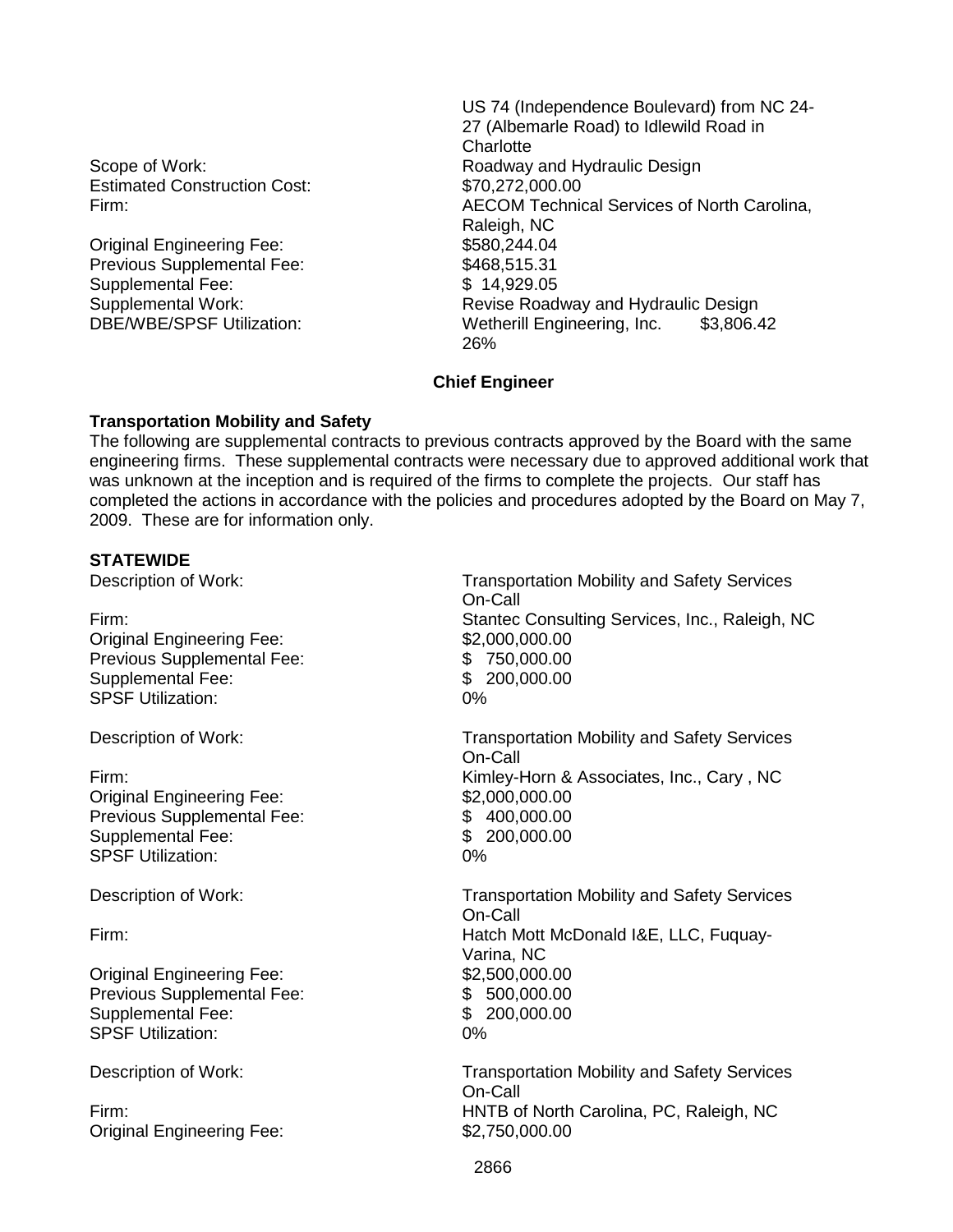US 74 (Independence Boulevard) from NC 24-27 (Albemarle Road) to Idlewild Road in Charlotte

Scope of Work: Roadway and Hydraulic Design
Estimated Construction Cost: $70,272,000.00
Firm: AECOM Technical Services of North Carolina, Raleigh, NC
Original Engineering Fee: $580,244.04
Previous Supplemental Fee: $468,515.31
Supplemental Fee: $ 14,929.05
Supplemental Work: Revise Roadway and Hydraulic Design
DBE/WBE/SPSF Utilization: Wetherill Engineering, Inc. $3,806.42 26%

**Chief Engineer**

**Transportation Mobility and Safety**

The following are supplemental contracts to previous contracts approved by the Board with the same engineering firms. These supplemental contracts were necessary due to approved additional work that was unknown at the inception and is required of the firms to complete the projects. Our staff has completed the actions in accordance with the policies and procedures adopted by the Board on May 7, 2009. These are for information only.

**STATEWIDE**

Description of Work: Transportation Mobility and Safety Services On-Call
Firm: Stantec Consulting Services, Inc., Raleigh, NC
Original Engineering Fee: $2,000,000.00
Previous Supplemental Fee: $ 750,000.00
Supplemental Fee: $ 200,000.00
SPSF Utilization: 0%

Description of Work: Transportation Mobility and Safety Services On-Call
Firm: Kimley-Horn & Associates, Inc., Cary , NC
Original Engineering Fee: $2,000,000.00
Previous Supplemental Fee: $ 400,000.00
Supplemental Fee: $ 200,000.00
SPSF Utilization: 0%

Description of Work: Transportation Mobility and Safety Services On-Call
Firm: Hatch Mott McDonald I&E, LLC, Fuquay-Varina, NC
Original Engineering Fee: $2,500,000.00
Previous Supplemental Fee: $ 500,000.00
Supplemental Fee: $ 200,000.00
SPSF Utilization: 0%

Description of Work: Transportation Mobility and Safety Services On-Call
Firm: HNTB of North Carolina, PC, Raleigh, NC
Original Engineering Fee: $2,750,000.00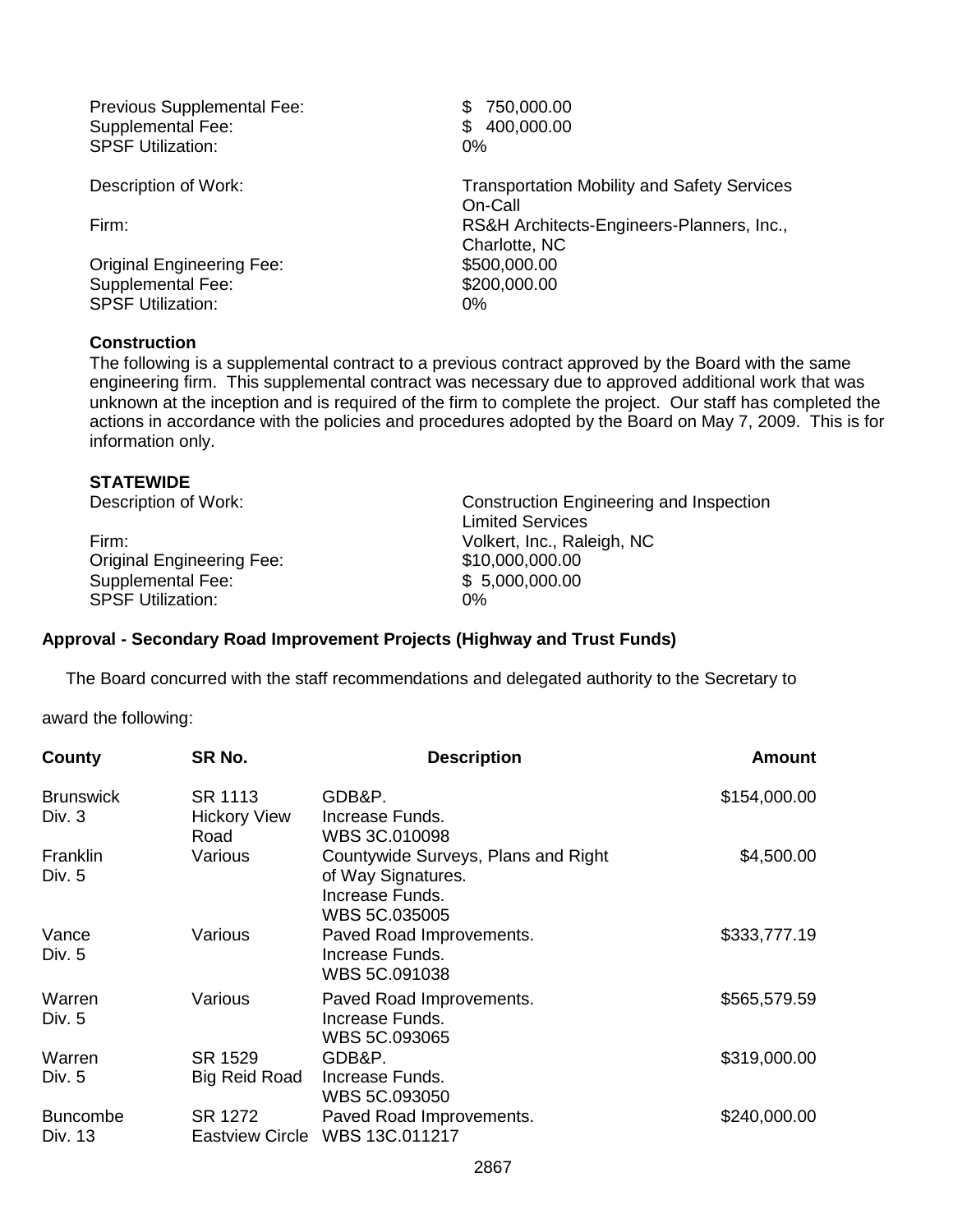| | |
|---|---|
| Previous Supplemental Fee: | $ 750,000.00 |
| Supplemental Fee: | $ 400,000.00 |
| SPSF Utilization: | 0% |

| | |
|---|---|
| Description of Work: | Transportation Mobility and Safety Services On-Call |
| Firm: | RS&H Architects-Engineers-Planners, Inc., Charlotte, NC |
| Original Engineering Fee: | $500,000.00 |
| Supplemental Fee: | $200,000.00 |
| SPSF Utilization: | 0% |

**Construction**

The following is a supplemental contract to a previous contract approved by the Board with the same engineering firm. This supplemental contract was necessary due to approved additional work that was unknown at the inception and is required of the firm to complete the project. Our staff has completed the actions in accordance with the policies and procedures adopted by the Board on May 7, 2009. This is for information only.

**STATEWIDE**

| | |
|---|---|
| Description of Work: | Construction Engineering and Inspection Limited Services |
| Firm: | Volkert, Inc., Raleigh, NC |
| Original Engineering Fee: | $10,000,000.00 |
| Supplemental Fee: | $ 5,000,000.00 |
| SPSF Utilization: | 0% |

**Approval - Secondary Road Improvement Projects (Highway and Trust Funds)**

The Board concurred with the staff recommendations and delegated authority to the Secretary to award the following:

| County | SR No. | Description | Amount |
|---|---|---|---|
| Brunswick Div. 3 | SR 1113 Hickory View Road | GDB&P. Increase Funds. WBS 3C.010098 | $154,000.00 |
| Franklin Div. 5 | Various | Countywide Surveys, Plans and Right of Way Signatures. Increase Funds. WBS 5C.035005 | $4,500.00 |
| Vance Div. 5 | Various | Paved Road Improvements. Increase Funds. WBS 5C.091038 | $333,777.19 |
| Warren Div. 5 | Various | Paved Road Improvements. Increase Funds. WBS 5C.093065 | $565,579.59 |
| Warren Div. 5 | SR 1529 Big Reid Road | GDB&P. Increase Funds. WBS 5C.093050 | $319,000.00 |
| Buncombe Div. 13 | SR 1272 Eastview Circle | Paved Road Improvements. WBS 13C.011217 | $240,000.00 |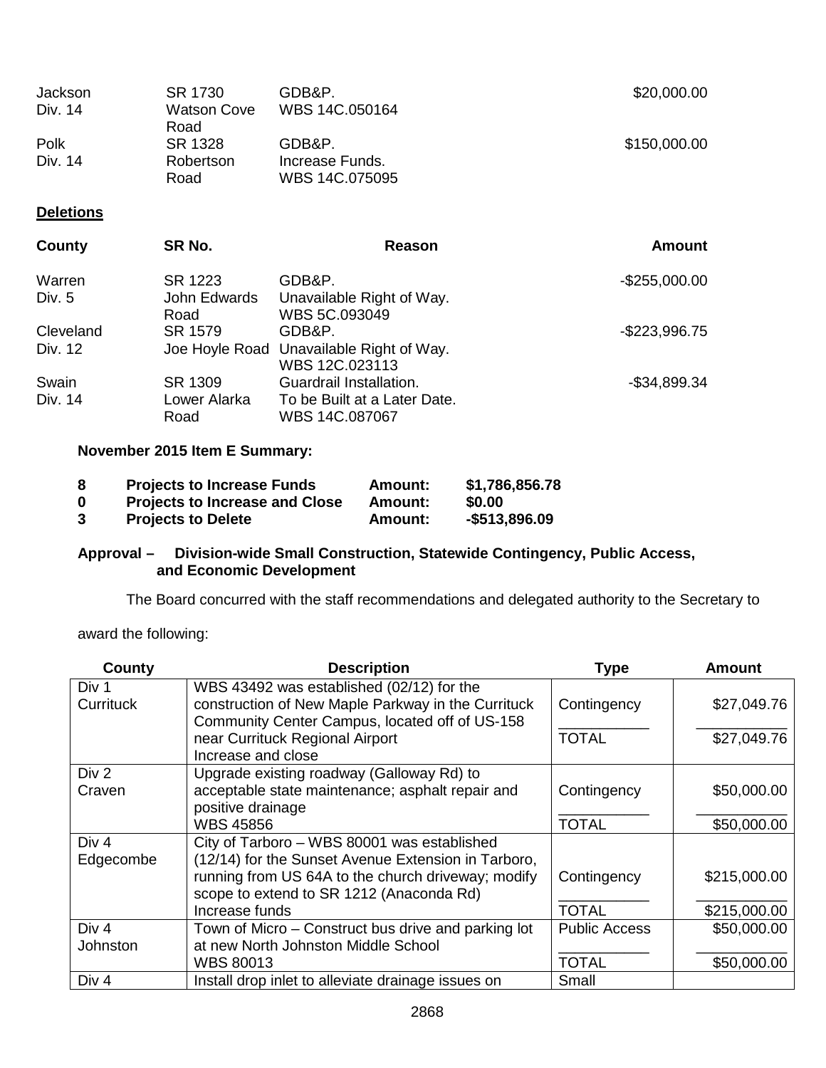| | | | |
|---|---|---|---|
| Jackson<br>Div. 14 | SR 1730<br>Watson Cove Road | GDB&P.<br>WBS 14C.050164 | $20,000.00 |
| Polk<br>Div. 14 | SR 1328<br>Robertson Road | GDB&P.<br>Increase Funds.<br>WBS 14C.075095 | $150,000.00 |

**Deletions**

| County | SR No. | Reason | Amount |
|---|---|---|---|
| Warren<br>Div. 5 | SR 1223<br>John Edwards Road | GDB&P.<br>Unavailable Right of Way.<br>WBS 5C.093049 | -$255,000.00 |
| Cleveland<br>Div. 12 | SR 1579<br>Joe Hoyle Road | GDB&P.<br>Unavailable Right of Way.<br>WBS 12C.023113 | -$223,996.75 |
| Swain<br>Div. 14 | SR 1309<br>Lower Alarka Road | Guardrail Installation.<br>To be Built at a Later Date.<br>WBS 14C.087067 | -$34,899.34 |

**November 2015 Item E Summary:**

| | | | |
|---|---|---|---|
| **8** | **Projects to Increase Funds** | **Amount:** | **$1,786,856.78** |
| **0** | **Projects to Increase and Close** | **Amount:** | **$0.00** |
| **3** | **Projects to Delete** | **Amount:** | **-$513,896.09** |

**Approval – Division-wide Small Construction, Statewide Contingency, Public Access, and Economic Development**

The Board concurred with the staff recommendations and delegated authority to the Secretary to award the following:

| County | Description | Type | Amount |
|---|---|---|---|
| Div 1<br>Currituck | WBS 43492 was established (02/12) for the construction of New Maple Parkway in the Currituck Community Center Campus, located off of US-158 near Currituck Regional Airport<br>Increase and close | Contingency<br>TOTAL | $27,049.76<br>$27,049.76 |
| Div 2<br>Craven | Upgrade existing roadway (Galloway Rd) to acceptable state maintenance; asphalt repair and positive drainage<br>WBS 45856 | Contingency<br>TOTAL | $50,000.00<br>$50,000.00 |
| Div 4<br>Edgecombe | City of Tarboro – WBS 80001 was established (12/14) for the Sunset Avenue Extension in Tarboro, running from US 64A to the church driveway; modify scope to extend to SR 1212 (Anaconda Rd)<br>Increase funds | Contingency<br>TOTAL | $215,000.00<br>$215,000.00 |
| Div 4<br>Johnston | Town of Micro – Construct bus drive and parking lot at new North Johnston Middle School<br>WBS 80013 | Public Access<br>TOTAL | $50,000.00<br>$50,000.00 |
| Div 4 | Install drop inlet to alleviate drainage issues on | Small | |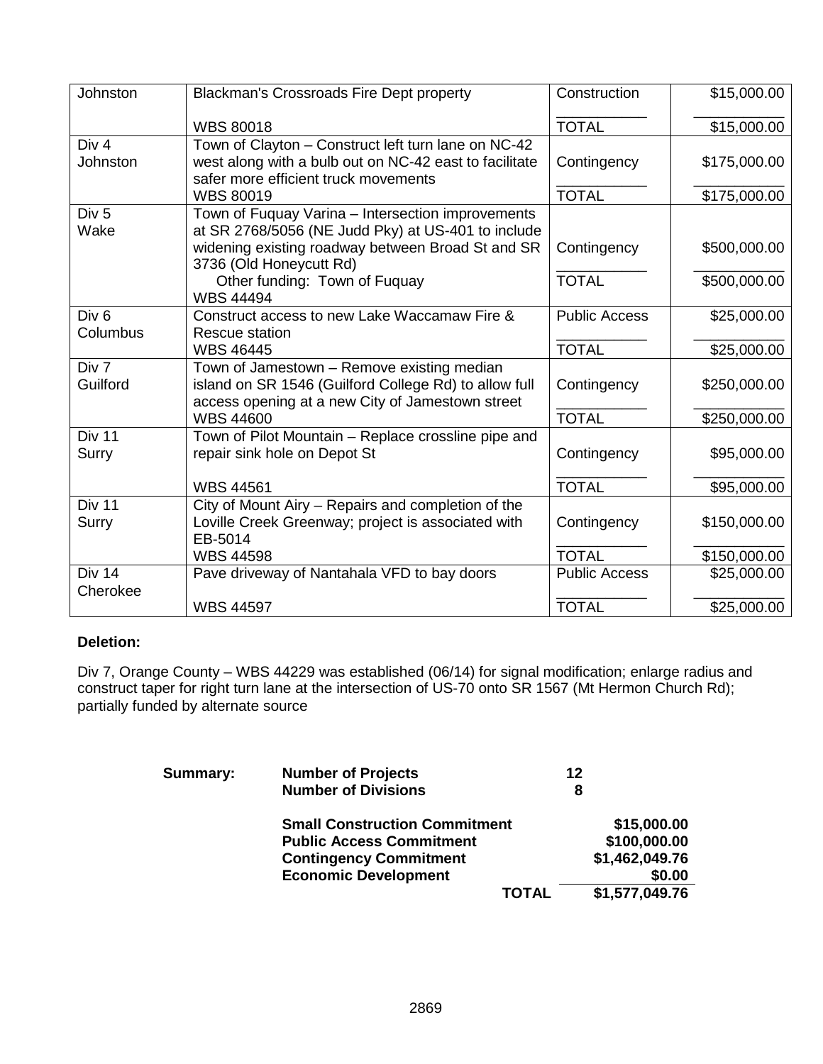| | | | |
|---|---|---|---|
| Johnston | Blackman's Crossroads Fire Dept property<br><br>WBS 80018 | Construction<br><br>TOTAL | $15,000.00<br><br>$15,000.00 |
| Div 4<br>Johnston | Town of Clayton – Construct left turn lane on NC-42 west along with a bulb out on NC-42 east to facilitate safer more efficient truck movements<br>WBS 80019 | Contingency<br><br>TOTAL | $175,000.00<br><br>$175,000.00 |
| Div 5<br>Wake | Town of Fuquay Varina – Intersection improvements at SR 2768/5056 (NE Judd Pky) at US-401 to include widening existing roadway between Broad St and SR 3736 (Old Honeycutt Rd)<br>Other funding: Town of Fuquay<br>WBS 44494 | Contingency<br><br>TOTAL | $500,000.00<br><br>$500,000.00 |
| Div 6<br>Columbus | Construct access to new Lake Waccamaw Fire & Rescue station<br>WBS 46445 | Public Access<br><br>TOTAL | $25,000.00<br><br>$25,000.00 |
| Div 7<br>Guilford | Town of Jamestown – Remove existing median island on SR 1546 (Guilford College Rd) to allow full access opening at a new City of Jamestown street<br>WBS 44600 | Contingency<br><br>TOTAL | $250,000.00<br><br>$250,000.00 |
| Div 11<br>Surry | Town of Pilot Mountain – Replace crossline pipe and repair sink hole on Depot St<br><br>WBS 44561 | Contingency<br><br>TOTAL | $95,000.00<br><br>$95,000.00 |
| Div 11<br>Surry | City of Mount Airy – Repairs and completion of the Loville Creek Greenway; project is associated with EB-5014<br>WBS 44598 | Contingency<br><br>TOTAL | $150,000.00<br><br>$150,000.00 |
| Div 14<br>Cherokee | Pave driveway of Nantahala VFD to bay doors<br><br>WBS 44597 | Public Access<br><br>TOTAL | $25,000.00<br><br>$25,000.00 |

**Deletion:**

Div 7, Orange County – WBS 44229 was established (06/14) for signal modification; enlarge radius and construct taper for right turn lane at the intersection of US-70 onto SR 1567 (Mt Hermon Church Rd); partially funded by alternate source

| **Summary:** | | |
|---|---|---|
| | **Number of Projects** | **12** |
| | **Number of Divisions** | **8** |
| | **Small Construction Commitment** | **$15,000.00** |
| | **Public Access Commitment** | **$100,000.00** |
| | **Contingency Commitment** | **$1,462,049.76** |
| | **Economic Development** | **$0.00** |
| | **TOTAL** | **$1,577,049.76** |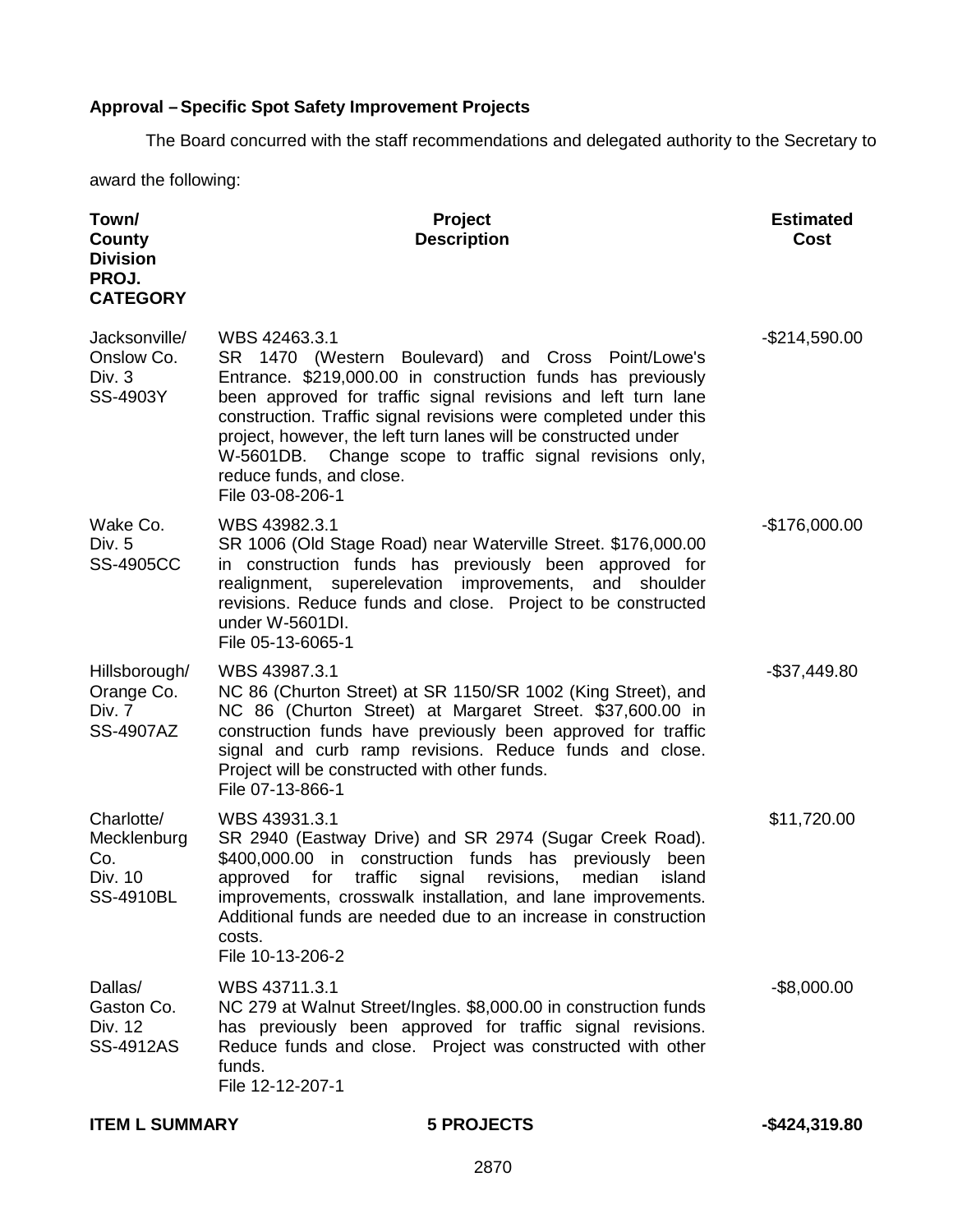**Approval – Specific Spot Safety Improvement Projects**

The Board concurred with the staff recommendations and delegated authority to the Secretary to award the following:

| Town/ County Division PROJ. CATEGORY | Project Description | Estimated Cost |
|---|---|---|
| Jacksonville/ Onslow Co. Div. 3 SS-4903Y | WBS 42463.3.1 SR 1470 (Western Boulevard) and Cross Point/Lowe's Entrance. $219,000.00 in construction funds has previously been approved for traffic signal revisions and left turn lane construction. Traffic signal revisions were completed under this project, however, the left turn lanes will be constructed under W-5601DB. Change scope to traffic signal revisions only, reduce funds, and close. File 03-08-206-1 | -$214,590.00 |
| Wake Co. Div. 5 SS-4905CC | WBS 43982.3.1 SR 1006 (Old Stage Road) near Waterville Street. $176,000.00 in construction funds has previously been approved for realignment, superelevation improvements, and shoulder revisions. Reduce funds and close. Project to be constructed under W-5601DI. File 05-13-6065-1 | -$176,000.00 |
| Hillsborough/ Orange Co. Div. 7 SS-4907AZ | WBS 43987.3.1 NC 86 (Churton Street) at SR 1150/SR 1002 (King Street), and NC 86 (Churton Street) at Margaret Street. $37,600.00 in construction funds have previously been approved for traffic signal and curb ramp revisions. Reduce funds and close. Project will be constructed with other funds. File 07-13-866-1 | -$37,449.80 |
| Charlotte/ Mecklenburg Co. Div. 10 SS-4910BL | WBS 43931.3.1 SR 2940 (Eastway Drive) and SR 2974 (Sugar Creek Road). $400,000.00 in construction funds has previously been approved for traffic signal revisions, median island improvements, crosswalk installation, and lane improvements. Additional funds are needed due to an increase in construction costs. File 10-13-206-2 | $11,720.00 |
| Dallas/ Gaston Co. Div. 12 SS-4912AS | WBS 43711.3.1 NC 279 at Walnut Street/Ingles. $8,000.00 in construction funds has previously been approved for traffic signal revisions. Reduce funds and close. Project was constructed with other funds. File 12-12-207-1 | -$8,000.00 |
| **ITEM L SUMMARY** | **5 PROJECTS** | **-$424,319.80** |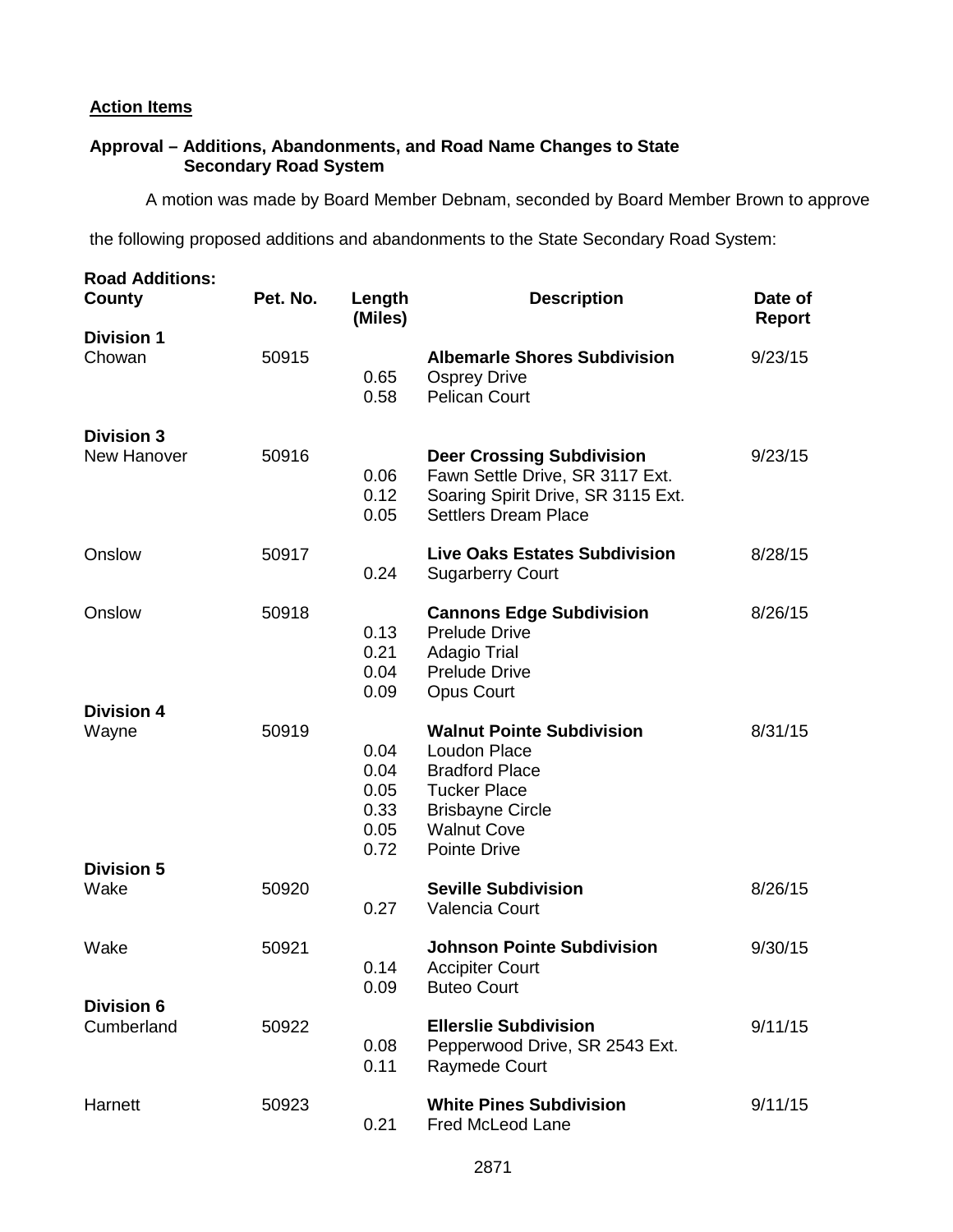**Action Items**

**Approval – Additions, Abandonments, and Road Name Changes to State Secondary Road System**

A motion was made by Board Member Debnam, seconded by Board Member Brown to approve the following proposed additions and abandonments to the State Secondary Road System:

**Road Additions:**

| County | Pet. No. | Length (Miles) | Description | Date of Report |
|---|---|---|---|---|
| **Division 1** | | | | |
| Chowan | 50915 | | **Albemarle Shores Subdivision** | 9/23/15 |
| | | 0.65 | Osprey Drive | |
| | | 0.58 | Pelican Court | |
| **Division 3** | | | | |
| New Hanover | 50916 | | **Deer Crossing Subdivision** | 9/23/15 |
| | | 0.06 | Fawn Settle Drive, SR 3117 Ext. | |
| | | 0.12 | Soaring Spirit Drive, SR 3115 Ext. | |
| | | 0.05 | Settlers Dream Place | |
| Onslow | 50917 | | **Live Oaks Estates Subdivision** | 8/28/15 |
| | | 0.24 | Sugarberry Court | |
| Onslow | 50918 | | **Cannons Edge Subdivision** | 8/26/15 |
| | | 0.13 | Prelude Drive | |
| | | 0.21 | Adagio Trial | |
| | | 0.04 | Prelude Drive | |
| | | 0.09 | Opus Court | |
| **Division 4** | | | | |
| Wayne | 50919 | | **Walnut Pointe Subdivision** | 8/31/15 |
| | | 0.04 | Loudon Place | |
| | | 0.04 | Bradford Place | |
| | | 0.05 | Tucker Place | |
| | | 0.33 | Brisbayne Circle | |
| | | 0.05 | Walnut Cove | |
| | | 0.72 | Pointe Drive | |
| **Division 5** | | | | |
| Wake | 50920 | | **Seville Subdivision** | 8/26/15 |
| | | 0.27 | Valencia Court | |
| Wake | 50921 | | **Johnson Pointe Subdivision** | 9/30/15 |
| | | 0.14 | Accipiter Court | |
| | | 0.09 | Buteo Court | |
| **Division 6** | | | | |
| Cumberland | 50922 | | **Ellerslie Subdivision** | 9/11/15 |
| | | 0.08 | Pepperwood Drive, SR 2543 Ext. | |
| | | 0.11 | Raymede Court | |
| Harnett | 50923 | | **White Pines Subdivision** | 9/11/15 |
| | | 0.21 | Fred McLeod Lane | |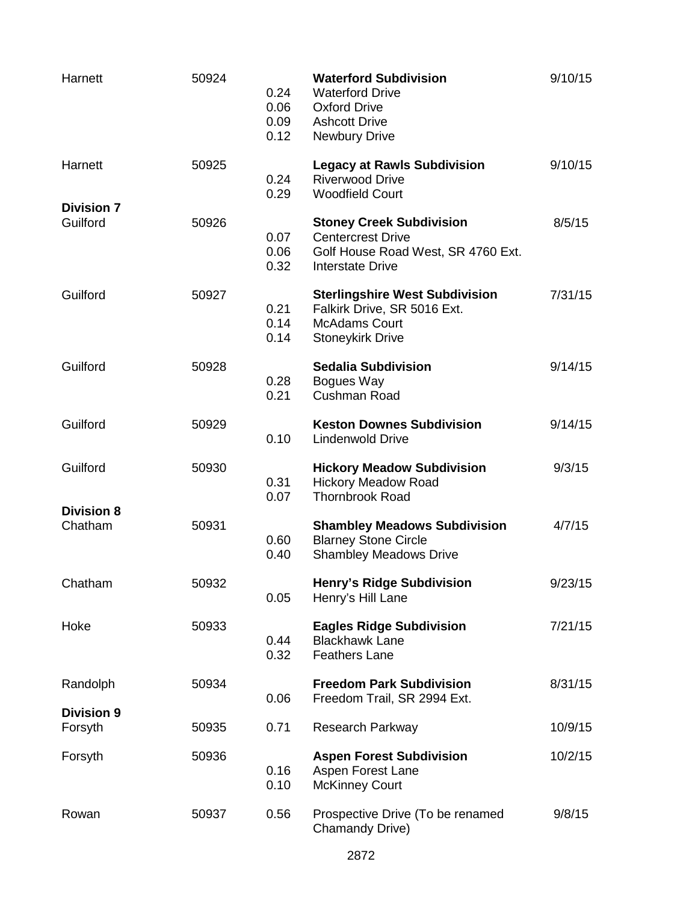| | | | | |
|---|---|---|---|---|
| Harnett | 50924 | | **Waterford Subdivision** | 9/10/15 |
| | | 0.24 | Waterford Drive | |
| | | 0.06 | Oxford Drive | |
| | | 0.09 | Ashcott Drive | |
| | | 0.12 | Newbury Drive | |
| Harnett | 50925 | | **Legacy at Rawls Subdivision** | 9/10/15 |
| | | 0.24 | Riverwood Drive | |
| | | 0.29 | Woodfield Court | |
| **Division 7** | | | | |
| Guilford | 50926 | | **Stoney Creek Subdivision** | 8/5/15 |
| | | 0.07 | Centercrest Drive | |
| | | 0.06 | Golf House Road West, SR 4760 Ext. | |
| | | 0.32 | Interstate Drive | |
| Guilford | 50927 | | **Sterlingshire West Subdivision** | 7/31/15 |
| | | 0.21 | Falkirk Drive, SR 5016 Ext. | |
| | | 0.14 | McAdams Court | |
| | | 0.14 | Stoneykirk Drive | |
| Guilford | 50928 | | **Sedalia Subdivision** | 9/14/15 |
| | | 0.28 | Bogues Way | |
| | | 0.21 | Cushman Road | |
| Guilford | 50929 | | **Keston Downes Subdivision** | 9/14/15 |
| | | 0.10 | Lindenwold Drive | |
| Guilford | 50930 | | **Hickory Meadow Subdivision** | 9/3/15 |
| | | 0.31 | Hickory Meadow Road | |
| | | 0.07 | Thornbrook Road | |
| **Division 8** | | | | |
| Chatham | 50931 | | **Shambley Meadows Subdivision** | 4/7/15 |
| | | 0.60 | Blarney Stone Circle | |
| | | 0.40 | Shambley Meadows Drive | |
| Chatham | 50932 | | **Henry's Ridge Subdivision** | 9/23/15 |
| | | 0.05 | Henry's Hill Lane | |
| Hoke | 50933 | | **Eagles Ridge Subdivision** | 7/21/15 |
| | | 0.44 | Blackhawk Lane | |
| | | 0.32 | Feathers Lane | |
| Randolph | 50934 | | **Freedom Park Subdivision** | 8/31/15 |
| | | 0.06 | Freedom Trail, SR 2994 Ext. | |
| **Division 9** | | | | |
| Forsyth | 50935 | 0.71 | Research Parkway | 10/9/15 |
| Forsyth | 50936 | | **Aspen Forest Subdivision** | 10/2/15 |
| | | 0.16 | Aspen Forest Lane | |
| | | 0.10 | McKinney Court | |
| Rowan | 50937 | 0.56 | Prospective Drive (To be renamed Chamandy Drive) | 9/8/15 |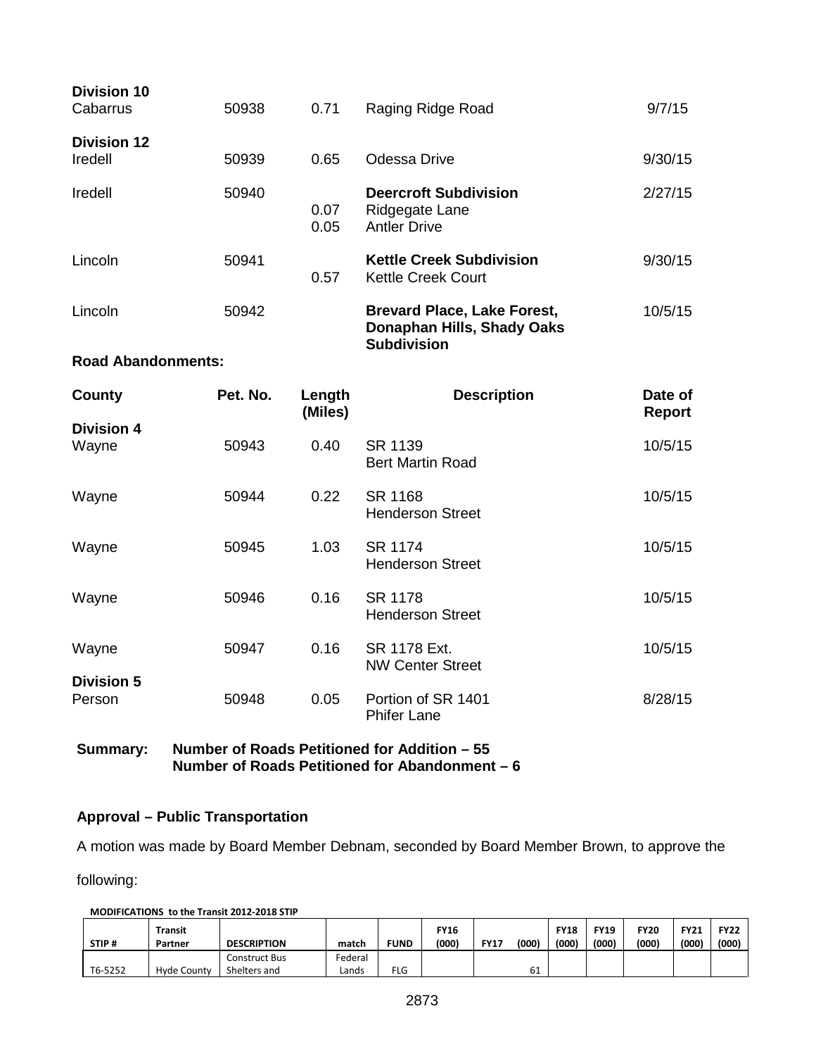| | | | | |
|---|---|---|---|---|
| **Division 10** | | | | |
| Cabarrus | 50938 | 0.71 | Raging Ridge Road | 9/7/15 |
| **Division 12** | | | | |
| Iredell | 50939 | 0.65 | Odessa Drive | 9/30/15 |
| Iredell | 50940 | | **Deercroft Subdivision** | 2/27/15 |
| | | 0.07 | Ridgegate Lane | |
| | | 0.05 | Antler Drive | |
| Lincoln | 50941 | | **Kettle Creek Subdivision** | 9/30/15 |
| | | 0.57 | Kettle Creek Court | |
| Lincoln | 50942 | | **Brevard Place, Lake Forest, Donaphan Hills, Shady Oaks Subdivision** | 10/5/15 |

**Road Abandonments:**

| County | Pet. No. | Length (Miles) | Description | Date of Report |
|---|---|---|---|---|
| **Division 4** | | | | |
| Wayne | 50943 | 0.40 | SR 1139 Bert Martin Road | 10/5/15 |
| Wayne | 50944 | 0.22 | SR 1168 Henderson Street | 10/5/15 |
| Wayne | 50945 | 1.03 | SR 1174 Henderson Street | 10/5/15 |
| Wayne | 50946 | 0.16 | SR 1178 Henderson Street | 10/5/15 |
| Wayne | 50947 | 0.16 | SR 1178 Ext. NW Center Street | 10/5/15 |
| **Division 5** | | | | |
| Person | 50948 | 0.05 | Portion of SR 1401 Phifer Lane | 8/28/15 |

**Summary: Number of Roads Petitioned for Addition – 55**
**Number of Roads Petitioned for Abandonment – 6**

**Approval – Public Transportation**

A motion was made by Board Member Debnam, seconded by Board Member Brown, to approve the following:

**MODIFICATIONS to the Transit 2012-2018 STIP**

| STIP # | Transit Partner | DESCRIPTION | match | FUND | FY16 (000) | FY17 (000) | FY18 (000) | FY19 (000) | FY20 (000) | FY21 (000) | FY22 (000) |
|---|---|---|---|---|---|---|---|---|---|---|---|
| T6-5252 | Hyde County | Construct Bus Shelters and | Federal Lands | FLG | | 61 | | | | | |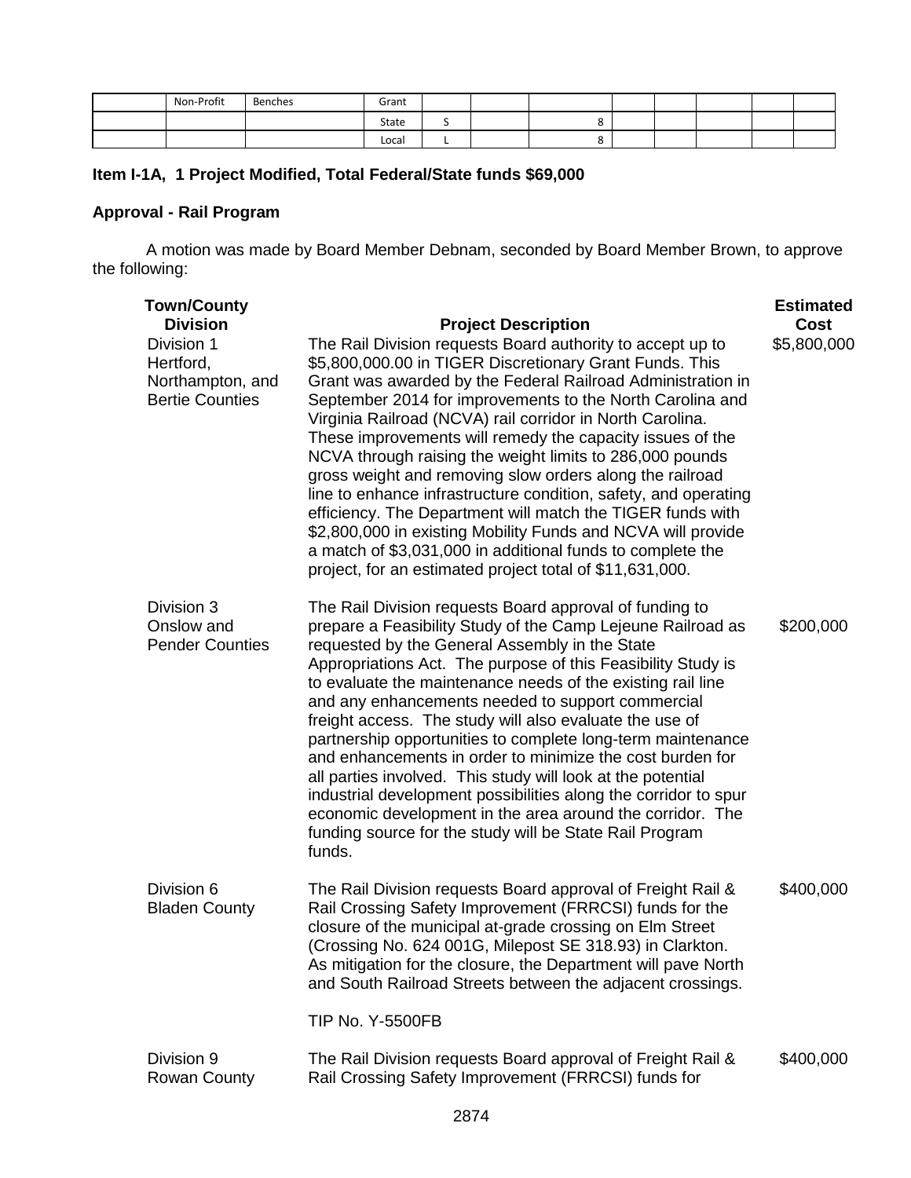|  | Non-Profit | Benches | Grant |  |  |  |  |  |  |  |  |
|---|---|---|---|---|---|---|---|---|---|---|---|
|  |  |  | State | S |  | 8 |  |  |  |  |  |
|  |  |  | Local | L |  | 8 |  |  |  |  |  |

**Item I-1A, 1 Project Modified, Total Federal/State funds $69,000**

**Approval - Rail Program**

A motion was made by Board Member Debnam, seconded by Board Member Brown, to approve the following:

| Town/County Division | Project Description | Estimated Cost |
|---|---|---|
| Division 1 Hertford, Northampton, and Bertie Counties | The Rail Division requests Board authority to accept up to $5,800,000.00 in TIGER Discretionary Grant Funds. This Grant was awarded by the Federal Railroad Administration in September 2014 for improvements to the North Carolina and Virginia Railroad (NCVA) rail corridor in North Carolina. These improvements will remedy the capacity issues of the NCVA through raising the weight limits to 286,000 pounds gross weight and removing slow orders along the railroad line to enhance infrastructure condition, safety, and operating efficiency. The Department will match the TIGER funds with $2,800,000 in existing Mobility Funds and NCVA will provide a match of $3,031,000 in additional funds to complete the project, for an estimated project total of $11,631,000. | $5,800,000 |
| Division 3 Onslow and Pender Counties | The Rail Division requests Board approval of funding to prepare a Feasibility Study of the Camp Lejeune Railroad as requested by the General Assembly in the State Appropriations Act. The purpose of this Feasibility Study is to evaluate the maintenance needs of the existing rail line and any enhancements needed to support commercial freight access. The study will also evaluate the use of partnership opportunities to complete long-term maintenance and enhancements in order to minimize the cost burden for all parties involved. This study will look at the potential industrial development possibilities along the corridor to spur economic development in the area around the corridor. The funding source for the study will be State Rail Program funds. | $200,000 |
| Division 6 Bladen County | The Rail Division requests Board approval of Freight Rail & Rail Crossing Safety Improvement (FRRCSI) funds for the closure of the municipal at-grade crossing on Elm Street (Crossing No. 624 001G, Milepost SE 318.93) in Clarkton. As mitigation for the closure, the Department will pave North and South Railroad Streets between the adjacent crossings.<br><br>TIP No. Y-5500FB | $400,000 |
| Division 9 Rowan County | The Rail Division requests Board approval of Freight Rail & Rail Crossing Safety Improvement (FRRCSI) funds for | $400,000 |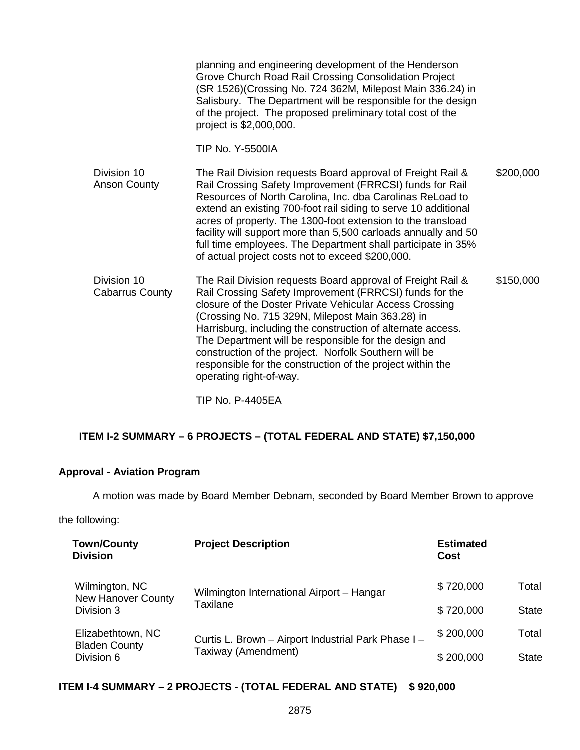| | | |
|---|---|---|
| | planning and engineering development of the Henderson Grove Church Road Rail Crossing Consolidation Project (SR 1526)(Crossing No. 724 362M, Milepost Main 336.24) in Salisbury. The Department will be responsible for the design of the project. The proposed preliminary total cost of the project is $2,000,000.<br><br>TIP No. Y-5500IA | |
| Division 10<br>Anson County | The Rail Division requests Board approval of Freight Rail & Rail Crossing Safety Improvement (FRRCSI) funds for Rail Resources of North Carolina, Inc. dba Carolinas ReLoad to extend an existing 700-foot rail siding to serve 10 additional acres of property. The 1300-foot extension to the transload facility will support more than 5,500 carloads annually and 50 full time employees. The Department shall participate in 35% of actual project costs not to exceed $200,000. | $200,000 |
| Division 10<br>Cabarrus County | The Rail Division requests Board approval of Freight Rail & Rail Crossing Safety Improvement (FRRCSI) funds for the closure of the Doster Private Vehicular Access Crossing (Crossing No. 715 329N, Milepost Main 363.28) in Harrisburg, including the construction of alternate access. The Department will be responsible for the design and construction of the project. Norfolk Southern will be responsible for the construction of the project within the operating right-of-way.<br><br>TIP No. P-4405EA | $150,000 |

**ITEM I-2 SUMMARY – 6 PROJECTS – (TOTAL FEDERAL AND STATE) $7,150,000**

**Approval - Aviation Program**

A motion was made by Board Member Debnam, seconded by Board Member Brown to approve the following:

| Town/County Division | Project Description | Estimated Cost | |
|---|---|---|---|
| Wilmington, NC<br>New Hanover County<br>Division 3 | Wilmington International Airport – Hangar Taxilane | $ 720,000 | Total |
| | | $ 720,000 | State |
| Elizabethtown, NC<br>Bladen County<br>Division 6 | Curtis L. Brown – Airport Industrial Park Phase I – Taxiway (Amendment) | $ 200,000 | Total |
| | | $ 200,000 | State |

**ITEM I-4 SUMMARY – 2 PROJECTS - (TOTAL FEDERAL AND STATE) $ 920,000**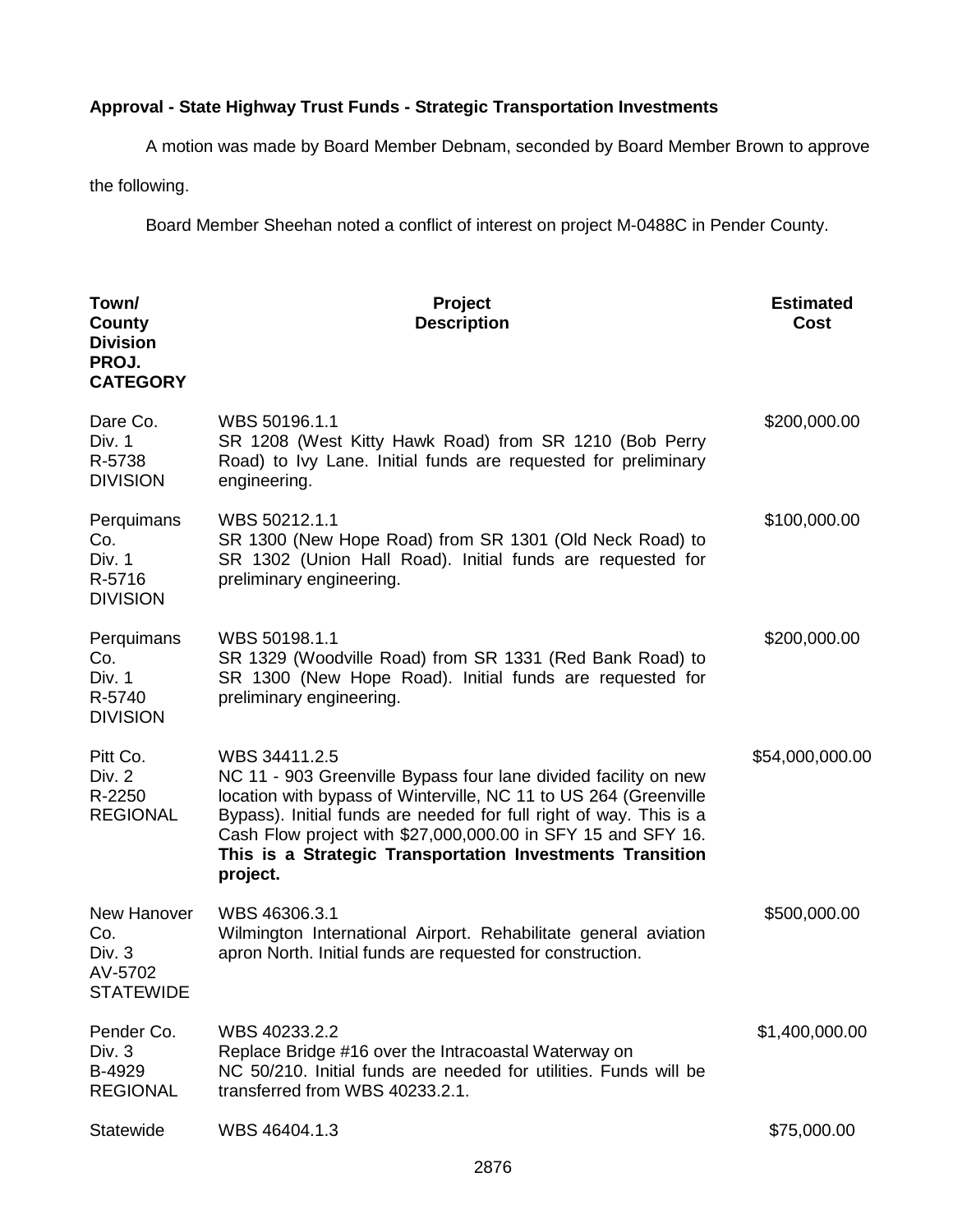**Approval - State Highway Trust Funds - Strategic Transportation Investments**

A motion was made by Board Member Debnam, seconded by Board Member Brown to approve the following.

Board Member Sheehan noted a conflict of interest on project M-0488C in Pender County.

| Town/ County Division PROJ. CATEGORY | Project Description | Estimated Cost |
|---|---|---|
| Dare Co. Div. 1 R-5738 DIVISION | WBS 50196.1.1 SR 1208 (West Kitty Hawk Road) from SR 1210 (Bob Perry Road) to Ivy Lane. Initial funds are requested for preliminary engineering. | $200,000.00 |
| Perquimans Co. Div. 1 R-5716 DIVISION | WBS 50212.1.1 SR 1300 (New Hope Road) from SR 1301 (Old Neck Road) to SR 1302 (Union Hall Road). Initial funds are requested for preliminary engineering. | $100,000.00 |
| Perquimans Co. Div. 1 R-5740 DIVISION | WBS 50198.1.1 SR 1329 (Woodville Road) from SR 1331 (Red Bank Road) to SR 1300 (New Hope Road). Initial funds are requested for preliminary engineering. | $200,000.00 |
| Pitt Co. Div. 2 R-2250 REGIONAL | WBS 34411.2.5 NC 11 - 903 Greenville Bypass four lane divided facility on new location with bypass of Winterville, NC 11 to US 264 (Greenville Bypass). Initial funds are needed for full right of way. This is a Cash Flow project with $27,000,000.00 in SFY 15 and SFY 16. **This is a Strategic Transportation Investments Transition project.** | $54,000,000.00 |
| New Hanover Co. Div. 3 AV-5702 STATEWIDE | WBS 46306.3.1 Wilmington International Airport. Rehabilitate general aviation apron North. Initial funds are requested for construction. | $500,000.00 |
| Pender Co. Div. 3 B-4929 REGIONAL | WBS 40233.2.2 Replace Bridge #16 over the Intracoastal Waterway on NC 50/210. Initial funds are needed for utilities. Funds will be transferred from WBS 40233.2.1. | $1,400,000.00 |
| Statewide | WBS 46404.1.3 | $75,000.00 |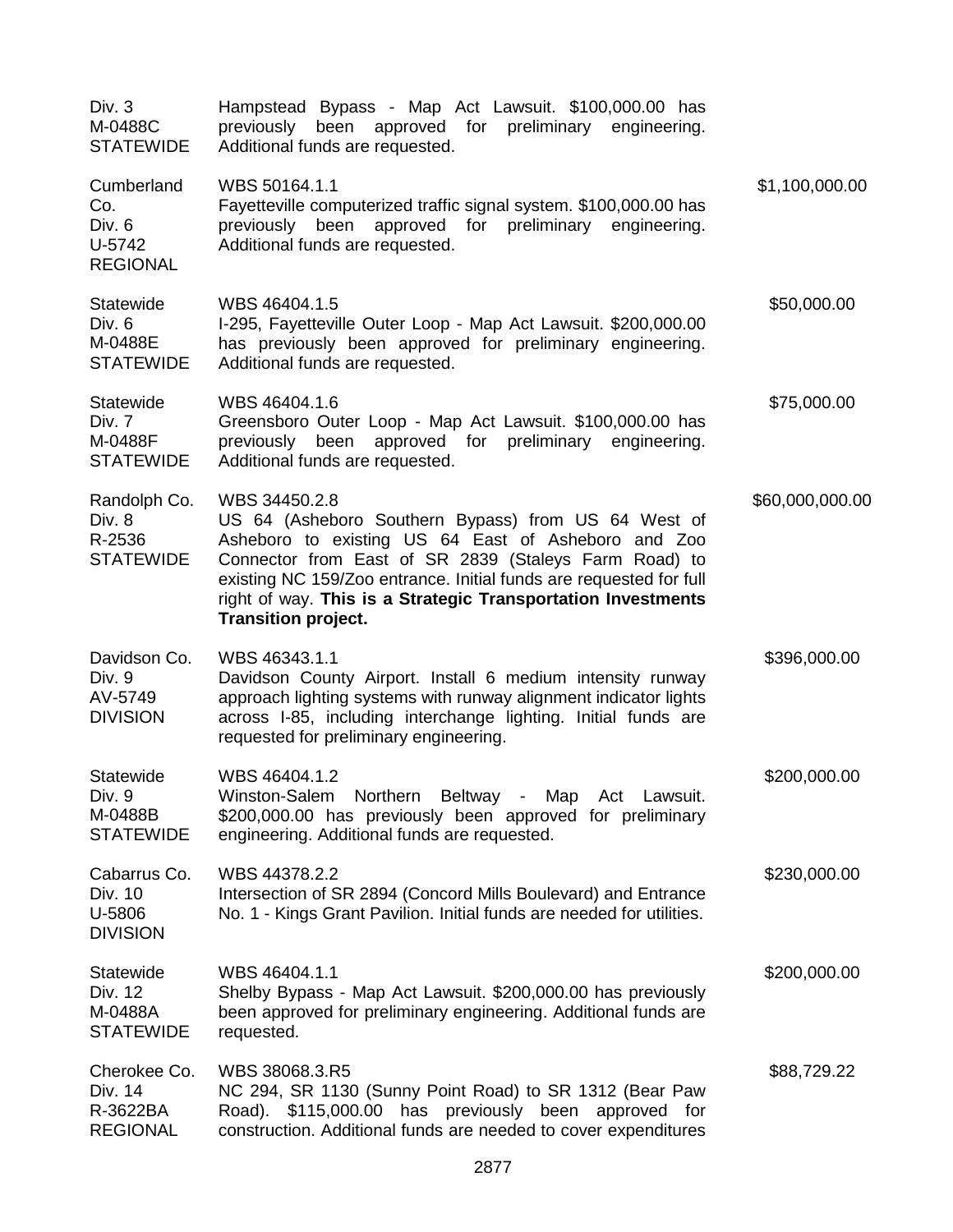| | | |
|---|---|---|
| Div. 3<br>M-0488C<br>STATEWIDE | Hampstead Bypass - Map Act Lawsuit. $100,000.00 has previously been approved for preliminary engineering. Additional funds are requested. | |
| Cumberland Co.<br>Div. 6<br>U-5742<br>REGIONAL | WBS 50164.1.1<br>Fayetteville computerized traffic signal system. $100,000.00 has previously been approved for preliminary engineering. Additional funds are requested. | $1,100,000.00 |
| Statewide<br>Div. 6<br>M-0488E<br>STATEWIDE | WBS 46404.1.5<br>I-295, Fayetteville Outer Loop - Map Act Lawsuit. $200,000.00 has previously been approved for preliminary engineering. Additional funds are requested. | $50,000.00 |
| Statewide<br>Div. 7<br>M-0488F<br>STATEWIDE | WBS 46404.1.6<br>Greensboro Outer Loop - Map Act Lawsuit. $100,000.00 has previously been approved for preliminary engineering. Additional funds are requested. | $75,000.00 |
| Randolph Co.<br>Div. 8<br>R-2536<br>STATEWIDE | WBS 34450.2.8<br>US 64 (Asheboro Southern Bypass) from US 64 West of Asheboro to existing US 64 East of Asheboro and Zoo Connector from East of SR 2839 (Staleys Farm Road) to existing NC 159/Zoo entrance. Initial funds are requested for full right of way. **This is a Strategic Transportation Investments Transition project.** | $60,000,000.00 |
| Davidson Co.<br>Div. 9<br>AV-5749<br>DIVISION | WBS 46343.1.1<br>Davidson County Airport. Install 6 medium intensity runway approach lighting systems with runway alignment indicator lights across I-85, including interchange lighting. Initial funds are requested for preliminary engineering. | $396,000.00 |
| Statewide<br>Div. 9<br>M-0488B<br>STATEWIDE | WBS 46404.1.2<br>Winston-Salem Northern Beltway - Map Act Lawsuit. $200,000.00 has previously been approved for preliminary engineering. Additional funds are requested. | $200,000.00 |
| Cabarrus Co.<br>Div. 10<br>U-5806<br>DIVISION | WBS 44378.2.2<br>Intersection of SR 2894 (Concord Mills Boulevard) and Entrance No. 1 - Kings Grant Pavilion. Initial funds are needed for utilities. | $230,000.00 |
| Statewide<br>Div. 12<br>M-0488A<br>STATEWIDE | WBS 46404.1.1<br>Shelby Bypass - Map Act Lawsuit. $200,000.00 has previously been approved for preliminary engineering. Additional funds are requested. | $200,000.00 |
| Cherokee Co.<br>Div. 14<br>R-3622BA<br>REGIONAL | WBS 38068.3.R5<br>NC 294, SR 1130 (Sunny Point Road) to SR 1312 (Bear Paw Road). $115,000.00 has previously been approved for construction. Additional funds are needed to cover expenditures | $88,729.22 |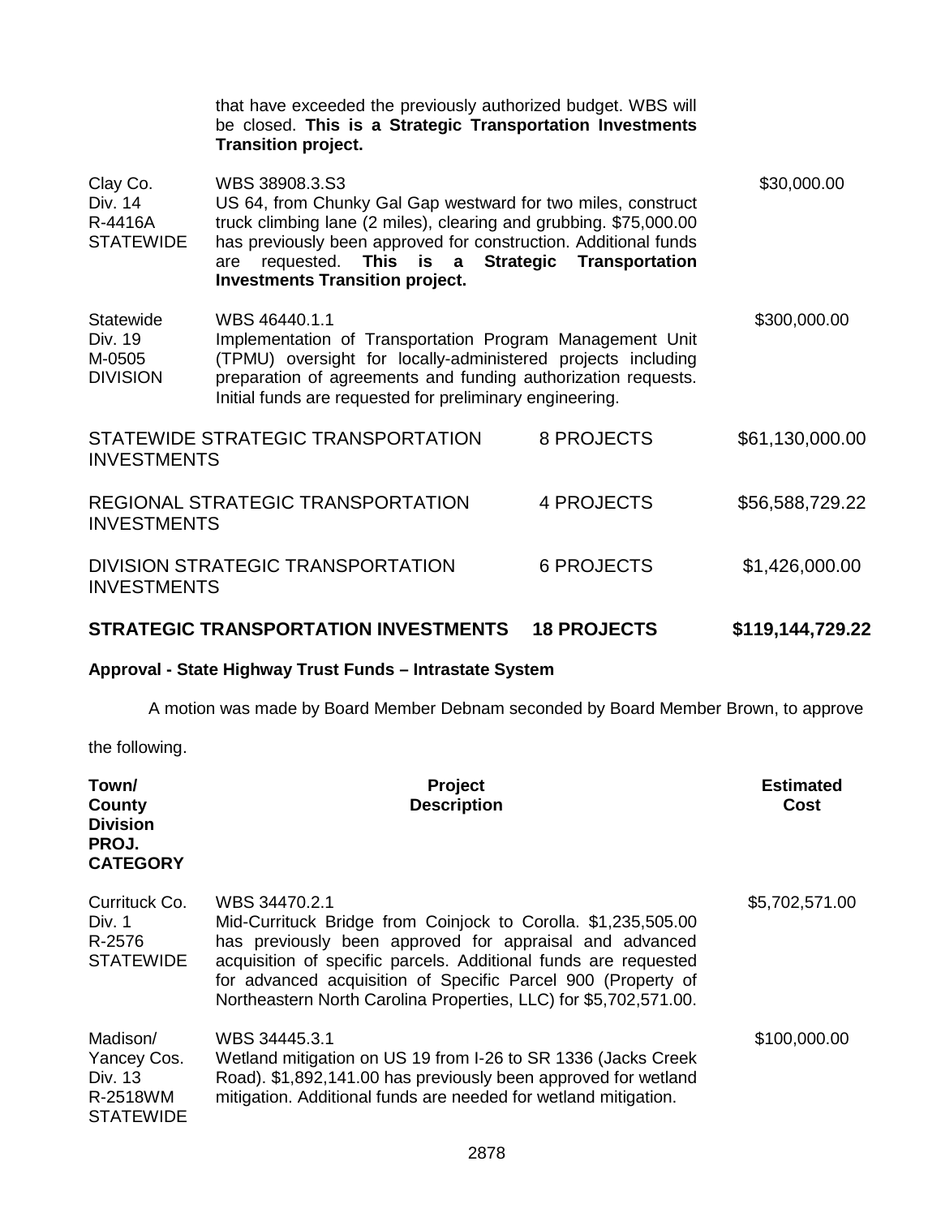| | | |
|---|---|---|
| | that have exceeded the previously authorized budget. WBS will be closed. **This is a Strategic Transportation Investments Transition project.** | |
| Clay Co.<br>Div. 14<br>R-4416A<br>STATEWIDE | WBS 38908.3.S3<br>US 64, from Chunky Gal Gap westward for two miles, construct truck climbing lane (2 miles), clearing and grubbing. $75,000.00 has previously been approved for construction. Additional funds are requested. **This is a Strategic Transportation Investments Transition project.** | $30,000.00 |
| Statewide<br>Div. 19<br>M-0505<br>DIVISION | WBS 46440.1.1<br>Implementation of Transportation Program Management Unit (TPMU) oversight for locally-administered projects including preparation of agreements and funding authorization requests. Initial funds are requested for preliminary engineering. | $300,000.00 |

| | | |
|---|---|---|
| STATEWIDE STRATEGIC TRANSPORTATION INVESTMENTS | 8 PROJECTS | $61,130,000.00 |
| REGIONAL STRATEGIC TRANSPORTATION INVESTMENTS | 4 PROJECTS | $56,588,729.22 |
| DIVISION STRATEGIC TRANSPORTATION INVESTMENTS | 6 PROJECTS | $1,426,000.00 |
| **STRATEGIC TRANSPORTATION INVESTMENTS** | **18 PROJECTS** | **$119,144,729.22** |

**Approval - State Highway Trust Funds – Intrastate System**

A motion was made by Board Member Debnam seconded by Board Member Brown, to approve the following.

| Town/ County Division PROJ. CATEGORY | Project Description | Estimated Cost |
|---|---|---|
| Currituck Co.<br>Div. 1<br>R-2576<br>STATEWIDE | WBS 34470.2.1<br>Mid-Currituck Bridge from Coinjock to Corolla. $1,235,505.00 has previously been approved for appraisal and advanced acquisition of specific parcels. Additional funds are requested for advanced acquisition of Specific Parcel 900 (Property of Northeastern North Carolina Properties, LLC) for $5,702,571.00. | $5,702,571.00 |
| Madison/ Yancey Cos.<br>Div. 13<br>R-2518WM<br>STATEWIDE | WBS 34445.3.1<br>Wetland mitigation on US 19 from I-26 to SR 1336 (Jacks Creek Road). $1,892,141.00 has previously been approved for wetland mitigation. Additional funds are needed for wetland mitigation. | $100,000.00 |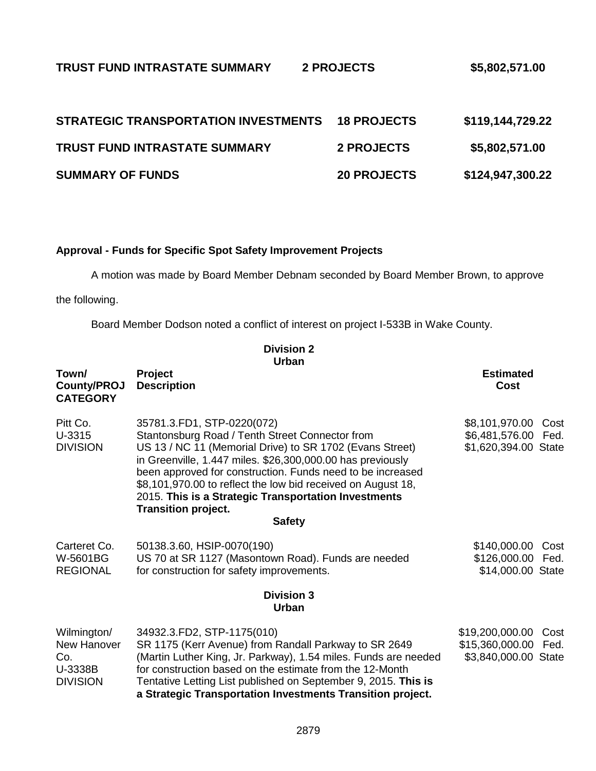| | | |
|---|---|---|
| **TRUST FUND INTRASTATE SUMMARY** | **2 PROJECTS** | **$5,802,571.00** |

| | | |
|---|---|---|
| **STRATEGIC TRANSPORTATION INVESTMENTS** | **18 PROJECTS** | **$119,144,729.22** |
| **TRUST FUND INTRASTATE SUMMARY** | **2 PROJECTS** | **$5,802,571.00** |
| **SUMMARY OF FUNDS** | **20 PROJECTS** | **$124,947,300.22** |

**Approval - Funds for Specific Spot Safety Improvement Projects**

A motion was made by Board Member Debnam seconded by Board Member Brown, to approve the following.

Board Member Dodson noted a conflict of interest on project I-533B in Wake County.

**Division 2**
**Urban**

| Town/ County/PROJ CATEGORY | Project Description | Estimated Cost |
|---|---|---|
| Pitt Co.<br>U-3315<br>DIVISION | 35781.3.FD1, STP-0220(072)<br>Stantonsburg Road / Tenth Street Connector from US 13 / NC 11 (Memorial Drive) to SR 1702 (Evans Street) in Greenville, 1.447 miles. $26,300,000.00 has previously been approved for construction. Funds need to be increased $8,101,970.00 to reflect the low bid received on August 18, 2015. **This is a Strategic Transportation Investments Transition project.** | $8,101,970.00 Cost<br>$6,481,576.00 Fed.<br>$1,620,394.00 State |
| | **Safety** | |
| Carteret Co.<br>W-5601BG<br>REGIONAL | 50138.3.60, HSIP-0070(190)<br>US 70 at SR 1127 (Masontown Road). Funds are needed for construction for safety improvements. | $140,000.00 Cost<br>$126,000.00 Fed.<br>$14,000.00 State |

**Division 3**
**Urban**

| Town/ County/PROJ CATEGORY | Project Description | Estimated Cost |
|---|---|---|
| Wilmington/<br>New Hanover Co.<br>U-3338B<br>DIVISION | 34932.3.FD2, STP-1175(010)<br>SR 1175 (Kerr Avenue) from Randall Parkway to SR 2649 (Martin Luther King, Jr. Parkway), 1.54 miles. Funds are needed for construction based on the estimate from the 12-Month Tentative Letting List published on September 9, 2015. **This is a Strategic Transportation Investments Transition project.** | $19,200,000.00 Cost<br>$15,360,000.00 Fed.<br>$3,840,000.00 State |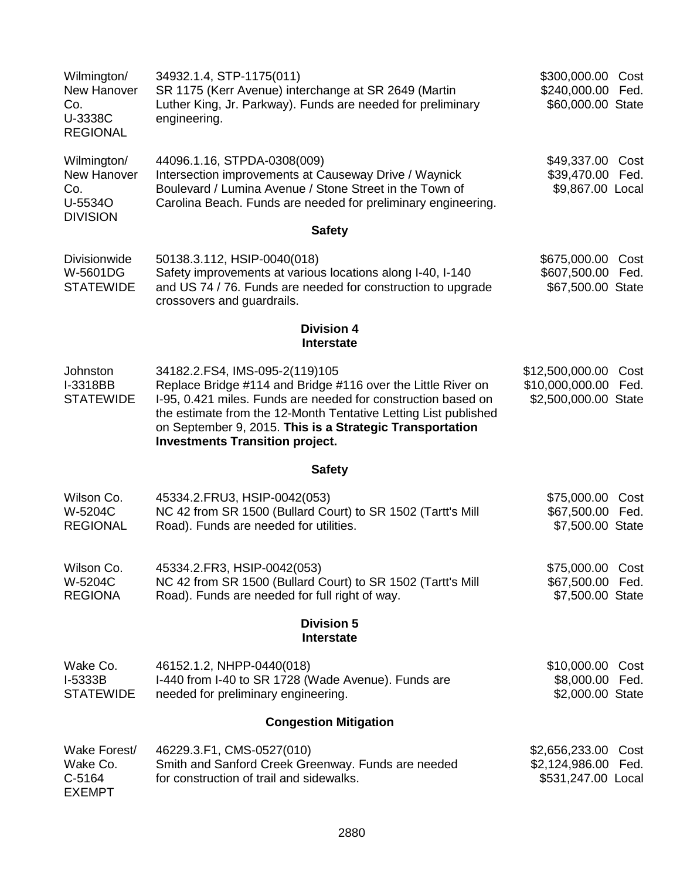| | | |
|---|---|---|
| Wilmington/ New Hanover Co. U-3338C REGIONAL | 34932.1.4, STP-1175(011) SR 1175 (Kerr Avenue) interchange at SR 2649 (Martin Luther King, Jr. Parkway). Funds are needed for preliminary engineering. | \$300,000.00 Cost \$240,000.00 Fed. \$60,000.00 State |
| Wilmington/ New Hanover Co. U-5534O DIVISION | 44096.1.16, STPDA-0308(009) Intersection improvements at Causeway Drive / Waynick Boulevard / Lumina Avenue / Stone Street in the Town of Carolina Beach. Funds are needed for preliminary engineering. | \$49,337.00 Cost \$39,470.00 Fed. \$9,867.00 Local |

**Safety**

| | | |
|---|---|---|
| Divisionwide W-5601DG STATEWIDE | 50138.3.112, HSIP-0040(018) Safety improvements at various locations along I-40, I-140 and US 74 / 76. Funds are needed for construction to upgrade crossovers and guardrails. | \$675,000.00 Cost \$607,500.00 Fed. \$67,500.00 State |

## Division 4
**Interstate**

| | | |
|---|---|---|
| Johnston I-3318BB STATEWIDE | 34182.2.FS4, IMS-095-2(119)105 Replace Bridge #114 and Bridge #116 over the Little River on I-95, 0.421 miles. Funds are needed for construction based on the estimate from the 12-Month Tentative Letting List published on September 9, 2015. **This is a Strategic Transportation Investments Transition project.** | \$12,500,000.00 Cost \$10,000,000.00 Fed. \$2,500,000.00 State |

**Safety**

| | | |
|---|---|---|
| Wilson Co. W-5204C REGIONAL | 45334.2.FRU3, HSIP-0042(053) NC 42 from SR 1500 (Bullard Court) to SR 1502 (Tartt's Mill Road). Funds are needed for utilities. | \$75,000.00 Cost \$67,500.00 Fed. \$7,500.00 State |
| Wilson Co. W-5204C REGIONA | 45334.2.FR3, HSIP-0042(053) NC 42 from SR 1500 (Bullard Court) to SR 1502 (Tartt's Mill Road). Funds are needed for full right of way. | \$75,000.00 Cost \$67,500.00 Fed. \$7,500.00 State |

## Division 5
**Interstate**

| | | |
|---|---|---|
| Wake Co. I-5333B STATEWIDE | 46152.1.2, NHPP-0440(018) I-440 from I-40 to SR 1728 (Wade Avenue). Funds are needed for preliminary engineering. | \$10,000.00 Cost \$8,000.00 Fed. \$2,000.00 State |

**Congestion Mitigation**

| | | |
|---|---|---|
| Wake Forest/ Wake Co. C-5164 EXEMPT | 46229.3.F1, CMS-0527(010) Smith and Sanford Creek Greenway. Funds are needed for construction of trail and sidewalks. | \$2,656,233.00 Cost \$2,124,986.00 Fed. \$531,247.00 Local |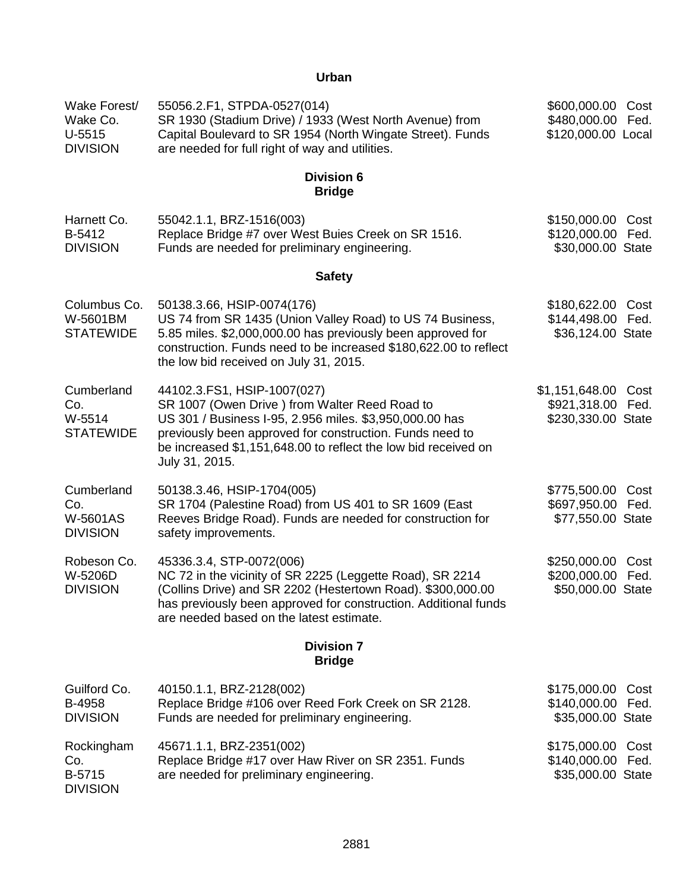**Urban**

| | | |
|---|---|---|
| Wake Forest/<br>Wake Co.<br>U-5515<br>DIVISION | 55056.2.F1, STPDA-0527(014)<br>SR 1930 (Stadium Drive) / 1933 (West North Avenue) from Capital Boulevard to SR 1954 (North Wingate Street). Funds are needed for full right of way and utilities. | \$600,000.00 Cost<br>\$480,000.00 Fed.<br>\$120,000.00 Local |

**Division 6**
**Bridge**

| | | |
|---|---|---|
| Harnett Co.<br>B-5412<br>DIVISION | 55042.1.1, BRZ-1516(003)<br>Replace Bridge #7 over West Buies Creek on SR 1516. Funds are needed for preliminary engineering. | \$150,000.00 Cost<br>\$120,000.00 Fed.<br>\$30,000.00 State |

**Safety**

| | | |
|---|---|---|
| Columbus Co.<br>W-5601BM<br>STATEWIDE | 50138.3.66, HSIP-0074(176)<br>US 74 from SR 1435 (Union Valley Road) to US 74 Business, 5.85 miles. \$2,000,000.00 has previously been approved for construction. Funds need to be increased \$180,622.00 to reflect the low bid received on July 31, 2015. | \$180,622.00 Cost<br>\$144,498.00 Fed.<br>\$36,124.00 State |
| Cumberland Co.<br>W-5514<br>STATEWIDE | 44102.3.FS1, HSIP-1007(027)<br>SR 1007 (Owen Drive ) from Walter Reed Road to US 301 / Business I-95, 2.956 miles. \$3,950,000.00 has previously been approved for construction. Funds need to be increased \$1,151,648.00 to reflect the low bid received on July 31, 2015. | \$1,151,648.00 Cost<br>\$921,318.00 Fed.<br>\$230,330.00 State |
| Cumberland Co.<br>W-5601AS<br>DIVISION | 50138.3.46, HSIP-1704(005)<br>SR 1704 (Palestine Road) from US 401 to SR 1609 (East Reeves Bridge Road). Funds are needed for construction for safety improvements. | \$775,500.00 Cost<br>\$697,950.00 Fed.<br>\$77,550.00 State |
| Robeson Co.<br>W-5206D<br>DIVISION | 45336.3.4, STP-0072(006)<br>NC 72 in the vicinity of SR 2225 (Leggette Road), SR 2214 (Collins Drive) and SR 2202 (Hestertown Road). \$300,000.00 has previously been approved for construction. Additional funds are needed based on the latest estimate. | \$250,000.00 Cost<br>\$200,000.00 Fed.<br>\$50,000.00 State |

**Division 7**
**Bridge**

| | | |
|---|---|---|
| Guilford Co.<br>B-4958<br>DIVISION | 40150.1.1, BRZ-2128(002)<br>Replace Bridge #106 over Reed Fork Creek on SR 2128. Funds are needed for preliminary engineering. | \$175,000.00 Cost<br>\$140,000.00 Fed.<br>\$35,000.00 State |
| Rockingham Co.<br>B-5715<br>DIVISION | 45671.1.1, BRZ-2351(002)<br>Replace Bridge #17 over Haw River on SR 2351. Funds are needed for preliminary engineering. | \$175,000.00 Cost<br>\$140,000.00 Fed.<br>\$35,000.00 State |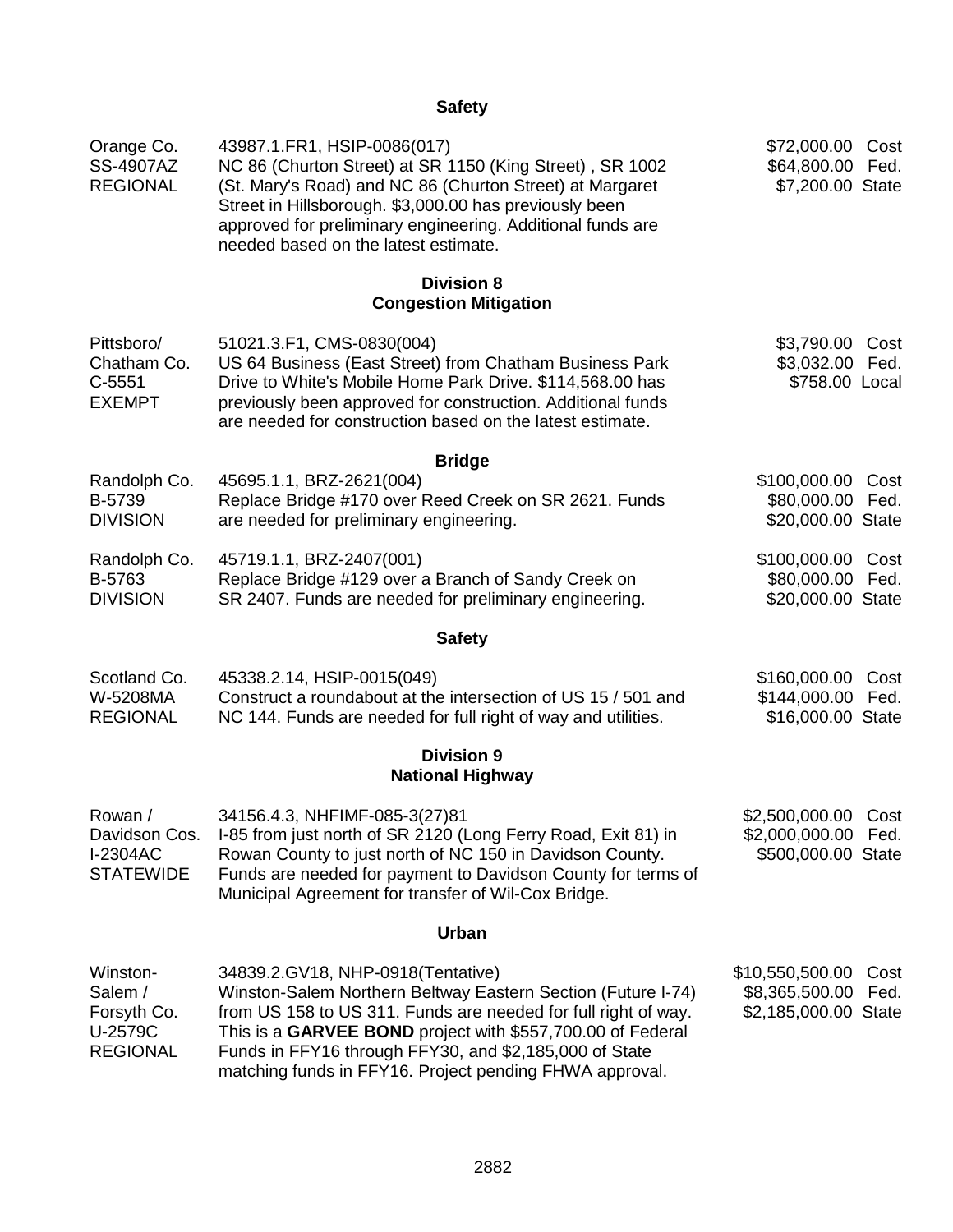**Safety**

| | | |
|---|---|---|
| Orange Co.<br>SS-4907AZ<br>REGIONAL | 43987.1.FR1, HSIP-0086(017)<br>NC 86 (Churton Street) at SR 1150 (King Street) , SR 1002 (St. Mary's Road) and NC 86 (Churton Street) at Margaret Street in Hillsborough. $3,000.00 has previously been approved for preliminary engineering. Additional funds are needed based on the latest estimate. | $72,000.00 Cost<br>$64,800.00 Fed.<br>$7,200.00 State |

**Division 8**
**Congestion Mitigation**

| | | |
|---|---|---|
| Pittsboro/<br>Chatham Co.<br>C-5551<br>EXEMPT | 51021.3.F1, CMS-0830(004)<br>US 64 Business (East Street) from Chatham Business Park Drive to White's Mobile Home Park Drive. $114,568.00 has previously been approved for construction. Additional funds are needed for construction based on the latest estimate. | $3,790.00 Cost<br>$3,032.00 Fed.<br>$758.00 Local |

**Bridge**

| | | |
|---|---|---|
| Randolph Co.<br>B-5739<br>DIVISION | 45695.1.1, BRZ-2621(004)<br>Replace Bridge #170 over Reed Creek on SR 2621. Funds are needed for preliminary engineering. | $100,000.00 Cost<br>$80,000.00 Fed.<br>$20,000.00 State |
| Randolph Co.<br>B-5763<br>DIVISION | 45719.1.1, BRZ-2407(001)<br>Replace Bridge #129 over a Branch of Sandy Creek on SR 2407. Funds are needed for preliminary engineering. | $100,000.00 Cost<br>$80,000.00 Fed.<br>$20,000.00 State |

**Safety**

| | | |
|---|---|---|
| Scotland Co.<br>W-5208MA<br>REGIONAL | 45338.2.14, HSIP-0015(049)<br>Construct a roundabout at the intersection of US 15 / 501 and NC 144. Funds are needed for full right of way and utilities. | $160,000.00 Cost<br>$144,000.00 Fed.<br>$16,000.00 State |

**Division 9**
**National Highway**

| | | |
|---|---|---|
| Rowan /<br>Davidson Cos.<br>I-2304AC<br>STATEWIDE | 34156.4.3, NHFIMF-085-3(27)81<br>I-85 from just north of SR 2120 (Long Ferry Road, Exit 81) in Rowan County to just north of NC 150 in Davidson County. Funds are needed for payment to Davidson County for terms of Municipal Agreement for transfer of Wil-Cox Bridge. | $2,500,000.00 Cost<br>$2,000,000.00 Fed.<br>$500,000.00 State |

**Urban**

| | | |
|---|---|---|
| Winston-<br>Salem /<br>Forsyth Co.<br>U-2579C<br>REGIONAL | 34839.2.GV18, NHP-0918(Tentative)<br>Winston-Salem Northern Beltway Eastern Section (Future I-74) from US 158 to US 311. Funds are needed for full right of way. This is a **GARVEE BOND** project with $557,700.00 of Federal Funds in FFY16 through FFY30, and $2,185,000 of State matching funds in FFY16. Project pending FHWA approval. | $10,550,500.00 Cost<br>$8,365,500.00 Fed.<br>$2,185,000.00 State |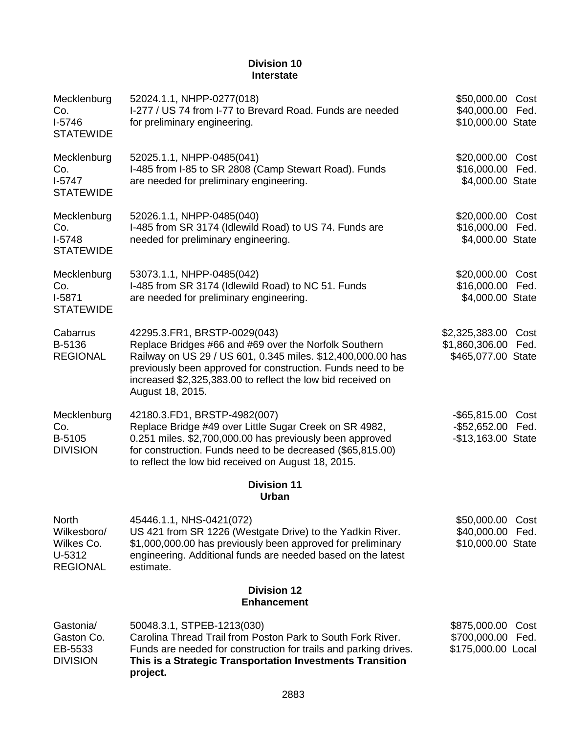## Division 10
### Interstate

| | | |
|---|---|---|
| Mecklenburg Co.<br>I-5746<br>STATEWIDE | 52024.1.1, NHPP-0277(018)<br>I-277 / US 74 from I-77 to Brevard Road. Funds are needed for preliminary engineering. | $50,000.00 Cost<br>$40,000.00 Fed.<br>$10,000.00 State |
| Mecklenburg Co.<br>I-5747<br>STATEWIDE | 52025.1.1, NHPP-0485(041)<br>I-485 from I-85 to SR 2808 (Camp Stewart Road). Funds are needed for preliminary engineering. | $20,000.00 Cost<br>$16,000.00 Fed.<br>$4,000.00 State |
| Mecklenburg Co.<br>I-5748<br>STATEWIDE | 52026.1.1, NHPP-0485(040)<br>I-485 from SR 3174 (Idlewild Road) to US 74. Funds are needed for preliminary engineering. | $20,000.00 Cost<br>$16,000.00 Fed.<br>$4,000.00 State |
| Mecklenburg Co.<br>I-5871<br>STATEWIDE | 53073.1.1, NHPP-0485(042)<br>I-485 from SR 3174 (Idlewild Road) to NC 51. Funds are needed for preliminary engineering. | $20,000.00 Cost<br>$16,000.00 Fed.<br>$4,000.00 State |
| Cabarrus<br>B-5136<br>REGIONAL | 42295.3.FR1, BRSTP-0029(043)<br>Replace Bridges #66 and #69 over the Norfolk Southern Railway on US 29 / US 601, 0.345 miles. $12,400,000.00 has previously been approved for construction. Funds need to be increased $2,325,383.00 to reflect the low bid received on August 18, 2015. | $2,325,383.00 Cost<br>$1,860,306.00 Fed.<br>$465,077.00 State |
| Mecklenburg Co.<br>B-5105<br>DIVISION | 42180.3.FD1, BRSTP-4982(007)<br>Replace Bridge #49 over Little Sugar Creek on SR 4982, 0.251 miles. $2,700,000.00 has previously been approved for construction. Funds need to be decreased ($65,815.00) to reflect the low bid received on August 18, 2015. | -$65,815.00 Cost<br>-$52,652.00 Fed.<br>-$13,163.00 State |

## Division 11
### Urban

| | | |
|---|---|---|
| North Wilkesboro/<br>Wilkes Co.<br>U-5312<br>REGIONAL | 45446.1.1, NHS-0421(072)<br>US 421 from SR 1226 (Westgate Drive) to the Yadkin River. $1,000,000.00 has previously been approved for preliminary engineering. Additional funds are needed based on the latest estimate. | $50,000.00 Cost<br>$40,000.00 Fed.<br>$10,000.00 State |

## Division 12
### Enhancement

| | | |
|---|---|---|
| Gastonia/<br>Gaston Co.<br>EB-5533<br>DIVISION | 50048.3.1, STPEB-1213(030)<br>Carolina Thread Trail from Poston Park to South Fork River. Funds are needed for construction for trails and parking drives. **This is a Strategic Transportation Investments Transition project.** | $875,000.00 Cost<br>$700,000.00 Fed.<br>$175,000.00 Local |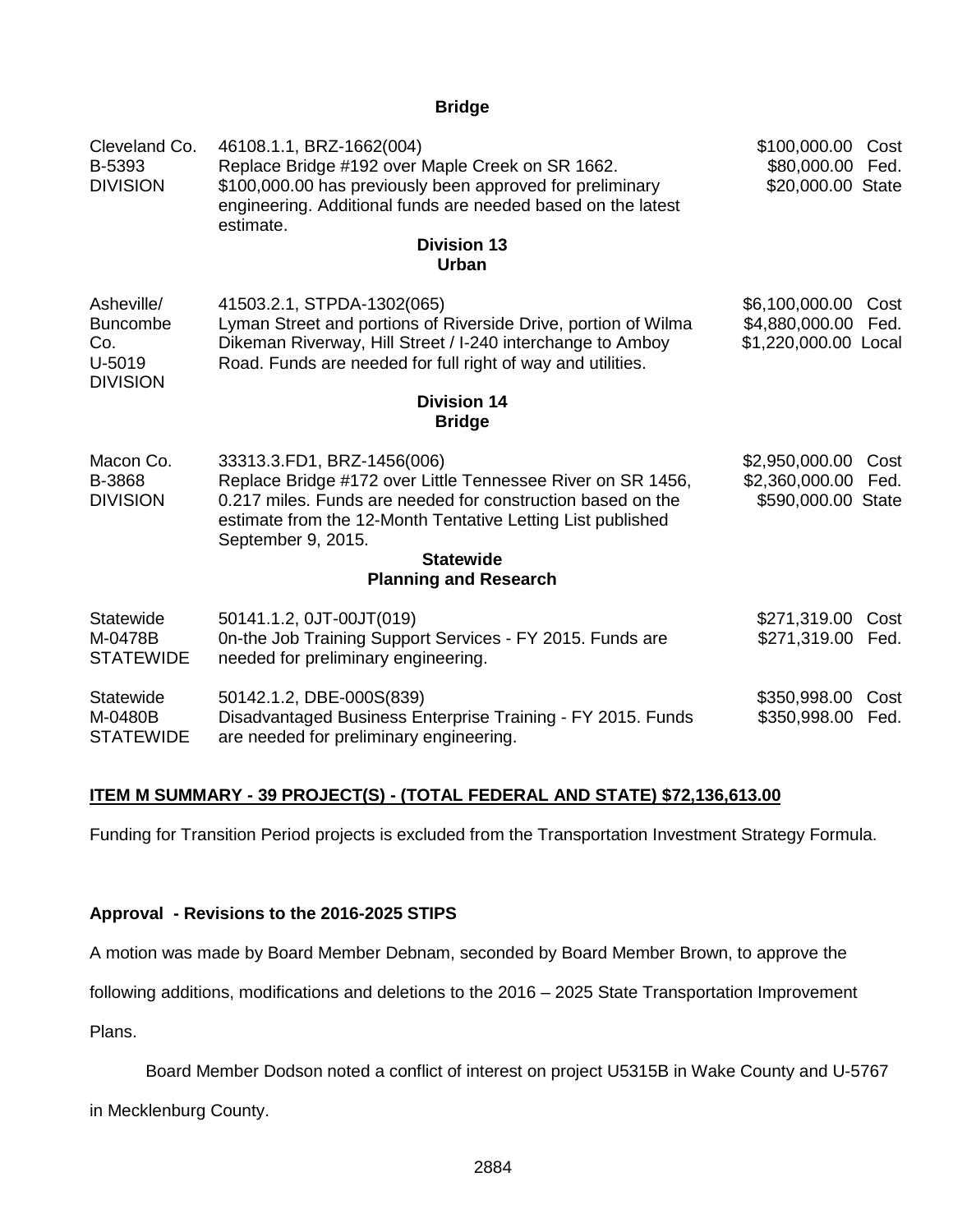**Bridge**

| | | |
|---|---|---|
| Cleveland Co.<br>B-5393<br>DIVISION | 46108.1.1, BRZ-1662(004)<br>Replace Bridge #192 over Maple Creek on SR 1662. $100,000.00 has previously been approved for preliminary engineering. Additional funds are needed based on the latest estimate. | $100,000.00 Cost<br>$80,000.00 Fed.<br>$20,000.00 State |

**Division 13**
**Urban**

| | | |
|---|---|---|
| Asheville/ Buncombe Co.<br>U-5019<br>DIVISION | 41503.2.1, STPDA-1302(065)<br>Lyman Street and portions of Riverside Drive, portion of Wilma Dikeman Riverway, Hill Street / I-240 interchange to Amboy Road. Funds are needed for full right of way and utilities. | $6,100,000.00 Cost<br>$4,880,000.00 Fed.<br>$1,220,000.00 Local |

**Division 14**
**Bridge**

| | | |
|---|---|---|
| Macon Co.<br>B-3868<br>DIVISION | 33313.3.FD1, BRZ-1456(006)<br>Replace Bridge #172 over Little Tennessee River on SR 1456, 0.217 miles. Funds are needed for construction based on the estimate from the 12-Month Tentative Letting List published September 9, 2015. | $2,950,000.00 Cost<br>$2,360,000.00 Fed.<br>$590,000.00 State |

**Statewide**
**Planning and Research**

| | | |
|---|---|---|
| Statewide<br>M-0478B<br>STATEWIDE | 50141.1.2, 0JT-00JT(019)<br>0n-the Job Training Support Services - FY 2015. Funds are needed for preliminary engineering. | $271,319.00 Cost<br>$271,319.00 Fed. |
| Statewide<br>M-0480B<br>STATEWIDE | 50142.1.2, DBE-000S(839)<br>Disadvantaged Business Enterprise Training - FY 2015. Funds are needed for preliminary engineering. | $350,998.00 Cost<br>$350,998.00 Fed. |

**ITEM M SUMMARY - 39 PROJECT(S) - (TOTAL FEDERAL AND STATE) $72,136,613.00**

Funding for Transition Period projects is excluded from the Transportation Investment Strategy Formula.

**Approval - Revisions to the 2016-2025 STIPS**

A motion was made by Board Member Debnam, seconded by Board Member Brown, to approve the following additions, modifications and deletions to the 2016 – 2025 State Transportation Improvement Plans.

Board Member Dodson noted a conflict of interest on project U5315B in Wake County and U-5767 in Mecklenburg County.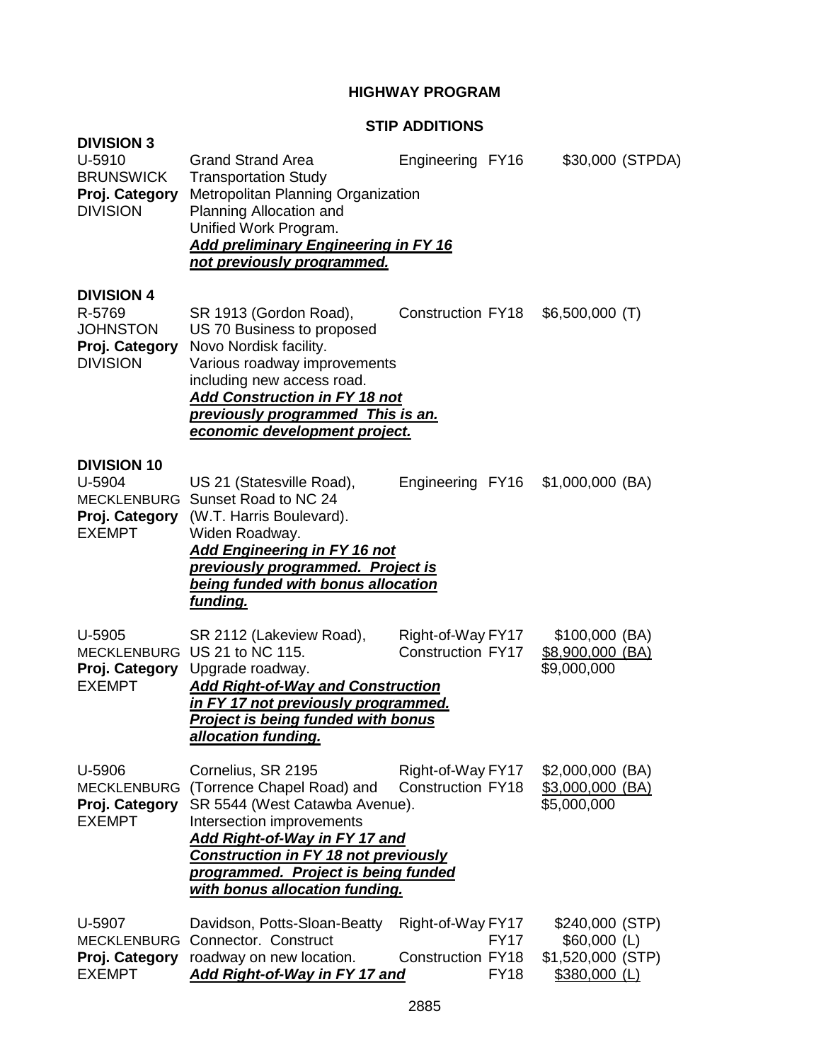# HIGHWAY PROGRAM

## STIP ADDITIONS

**DIVISION 3**

| | | | | |
|---|---|---|---|---|
| U-5910<br>BRUNSWICK<br>**Proj. Category**<br>DIVISION | Grand Strand Area Transportation Study Metropolitan Planning Organization Planning Allocation and Unified Work Program.<br>***Add preliminary Engineering in FY 16 not previously programmed.*** | Engineering | FY16 | \$30,000 (STPDA) |

**DIVISION 4**

| | | | | |
|---|---|---|---|---|
| R-5769<br>JOHNSTON<br>**Proj. Category**<br>DIVISION | SR 1913 (Gordon Road), US 70 Business to proposed Novo Nordisk facility. Various roadway improvements including new access road.<br>***Add Construction in FY 18 not previously programmed This is an. economic development project.*** | Construction | FY18 | \$6,500,000 (T) |

**DIVISION 10**

| | | | | |
|---|---|---|---|---|
| U-5904<br>MECKLENBURG<br>**Proj. Category**<br>EXEMPT | US 21 (Statesville Road), Sunset Road to NC 24 (W.T. Harris Boulevard). Widen Roadway.<br>***Add Engineering in FY 16 not previously programmed. Project is being funded with bonus allocation funding.*** | Engineering | FY16 | \$1,000,000 (BA) |
| U-5905<br>MECKLENBURG<br>**Proj. Category**<br>EXEMPT | SR 2112 (Lakeview Road), US 21 to NC 115. Upgrade roadway.<br>***Add Right-of-Way and Construction in FY 17 not previously programmed. Project is being funded with bonus allocation funding.*** | Right-of-Way<br>Construction | FY17<br>FY17 | \$100,000 (BA)<br>\$8,900,000 (BA)<br>\$9,000,000 |
| U-5906<br>MECKLENBURG<br>**Proj. Category**<br>EXEMPT | Cornelius, SR 2195 (Torrence Chapel Road) and SR 5544 (West Catawba Avenue). Intersection improvements<br>***Add Right-of-Way in FY 17 and Construction in FY 18 not previously programmed. Project is being funded with bonus allocation funding.*** | Right-of-Way<br>Construction | FY17<br>FY18 | \$2,000,000 (BA)<br>\$3,000,000 (BA)<br>\$5,000,000 |
| U-5907<br>MECKLENBURG<br>**Proj. Category**<br>EXEMPT | Davidson, Potts-Sloan-Beatty Connector. Construct roadway on new location.<br>***Add Right-of-Way in FY 17 and*** | Right-of-Way<br><br>Construction | FY17<br>FY17<br>FY18<br>FY18 | \$240,000 (STP)<br>\$60,000 (L)<br>\$1,520,000 (STP)<br>\$380,000 (L) |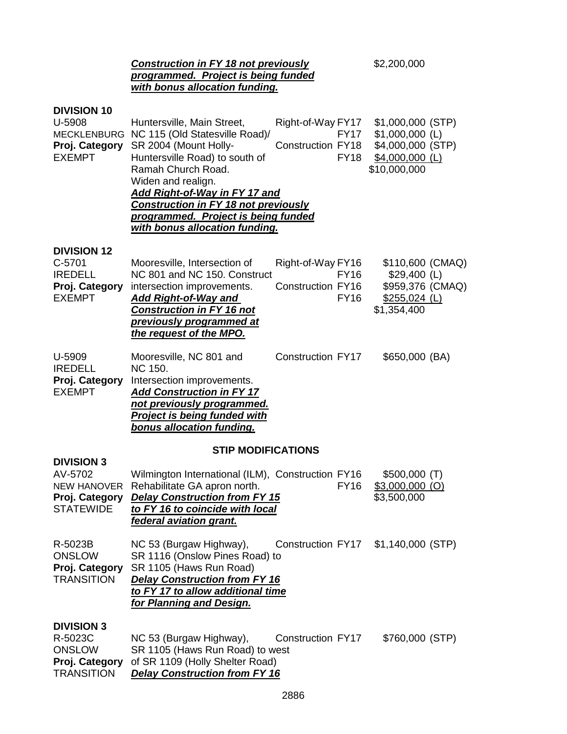***Construction in FY 18 not previously programmed. Project is being funded with bonus allocation funding.*** $2,200,000

**DIVISION 10**

| | | | | |
|---|---|---|---|---|
| U-5908<br>MECKLENBURG<br>**Proj. Category**<br>EXEMPT | Huntersville, Main Street, NC 115 (Old Statesville Road)/ SR 2004 (Mount Holly-Huntersville Road) to south of Ramah Church Road.<br>Widen and realign.<br>***Add Right-of-Way in FY 17 and Construction in FY 18 not previously programmed. Project is being funded with bonus allocation funding.*** | Right-of-Way<br><br>Construction | FY17<br>FY17<br>FY18<br>FY18 | $1,000,000 (STP)<br>$1,000,000 (L)<br>$4,000,000 (STP)<br>$4,000,000 (L)<br>$10,000,000 |

**DIVISION 12**

| | | | | |
|---|---|---|---|---|
| C-5701<br>IREDELL<br>**Proj. Category**<br>EXEMPT | Mooresville, Intersection of NC 801 and NC 150. Construct intersection improvements.<br>***Add Right-of-Way and Construction in FY 16 not previously programmed at the request of the MPO.*** | Right-of-Way<br><br>Construction | FY16<br>FY16<br>FY16<br>FY16 | $110,600 (CMAQ)<br>$29,400 (L)<br>$959,376 (CMAQ)<br>$255,024 (L)<br>$1,354,400 |
| U-5909<br>IREDELL<br>**Proj. Category**<br>EXEMPT | Mooresville, NC 801 and NC 150.<br>Intersection improvements.<br>***Add Construction in FY 17 not previously programmed. Project is being funded with bonus allocation funding.*** | Construction | FY17 | $650,000 (BA) |

**STIP MODIFICATIONS**

**DIVISION 3**

| | | | | |
|---|---|---|---|---|
| AV-5702<br>NEW HANOVER<br>**Proj. Category**<br>STATEWIDE | Wilmington International (ILM), Rehabilitate GA apron north.<br>***Delay Construction from FY 15 to FY 16 to coincide with local federal aviation grant.*** | Construction | FY16<br>FY16 | $500,000 (T)<br>$3,000,000 (O)<br>$3,500,000 |
| R-5023B<br>ONSLOW<br>**Proj. Category**<br>TRANSITION | NC 53 (Burgaw Highway), SR 1116 (Onslow Pines Road) to SR 1105 (Haws Run Road)<br>***Delay Construction from FY 16 to FY 17 to allow additional time for Planning and Design.*** | Construction | FY17 | $1,140,000 (STP) |

**DIVISION 3**

| | | | | |
|---|---|---|---|---|
| R-5023C<br>ONSLOW<br>**Proj. Category**<br>TRANSITION | NC 53 (Burgaw Highway), SR 1105 (Haws Run Road) to west of SR 1109 (Holly Shelter Road)<br>***Delay Construction from FY 16*** | Construction | FY17 | $760,000 (STP) |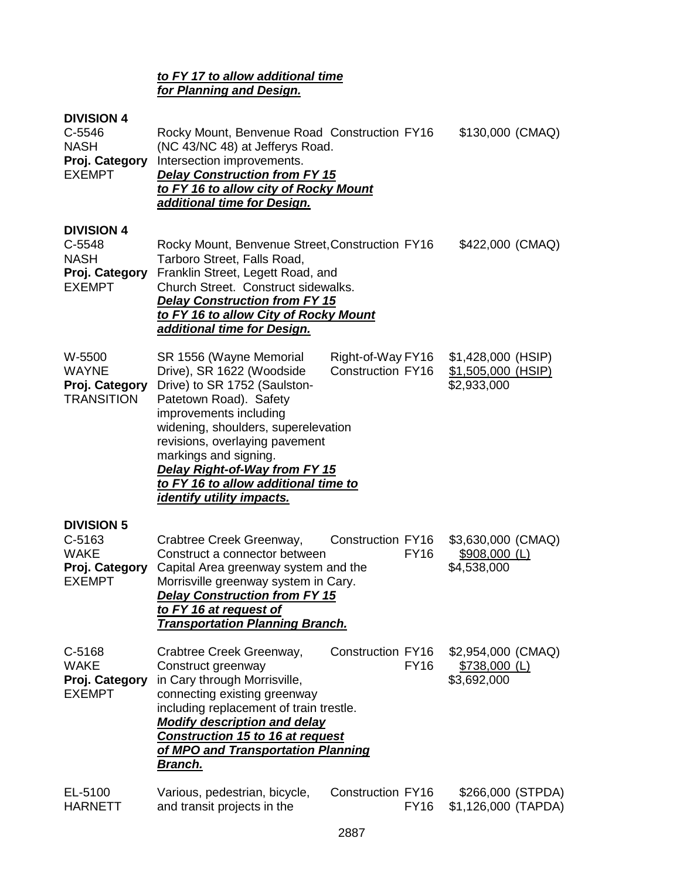***to FY 17 to allow additional time***
***for Planning and Design.***

**DIVISION 4**

| | | | | |
|---|---|---|---|---|
| C-5546<br>NASH<br>**Proj. Category**<br>EXEMPT | Rocky Mount, Benvenue Road (NC 43/NC 48) at Jefferys Road. Intersection improvements.<br>***Delay Construction from FY 15 to FY 16 to allow city of Rocky Mount additional time for Design.*** | Construction | FY16 | $130,000 (CMAQ) |

**DIVISION 4**

| | | | | |
|---|---|---|---|---|
| C-5548<br>NASH<br>**Proj. Category**<br>EXEMPT | Rocky Mount, Benvenue Street, Tarboro Street, Falls Road, Franklin Street, Legett Road, and Church Street. Construct sidewalks.<br>***Delay Construction from FY 15 to FY 16 to allow City of Rocky Mount additional time for Design.*** | Construction | FY16 | $422,000 (CMAQ) |
| W-5500<br>WAYNE<br>**Proj. Category**<br>TRANSITION | SR 1556 (Wayne Memorial Drive), SR 1622 (Woodside Drive) to SR 1752 (Saulston-Patetown Road). Safety improvements including widening, shoulders, superelevation revisions, overlaying pavement markings and signing.<br>***Delay Right-of-Way from FY 15 to FY 16 to allow additional time to identify utility impacts.*** | Right-of-Way<br>Construction | FY16<br>FY16 | $1,428,000 (HSIP)<br>$1,505,000 (HSIP)<br>$2,933,000 |

**DIVISION 5**

| | | | | |
|---|---|---|---|---|
| C-5163<br>WAKE<br>**Proj. Category**<br>EXEMPT | Crabtree Creek Greenway, Construct a connector between Capital Area greenway system and the Morrisville greenway system in Cary.<br>***Delay Construction from FY 15 to FY 16 at request of Transportation Planning Branch.*** | Construction | FY16<br>FY16 | $3,630,000 (CMAQ)<br>$908,000 (L)<br>$4,538,000 |
| C-5168<br>WAKE<br>**Proj. Category**<br>EXEMPT | Crabtree Creek Greenway, Construct greenway in Cary through Morrisville, connecting existing greenway including replacement of train trestle.<br>***Modify description and delay Construction 15 to 16 at request of MPO and Transportation Planning Branch.*** | Construction | FY16<br>FY16 | $2,954,000 (CMAQ)<br>$738,000 (L)<br>$3,692,000 |
| EL-5100<br>HARNETT | Various, pedestrian, bicycle, and transit projects in the | Construction | FY16<br>FY16 | $266,000 (STPDA)<br>$1,126,000 (TAPDA) |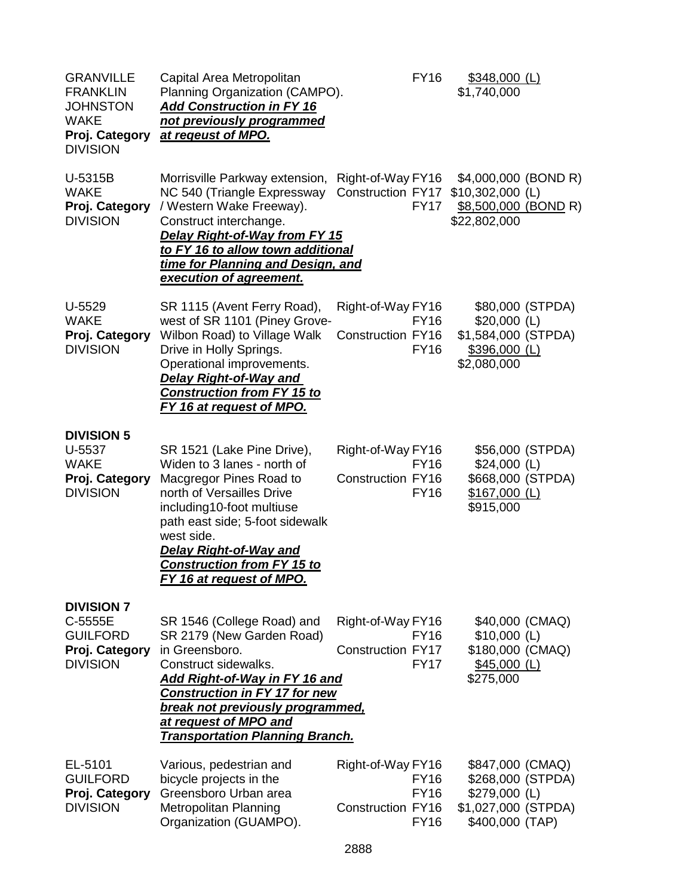| | | | | |
|---|---|---|---|---|
| GRANVILLE<br>FRANKLIN<br>JOHNSTON<br>WAKE<br>**Proj. Category**<br>DIVISION | Capital Area Metropolitan Planning Organization (CAMPO).<br>***Add Construction in FY 16 not previously programmed at regeust of MPO.*** | | FY16 | $348,000 (L)<br>$1,740,000 |
| U-5315B<br>WAKE<br>**Proj. Category**<br>DIVISION | Morrisville Parkway extension, NC 540 (Triangle Expressway / Western Wake Freeway). Construct interchange.<br>***Delay Right-of-Way from FY 15 to FY 16 to allow town additional time for Planning and Design, and execution of agreement.*** | Right-of-Way<br>Construction | FY16<br>FY17<br>FY17 | $4,000,000 (BOND R)<br>$10,302,000 (L)<br>$8,500,000 (BOND R)<br>$22,802,000 |
| U-5529<br>WAKE<br>**Proj. Category**<br>DIVISION | SR 1115 (Avent Ferry Road), west of SR 1101 (Piney Grove-Wilbon Road) to Village Walk Drive in Holly Springs. Operational improvements.<br>***Delay Right-of-Way and Construction from FY 15 to FY 16 at request of MPO.*** | Right-of-Way<br><br>Construction | FY16<br>FY16<br>FY16<br>FY16 | $80,000 (STPDA)<br>$20,000 (L)<br>$1,584,000 (STPDA)<br>$396,000 (L)<br>$2,080,000 |
| **DIVISION 5** | | | | |
| U-5537<br>WAKE<br>**Proj. Category**<br>DIVISION | SR 1521 (Lake Pine Drive), Widen to 3 lanes - north of Macgregor Pines Road to north of Versailles Drive including10-foot multiuse path east side; 5-foot sidewalk west side.<br>***Delay Right-of-Way and Construction from FY 15 to FY 16 at request of MPO.*** | Right-of-Way<br><br>Construction | FY16<br>FY16<br>FY16<br>FY16 | $56,000 (STPDA)<br>$24,000 (L)<br>$668,000 (STPDA)<br>$167,000 (L)<br>$915,000 |
| **DIVISION 7** | | | | |
| C-5555E<br>GUILFORD<br>**Proj. Category**<br>DIVISION | SR 1546 (College Road) and SR 2179 (New Garden Road) in Greensboro. Construct sidewalks.<br>***Add Right-of-Way in FY 16 and Construction in FY 17 for new break not previously programmed, at request of MPO and Transportation Planning Branch.*** | Right-of-Way<br><br>Construction | FY16<br>FY16<br>FY17<br>FY17 | $40,000 (CMAQ)<br>$10,000 (L)<br>$180,000 (CMAQ)<br>$45,000 (L)<br>$275,000 |
| EL-5101<br>GUILFORD<br>**Proj. Category**<br>DIVISION | Various, pedestrian and bicycle projects in the Greensboro Urban area Metropolitan Planning Organization (GUAMPO). | Right-of-Way<br><br><br>Construction | FY16<br>FY16<br>FY16<br>FY16<br>FY16 | $847,000 (CMAQ)<br>$268,000 (STPDA)<br>$279,000 (L)<br>$1,027,000 (STPDA)<br>$400,000 (TAP) |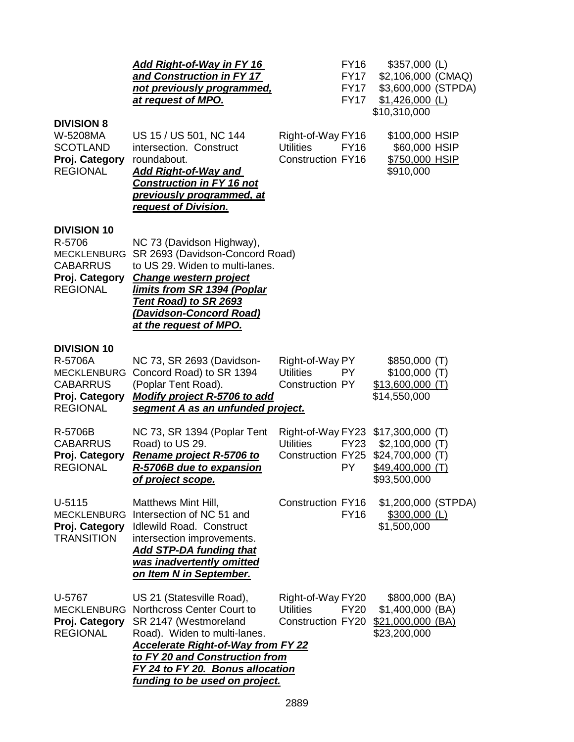| | | | |
|---|---|---|---|
| | ***Add Right-of-Way in FY 16 and Construction in FY 17 not previously programmed, at request of MPO.*** | FY16<br>FY17<br>FY17<br>FY17 | \$357,000 (L)<br>\$2,106,000 (CMAQ)<br>\$3,600,000 (STPDA)<br>\$1,426,000 (L)<br>\$10,310,000 |

**DIVISION 8**

| | | | |
|---|---|---|---|
| W-5208MA<br>SCOTLAND<br>**Proj. Category**<br>REGIONAL | US 15 / US 501, NC 144 intersection. Construct roundabout.<br>***Add Right-of-Way and Construction in FY 16 not previously programmed, at request of Division.*** | Right-of-Way FY16<br>Utilities FY16<br>Construction FY16 | \$100,000 HSIP<br>\$60,000 HSIP<br>\$750,000 HSIP<br>\$910,000 |

**DIVISION 10**

| | | | |
|---|---|---|---|
| R-5706<br>MECKLENBURG<br>CABARRUS<br>**Proj. Category**<br>REGIONAL | NC 73 (Davidson Highway), SR 2693 (Davidson-Concord Road) to US 29. Widen to multi-lanes.<br>***Change western project limits from SR 1394 (Poplar Tent Road) to SR 2693 (Davidson-Concord Road) at the request of MPO.*** | | |

**DIVISION 10**

| | | | |
|---|---|---|---|
| R-5706A<br>MECKLENBURG<br>CABARRUS<br>**Proj. Category**<br>REGIONAL | NC 73, SR 2693 (Davidson-Concord Road) to SR 1394 (Poplar Tent Road).<br>***Modify project R-5706 to add segment A as an unfunded project.*** | Right-of-Way PY<br>Utilities PY<br>Construction PY | \$850,000 (T)<br>\$100,000 (T)<br>\$13,600,000 (T)<br>\$14,550,000 |
| R-5706B<br>CABARRUS<br>**Proj. Category**<br>REGIONAL | NC 73, SR 1394 (Poplar Tent Road) to US 29.<br>***Rename project R-5706 to R-5706B due to expansion of project scope.*** | Right-of-Way FY23<br>Utilities FY23<br>Construction FY25<br>PY | \$17,300,000 (T)<br>\$2,100,000 (T)<br>\$24,700,000 (T)<br>\$49,400,000 (T)<br>\$93,500,000 |
| U-5115<br>MECKLENBURG<br>**Proj. Category**<br>TRANSITION | Matthews Mint Hill, Intersection of NC 51 and Idlewild Road. Construct intersection improvements.<br>***Add STP-DA funding that was inadvertently omitted on Item N in September.*** | Construction FY16<br>FY16 | \$1,200,000 (STPDA)<br>\$300,000 (L)<br>\$1,500,000 |
| U-5767<br>MECKLENBURG<br>**Proj. Category**<br>REGIONAL | US 21 (Statesville Road), Northcross Center Court to SR 2147 (Westmoreland Road). Widen to multi-lanes.<br>***Accelerate Right-of-Way from FY 22 to FY 20 and Construction from FY 24 to FY 20. Bonus allocation funding to be used on project.*** | Right-of-Way FY20<br>Utilities FY20<br>Construction FY20 | \$800,000 (BA)<br>\$1,400,000 (BA)<br>\$21,000,000 (BA)<br>\$23,200,000 |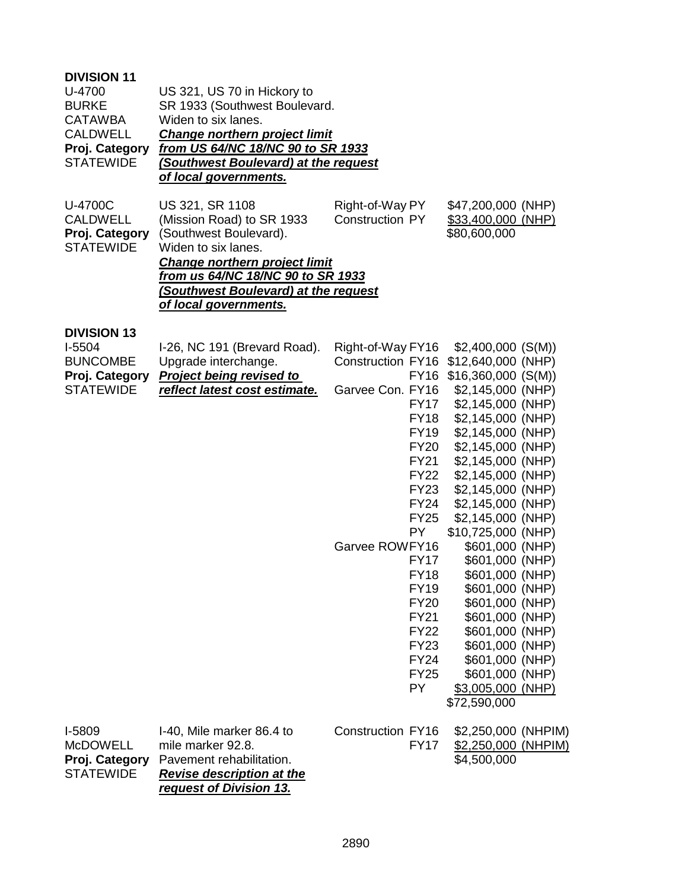**DIVISION 11**

| | | | | |
|---|---|---|---|---|
| U-4700<br>BURKE<br>CATAWBA<br>CALDWELL<br>**Proj. Category**<br>STATEWIDE | US 321, US 70 in Hickory to SR 1933 (Southwest Boulevard. Widen to six lanes. ***Change northern project limit from US 64/NC 18/NC 90 to SR 1933 (Southwest Boulevard) at the request of local governments.*** | | | |
| U-4700C<br>CALDWELL<br>**Proj. Category**<br>STATEWIDE | US 321, SR 1108 (Mission Road) to SR 1933 (Southwest Boulevard). Widen to six lanes. ***Change northern project limit from us 64/NC 18/NC 90 to SR 1933 (Southwest Boulevard) at the request of local governments.*** | Right-of-Way | PY | $47,200,000 (NHP) |
| | | Construction | PY | $33,400,000 (NHP) |
| | | | | $80,600,000 |

**DIVISION 13**

| | | | | |
|---|---|---|---|---|
| I-5504<br>BUNCOMBE<br>**Proj. Category**<br>STATEWIDE | I-26, NC 191 (Brevard Road). Upgrade interchange. ***Project being revised to reflect latest cost estimate.*** | Right-of-Way | FY16 | $2,400,000 (S(M)) |
| | | Construction | FY16 | $12,640,000 (NHP) |
| | | | FY16 | $16,360,000 (S(M)) |
| | | Garvee Con. | FY16 | $2,145,000 (NHP) |
| | | | FY17 | $2,145,000 (NHP) |
| | | | FY18 | $2,145,000 (NHP) |
| | | | FY19 | $2,145,000 (NHP) |
| | | | FY20 | $2,145,000 (NHP) |
| | | | FY21 | $2,145,000 (NHP) |
| | | | FY22 | $2,145,000 (NHP) |
| | | | FY23 | $2,145,000 (NHP) |
| | | | FY24 | $2,145,000 (NHP) |
| | | | FY25 | $2,145,000 (NHP) |
| | | | PY | $10,725,000 (NHP) |
| | | Garvee ROW | FY16 | $601,000 (NHP) |
| | | | FY17 | $601,000 (NHP) |
| | | | FY18 | $601,000 (NHP) |
| | | | FY19 | $601,000 (NHP) |
| | | | FY20 | $601,000 (NHP) |
| | | | FY21 | $601,000 (NHP) |
| | | | FY22 | $601,000 (NHP) |
| | | | FY23 | $601,000 (NHP) |
| | | | FY24 | $601,000 (NHP) |
| | | | FY25 | $601,000 (NHP) |
| | | | PY | $3,005,000 (NHP) |
| | | | | $72,590,000 |
| I-5809<br>McDOWELL<br>**Proj. Category**<br>STATEWIDE | I-40, Mile marker 86.4 to mile marker 92.8. Pavement rehabilitation. ***Revise description at the request of Division 13.*** | Construction | FY16 | $2,250,000 (NHPIM) |
| | | | FY17 | $2,250,000 (NHPIM) |
| | | | | $4,500,000 |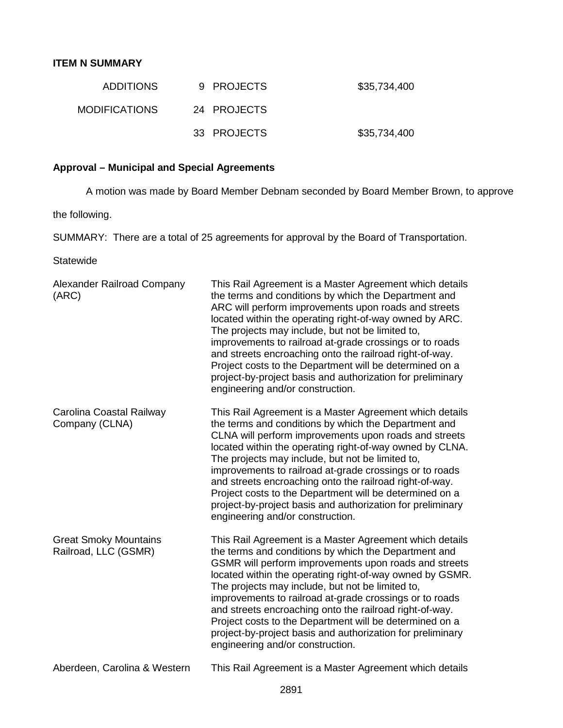**ITEM N SUMMARY**

| | | |
|---|---|---|
| ADDITIONS | 9 PROJECTS | $35,734,400 |
| MODIFICATIONS | 24 PROJECTS | |
| | 33 PROJECTS | $35,734,400 |

**Approval – Municipal and Special Agreements**

A motion was made by Board Member Debnam seconded by Board Member Brown, to approve the following.

SUMMARY: There are a total of 25 agreements for approval by the Board of Transportation.

Statewide

| | |
|---|---|
| Alexander Railroad Company (ARC) | This Rail Agreement is a Master Agreement which details the terms and conditions by which the Department and ARC will perform improvements upon roads and streets located within the operating right-of-way owned by ARC. The projects may include, but not be limited to, improvements to railroad at-grade crossings or to roads and streets encroaching onto the railroad right-of-way. Project costs to the Department will be determined on a project-by-project basis and authorization for preliminary engineering and/or construction. |
| Carolina Coastal Railway Company (CLNA) | This Rail Agreement is a Master Agreement which details the terms and conditions by which the Department and CLNA will perform improvements upon roads and streets located within the operating right-of-way owned by CLNA. The projects may include, but not be limited to, improvements to railroad at-grade crossings or to roads and streets encroaching onto the railroad right-of-way. Project costs to the Department will be determined on a project-by-project basis and authorization for preliminary engineering and/or construction. |
| Great Smoky Mountains Railroad, LLC (GSMR) | This Rail Agreement is a Master Agreement which details the terms and conditions by which the Department and GSMR will perform improvements upon roads and streets located within the operating right-of-way owned by GSMR. The projects may include, but not be limited to, improvements to railroad at-grade crossings or to roads and streets encroaching onto the railroad right-of-way. Project costs to the Department will be determined on a project-by-project basis and authorization for preliminary engineering and/or construction. |
| Aberdeen, Carolina & Western | This Rail Agreement is a Master Agreement which details |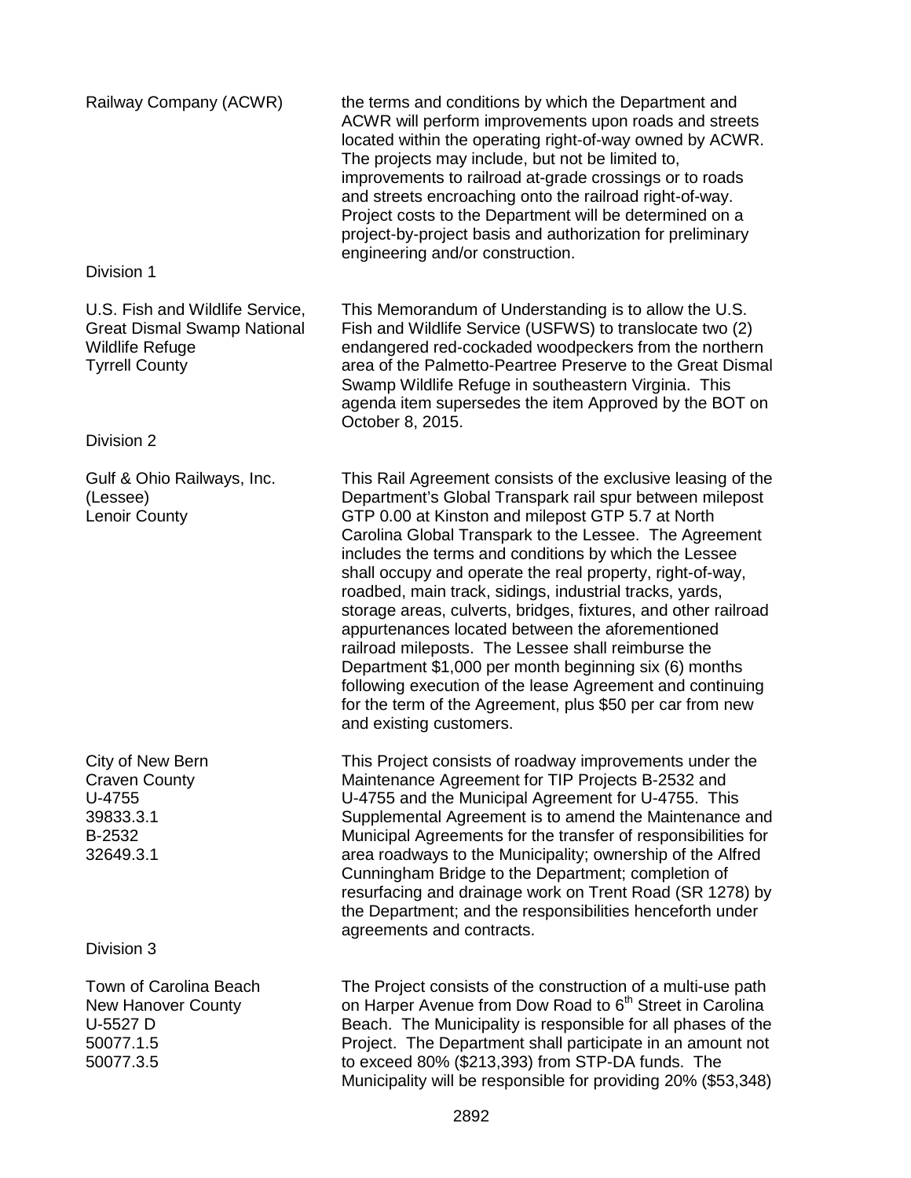Railway Company (ACWR)

the terms and conditions by which the Department and ACWR will perform improvements upon roads and streets located within the operating right-of-way owned by ACWR. The projects may include, but not be limited to, improvements to railroad at-grade crossings or to roads and streets encroaching onto the railroad right-of-way. Project costs to the Department will be determined on a project-by-project basis and authorization for preliminary engineering and/or construction.

Division 1

U.S. Fish and Wildlife Service,
Great Dismal Swamp National Wildlife Refuge
Tyrrell County

This Memorandum of Understanding is to allow the U.S. Fish and Wildlife Service (USFWS) to translocate two (2) endangered red-cockaded woodpeckers from the northern area of the Palmetto-Peartree Preserve to the Great Dismal Swamp Wildlife Refuge in southeastern Virginia. This agenda item supersedes the item Approved by the BOT on October 8, 2015.

Division 2

Gulf & Ohio Railways, Inc.
(Lessee)
Lenoir County

This Rail Agreement consists of the exclusive leasing of the Department's Global Transpark rail spur between milepost GTP 0.00 at Kinston and milepost GTP 5.7 at North Carolina Global Transpark to the Lessee. The Agreement includes the terms and conditions by which the Lessee shall occupy and operate the real property, right-of-way, roadbed, main track, sidings, industrial tracks, yards, storage areas, culverts, bridges, fixtures, and other railroad appurtenances located between the aforementioned railroad mileposts. The Lessee shall reimburse the Department $1,000 per month beginning six (6) months following execution of the lease Agreement and continuing for the term of the Agreement, plus $50 per car from new and existing customers.

City of New Bern
Craven County
U-4755
39833.3.1
B-2532
32649.3.1

This Project consists of roadway improvements under the Maintenance Agreement for TIP Projects B-2532 and U-4755 and the Municipal Agreement for U-4755. This Supplemental Agreement is to amend the Maintenance and Municipal Agreements for the transfer of responsibilities for area roadways to the Municipality; ownership of the Alfred Cunningham Bridge to the Department; completion of resurfacing and drainage work on Trent Road (SR 1278) by the Department; and the responsibilities henceforth under agreements and contracts.

Division 3

Town of Carolina Beach
New Hanover County
U-5527 D
50077.1.5
50077.3.5

The Project consists of the construction of a multi-use path on Harper Avenue from Dow Road to 6th Street in Carolina Beach. The Municipality is responsible for all phases of the Project. The Department shall participate in an amount not to exceed 80% ($213,393) from STP-DA funds. The Municipality will be responsible for providing 20% ($53,348)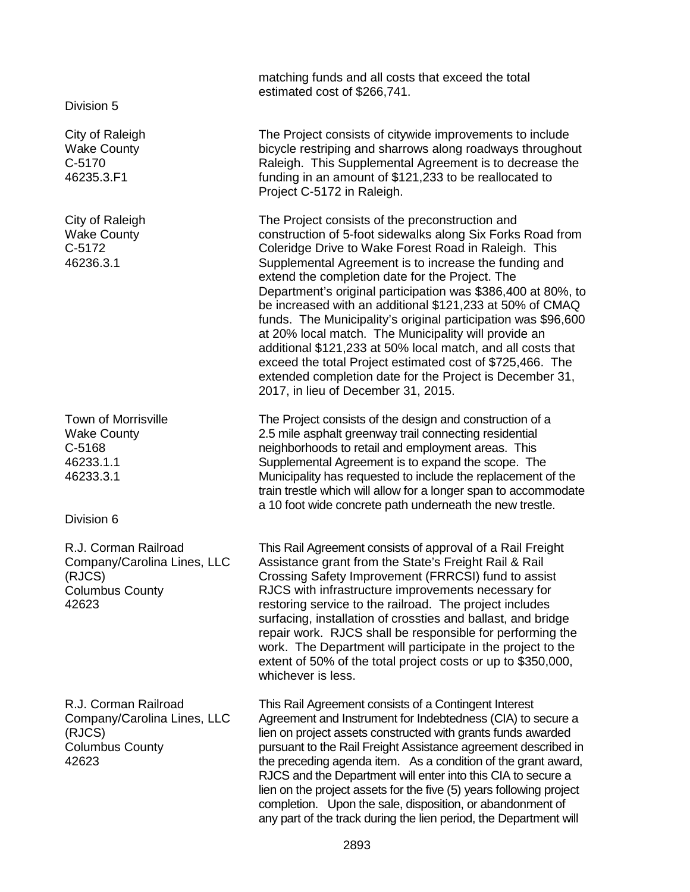matching funds and all costs that exceed the total estimated cost of $266,741.

Division 5

| | |
|---|---|
| City of Raleigh<br>Wake County<br>C-5170<br>46235.3.F1 | The Project consists of citywide improvements to include bicycle restriping and sharrows along roadways throughout Raleigh. This Supplemental Agreement is to decrease the funding in an amount of $121,233 to be reallocated to Project C-5172 in Raleigh. |
| City of Raleigh<br>Wake County<br>C-5172<br>46236.3.1 | The Project consists of the preconstruction and construction of 5-foot sidewalks along Six Forks Road from Coleridge Drive to Wake Forest Road in Raleigh. This Supplemental Agreement is to increase the funding and extend the completion date for the Project. The Department's original participation was $386,400 at 80%, to be increased with an additional $121,233 at 50% of CMAQ funds. The Municipality's original participation was $96,600 at 20% local match. The Municipality will provide an additional $121,233 at 50% local match, and all costs that exceed the total Project estimated cost of $725,466. The extended completion date for the Project is December 31, 2017, in lieu of December 31, 2015. |
| Town of Morrisville<br>Wake County<br>C-5168<br>46233.1.1<br>46233.3.1 | The Project consists of the design and construction of a 2.5 mile asphalt greenway trail connecting residential neighborhoods to retail and employment areas. This Supplemental Agreement is to expand the scope. The Municipality has requested to include the replacement of the train trestle which will allow for a longer span to accommodate a 10 foot wide concrete path underneath the new trestle. |

Division 6

| | |
|---|---|
| R.J. Corman Railroad Company/Carolina Lines, LLC (RJCS)<br>Columbus County<br>42623 | This Rail Agreement consists of approval of a Rail Freight Assistance grant from the State's Freight Rail & Rail Crossing Safety Improvement (FRRCSI) fund to assist RJCS with infrastructure improvements necessary for restoring service to the railroad. The project includes surfacing, installation of crossties and ballast, and bridge repair work. RJCS shall be responsible for performing the work. The Department will participate in the project to the extent of 50% of the total project costs or up to $350,000, whichever is less. |
| R.J. Corman Railroad Company/Carolina Lines, LLC (RJCS)<br>Columbus County<br>42623 | This Rail Agreement consists of a Contingent Interest Agreement and Instrument for Indebtedness (CIA) to secure a lien on project assets constructed with grants funds awarded pursuant to the Rail Freight Assistance agreement described in the preceding agenda item. As a condition of the grant award, RJCS and the Department will enter into this CIA to secure a lien on the project assets for the five (5) years following project completion. Upon the sale, disposition, or abandonment of any part of the track during the lien period, the Department will |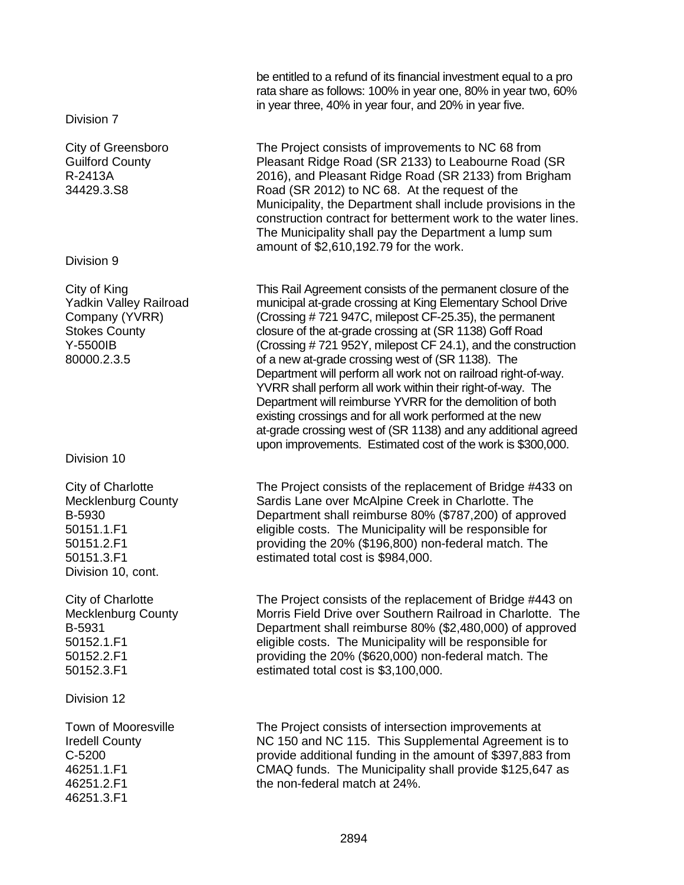be entitled to a refund of its financial investment equal to a pro rata share as follows: 100% in year one, 80% in year two, 60% in year three, 40% in year four, and 20% in year five.

Division 7

| | |
|---|---|
| City of Greensboro<br>Guilford County<br>R-2413A<br>34429.3.S8 | The Project consists of improvements to NC 68 from Pleasant Ridge Road (SR 2133) to Leabourne Road (SR 2016), and Pleasant Ridge Road (SR 2133) from Brigham Road (SR 2012) to NC 68. At the request of the Municipality, the Department shall include provisions in the construction contract for betterment work to the water lines. The Municipality shall pay the Department a lump sum amount of $2,610,192.79 for the work. |

Division 9

| | |
|---|---|
| City of King<br>Yadkin Valley Railroad Company (YVRR)<br>Stokes County<br>Y-5500IB<br>80000.2.3.5 | This Rail Agreement consists of the permanent closure of the municipal at-grade crossing at King Elementary School Drive (Crossing # 721 947C, milepost CF-25.35), the permanent closure of the at-grade crossing at (SR 1138) Goff Road (Crossing # 721 952Y, milepost CF 24.1), and the construction of a new at-grade crossing west of (SR 1138). The Department will perform all work not on railroad right-of-way. YVRR shall perform all work within their right-of-way. The Department will reimburse YVRR for the demolition of both existing crossings and for all work performed at the new at-grade crossing west of (SR 1138) and any additional agreed upon improvements. Estimated cost of the work is $300,000. |

Division 10

| | |
|---|---|
| City of Charlotte<br>Mecklenburg County<br>B-5930<br>50151.1.F1<br>50151.2.F1<br>50151.3.F1 | The Project consists of the replacement of Bridge #433 on Sardis Lane over McAlpine Creek in Charlotte. The Department shall reimburse 80% ($787,200) of approved eligible costs. The Municipality will be responsible for providing the 20% ($196,800) non-federal match. The estimated total cost is $984,000. |

Division 10, cont.

| | |
|---|---|
| City of Charlotte<br>Mecklenburg County<br>B-5931<br>50152.1.F1<br>50152.2.F1<br>50152.3.F1 | The Project consists of the replacement of Bridge #443 on Morris Field Drive over Southern Railroad in Charlotte. The Department shall reimburse 80% ($2,480,000) of approved eligible costs. The Municipality will be responsible for providing the 20% ($620,000) non-federal match. The estimated total cost is $3,100,000. |

Division 12

| | |
|---|---|
| Town of Mooresville<br>Iredell County<br>C-5200<br>46251.1.F1<br>46251.2.F1<br>46251.3.F1 | The Project consists of intersection improvements at NC 150 and NC 115. This Supplemental Agreement is to provide additional funding in the amount of $397,883 from CMAQ funds. The Municipality shall provide $125,647 as the non-federal match at 24%. |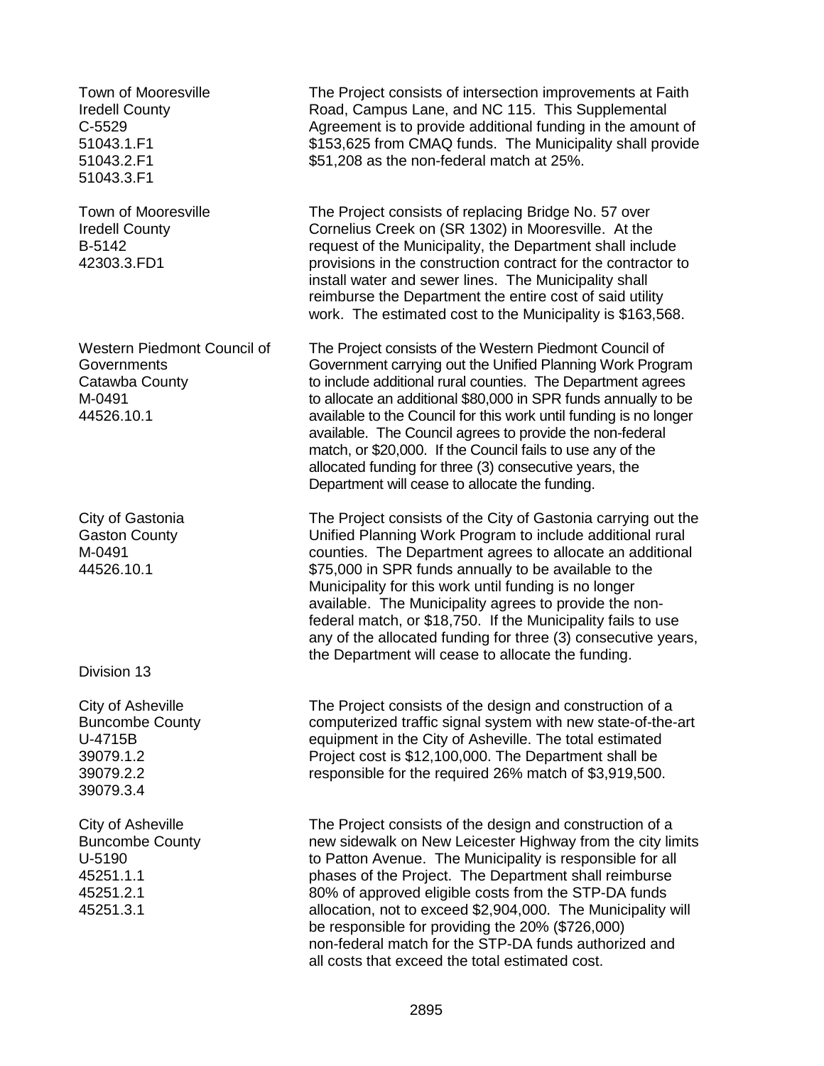Town of Mooresville
Iredell County
C-5529
51043.1.F1
51043.2.F1
51043.3.F1

The Project consists of intersection improvements at Faith Road, Campus Lane, and NC 115. This Supplemental Agreement is to provide additional funding in the amount of $153,625 from CMAQ funds. The Municipality shall provide $51,208 as the non-federal match at 25%.

Town of Mooresville
Iredell County
B-5142
42303.3.FD1

The Project consists of replacing Bridge No. 57 over Cornelius Creek on (SR 1302) in Mooresville. At the request of the Municipality, the Department shall include provisions in the construction contract for the contractor to install water and sewer lines. The Municipality shall reimburse the Department the entire cost of said utility work. The estimated cost to the Municipality is $163,568.

Western Piedmont Council of Governments
Catawba County
M-0491
44526.10.1

The Project consists of the Western Piedmont Council of Government carrying out the Unified Planning Work Program to include additional rural counties. The Department agrees to allocate an additional $80,000 in SPR funds annually to be available to the Council for this work until funding is no longer available. The Council agrees to provide the non-federal match, or $20,000. If the Council fails to use any of the allocated funding for three (3) consecutive years, the Department will cease to allocate the funding.

City of Gastonia
Gaston County
M-0491
44526.10.1

The Project consists of the City of Gastonia carrying out the Unified Planning Work Program to include additional rural counties. The Department agrees to allocate an additional $75,000 in SPR funds annually to be available to the Municipality for this work until funding is no longer available. The Municipality agrees to provide the non-federal match, or $18,750. If the Municipality fails to use any of the allocated funding for three (3) consecutive years, the Department will cease to allocate the funding.

Division 13

City of Asheville
Buncombe County
U-4715B
39079.1.2
39079.2.2
39079.3.4

The Project consists of the design and construction of a computerized traffic signal system with new state-of-the-art equipment in the City of Asheville. The total estimated Project cost is $12,100,000. The Department shall be responsible for the required 26% match of $3,919,500.

City of Asheville
Buncombe County
U-5190
45251.1.1
45251.2.1
45251.3.1

The Project consists of the design and construction of a new sidewalk on New Leicester Highway from the city limits to Patton Avenue. The Municipality is responsible for all phases of the Project. The Department shall reimburse 80% of approved eligible costs from the STP-DA funds allocation, not to exceed $2,904,000. The Municipality will be responsible for providing the 20% ($726,000) non-federal match for the STP-DA funds authorized and all costs that exceed the total estimated cost.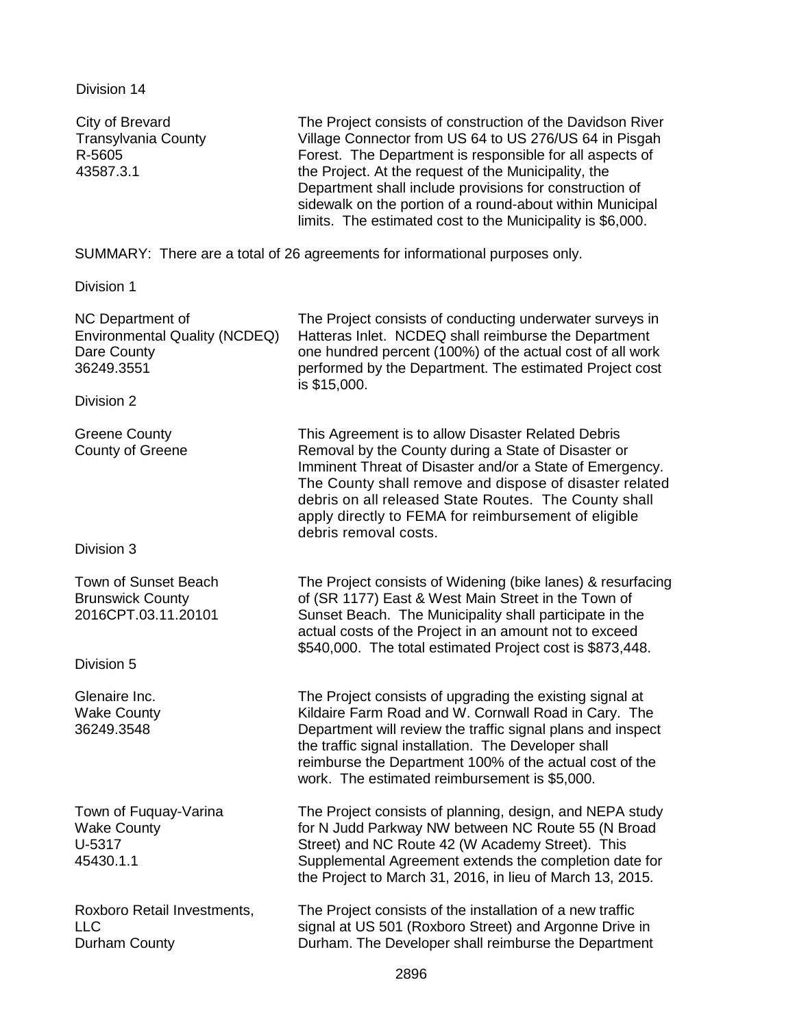Division 14

| | |
|---|---|
| City of Brevard<br>Transylvania County<br>R-5605<br>43587.3.1 | The Project consists of construction of the Davidson River Village Connector from US 64 to US 276/US 64 in Pisgah Forest. The Department is responsible for all aspects of the Project. At the request of the Municipality, the Department shall include provisions for construction of sidewalk on the portion of a round-about within Municipal limits. The estimated cost to the Municipality is $6,000. |

SUMMARY: There are a total of 26 agreements for informational purposes only.

Division 1

| | |
|---|---|
| NC Department of Environmental Quality (NCDEQ)<br>Dare County<br>36249.3551 | The Project consists of conducting underwater surveys in Hatteras Inlet. NCDEQ shall reimburse the Department one hundred percent (100%) of the actual cost of all work performed by the Department. The estimated Project cost is $15,000. |

Division 2

| | |
|---|---|
| Greene County<br>County of Greene | This Agreement is to allow Disaster Related Debris Removal by the County during a State of Disaster or Imminent Threat of Disaster and/or a State of Emergency. The County shall remove and dispose of disaster related debris on all released State Routes. The County shall apply directly to FEMA for reimbursement of eligible debris removal costs. |

Division 3

| | |
|---|---|
| Town of Sunset Beach<br>Brunswick County<br>2016CPT.03.11.20101 | The Project consists of Widening (bike lanes) & resurfacing of (SR 1177) East & West Main Street in the Town of Sunset Beach. The Municipality shall participate in the actual costs of the Project in an amount not to exceed $540,000. The total estimated Project cost is $873,448. |

Division 5

| | |
|---|---|
| Glenaire Inc.<br>Wake County<br>36249.3548 | The Project consists of upgrading the existing signal at Kildaire Farm Road and W. Cornwall Road in Cary. The Department will review the traffic signal plans and inspect the traffic signal installation. The Developer shall reimburse the Department 100% of the actual cost of the work. The estimated reimbursement is $5,000. |
| Town of Fuquay-Varina<br>Wake County<br>U-5317<br>45430.1.1 | The Project consists of planning, design, and NEPA study for N Judd Parkway NW between NC Route 55 (N Broad Street) and NC Route 42 (W Academy Street). This Supplemental Agreement extends the completion date for the Project to March 31, 2016, in lieu of March 13, 2015. |
| Roxboro Retail Investments, LLC<br>Durham County | The Project consists of the installation of a new traffic signal at US 501 (Roxboro Street) and Argonne Drive in Durham. The Developer shall reimburse the Department |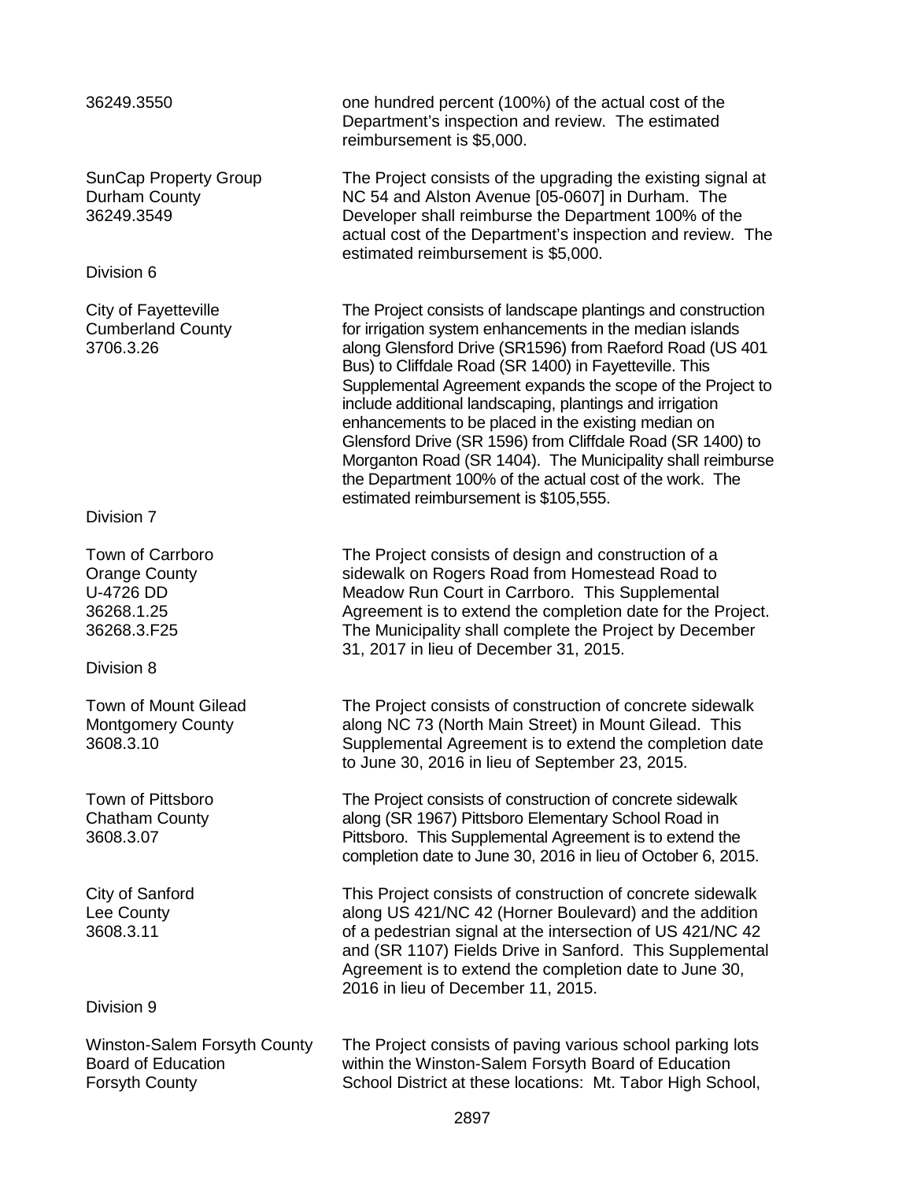36249.3550

one hundred percent (100%) of the actual cost of the Department's inspection and review. The estimated reimbursement is $5,000.

SunCap Property Group
Durham County
36249.3549

The Project consists of the upgrading the existing signal at NC 54 and Alston Avenue [05-0607] in Durham. The Developer shall reimburse the Department 100% of the actual cost of the Department's inspection and review. The estimated reimbursement is $5,000.

Division 6

City of Fayetteville
Cumberland County
3706.3.26

The Project consists of landscape plantings and construction for irrigation system enhancements in the median islands along Glensford Drive (SR1596) from Raeford Road (US 401 Bus) to Cliffdale Road (SR 1400) in Fayetteville. This Supplemental Agreement expands the scope of the Project to include additional landscaping, plantings and irrigation enhancements to be placed in the existing median on Glensford Drive (SR 1596) from Cliffdale Road (SR 1400) to Morganton Road (SR 1404). The Municipality shall reimburse the Department 100% of the actual cost of the work. The estimated reimbursement is $105,555.

Division 7

Town of Carrboro
Orange County
U-4726 DD
36268.1.25
36268.3.F25

The Project consists of design and construction of a sidewalk on Rogers Road from Homestead Road to Meadow Run Court in Carrboro. This Supplemental Agreement is to extend the completion date for the Project. The Municipality shall complete the Project by December 31, 2017 in lieu of December 31, 2015.

Division 8

Town of Mount Gilead
Montgomery County
3608.3.10

The Project consists of construction of concrete sidewalk along NC 73 (North Main Street) in Mount Gilead. This Supplemental Agreement is to extend the completion date to June 30, 2016 in lieu of September 23, 2015.

Town of Pittsboro
Chatham County
3608.3.07

The Project consists of construction of concrete sidewalk along (SR 1967) Pittsboro Elementary School Road in Pittsboro. This Supplemental Agreement is to extend the completion date to June 30, 2016 in lieu of October 6, 2015.

City of Sanford
Lee County
3608.3.11

This Project consists of construction of concrete sidewalk along US 421/NC 42 (Horner Boulevard) and the addition of a pedestrian signal at the intersection of US 421/NC 42 and (SR 1107) Fields Drive in Sanford. This Supplemental Agreement is to extend the completion date to June 30, 2016 in lieu of December 11, 2015.

Division 9

Winston-Salem Forsyth County Board of Education
Forsyth County

The Project consists of paving various school parking lots within the Winston-Salem Forsyth Board of Education School District at these locations: Mt. Tabor High School,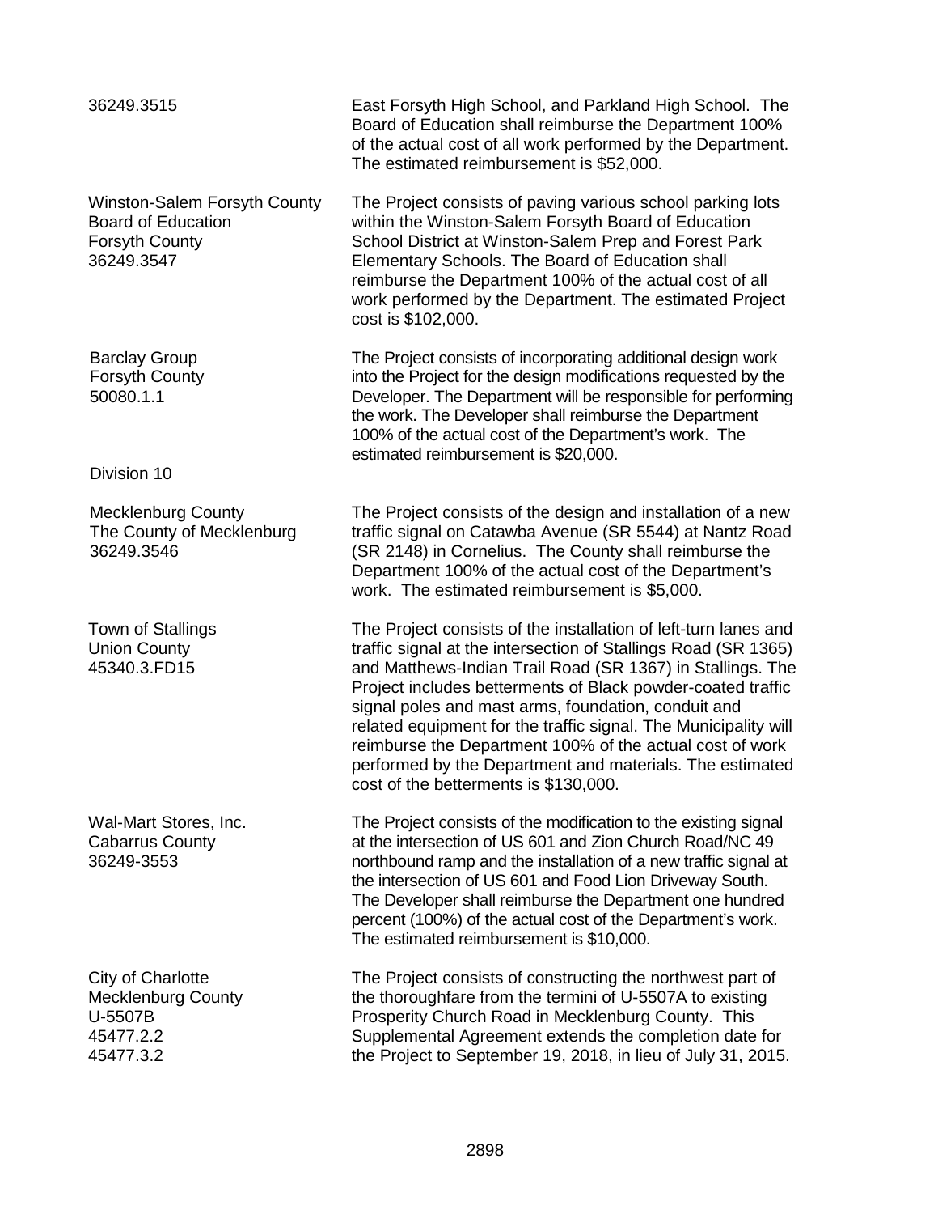| | |
|---|---|
| 36249.3515 | East Forsyth High School, and Parkland High School. The Board of Education shall reimburse the Department 100% of the actual cost of all work performed by the Department. The estimated reimbursement is $52,000. |
| Winston-Salem Forsyth County Board of Education<br>Forsyth County<br>36249.3547 | The Project consists of paving various school parking lots within the Winston-Salem Forsyth Board of Education School District at Winston-Salem Prep and Forest Park Elementary Schools. The Board of Education shall reimburse the Department 100% of the actual cost of all work performed by the Department. The estimated Project cost is $102,000. |
| Barclay Group<br>Forsyth County<br>50080.1.1 | The Project consists of incorporating additional design work into the Project for the design modifications requested by the Developer. The Department will be responsible for performing the work. The Developer shall reimburse the Department 100% of the actual cost of the Department's work. The estimated reimbursement is $20,000. |

Division 10

| | |
|---|---|
| Mecklenburg County<br>The County of Mecklenburg<br>36249.3546 | The Project consists of the design and installation of a new traffic signal on Catawba Avenue (SR 5544) at Nantz Road (SR 2148) in Cornelius. The County shall reimburse the Department 100% of the actual cost of the Department's work. The estimated reimbursement is $5,000. |
| Town of Stallings<br>Union County<br>45340.3.FD15 | The Project consists of the installation of left-turn lanes and traffic signal at the intersection of Stallings Road (SR 1365) and Matthews-Indian Trail Road (SR 1367) in Stallings. The Project includes betterments of Black powder-coated traffic signal poles and mast arms, foundation, conduit and related equipment for the traffic signal. The Municipality will reimburse the Department 100% of the actual cost of work performed by the Department and materials. The estimated cost of the betterments is $130,000. |
| Wal-Mart Stores, Inc.<br>Cabarrus County<br>36249-3553 | The Project consists of the modification to the existing signal at the intersection of US 601 and Zion Church Road/NC 49 northbound ramp and the installation of a new traffic signal at the intersection of US 601 and Food Lion Driveway South. The Developer shall reimburse the Department one hundred percent (100%) of the actual cost of the Department's work. The estimated reimbursement is $10,000. |
| City of Charlotte<br>Mecklenburg County<br>U-5507B<br>45477.2.2<br>45477.3.2 | The Project consists of constructing the northwest part of the thoroughfare from the termini of U-5507A to existing Prosperity Church Road in Mecklenburg County. This Supplemental Agreement extends the completion date for the Project to September 19, 2018, in lieu of July 31, 2015. |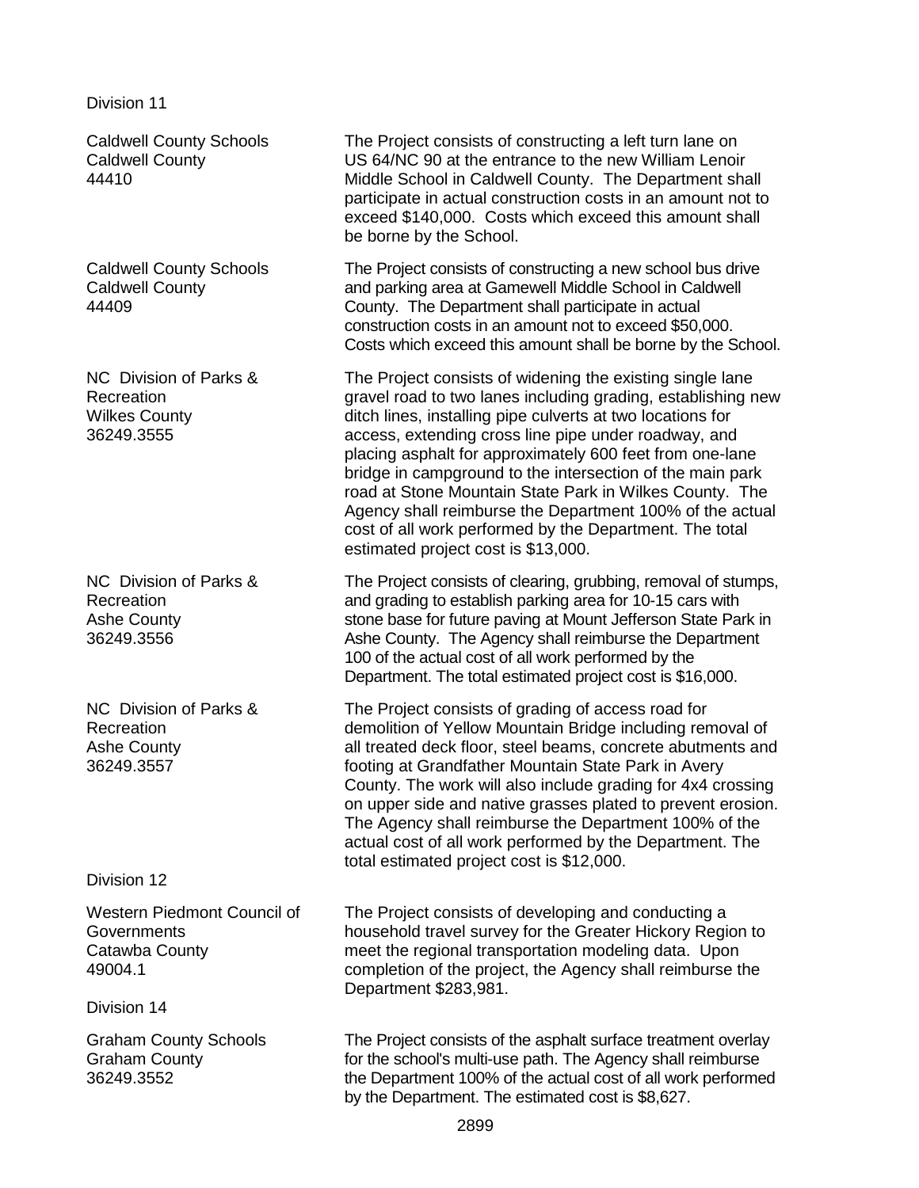Division 11

| | |
|---|---|
| Caldwell County Schools<br>Caldwell County<br>44410 | The Project consists of constructing a left turn lane on US 64/NC 90 at the entrance to the new William Lenoir Middle School in Caldwell County. The Department shall participate in actual construction costs in an amount not to exceed $140,000. Costs which exceed this amount shall be borne by the School. |
| Caldwell County Schools<br>Caldwell County<br>44409 | The Project consists of constructing a new school bus drive and parking area at Gamewell Middle School in Caldwell County. The Department shall participate in actual construction costs in an amount not to exceed $50,000. Costs which exceed this amount shall be borne by the School. |
| NC Division of Parks & Recreation<br>Wilkes County<br>36249.3555 | The Project consists of widening the existing single lane gravel road to two lanes including grading, establishing new ditch lines, installing pipe culverts at two locations for access, extending cross line pipe under roadway, and placing asphalt for approximately 600 feet from one-lane bridge in campground to the intersection of the main park road at Stone Mountain State Park in Wilkes County. The Agency shall reimburse the Department 100% of the actual cost of all work performed by the Department. The total estimated project cost is $13,000. |
| NC Division of Parks & Recreation<br>Ashe County<br>36249.3556 | The Project consists of clearing, grubbing, removal of stumps, and grading to establish parking area for 10-15 cars with stone base for future paving at Mount Jefferson State Park in Ashe County. The Agency shall reimburse the Department 100 of the actual cost of all work performed by the Department. The total estimated project cost is $16,000. |
| NC Division of Parks & Recreation<br>Ashe County<br>36249.3557 | The Project consists of grading of access road for demolition of Yellow Mountain Bridge including removal of all treated deck floor, steel beams, concrete abutments and footing at Grandfather Mountain State Park in Avery County. The work will also include grading for 4x4 crossing on upper side and native grasses plated to prevent erosion. The Agency shall reimburse the Department 100% of the actual cost of all work performed by the Department. The total estimated project cost is $12,000. |

Division 12

| | |
|---|---|
| Western Piedmont Council of Governments<br>Catawba County<br>49004.1 | The Project consists of developing and conducting a household travel survey for the Greater Hickory Region to meet the regional transportation modeling data. Upon completion of the project, the Agency shall reimburse the Department $283,981. |

Division 14

| | |
|---|---|
| Graham County Schools<br>Graham County<br>36249.3552 | The Project consists of the asphalt surface treatment overlay for the school's multi-use path. The Agency shall reimburse the Department 100% of the actual cost of all work performed by the Department. The estimated cost is $8,627. |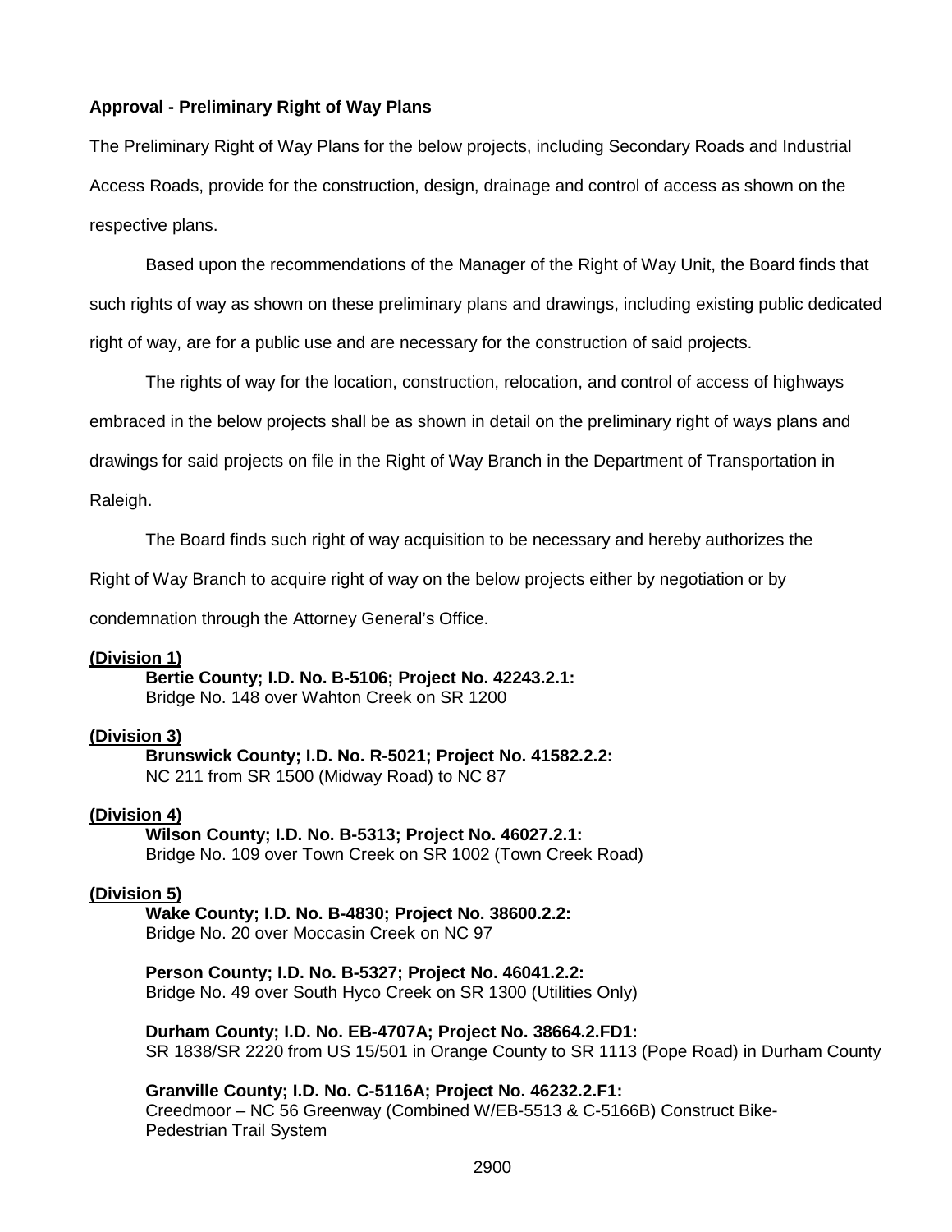**Approval - Preliminary Right of Way Plans**

The Preliminary Right of Way Plans for the below projects, including Secondary Roads and Industrial Access Roads, provide for the construction, design, drainage and control of access as shown on the respective plans.

Based upon the recommendations of the Manager of the Right of Way Unit, the Board finds that such rights of way as shown on these preliminary plans and drawings, including existing public dedicated right of way, are for a public use and are necessary for the construction of said projects.

The rights of way for the location, construction, relocation, and control of access of highways embraced in the below projects shall be as shown in detail on the preliminary right of ways plans and drawings for said projects on file in the Right of Way Branch in the Department of Transportation in Raleigh.

The Board finds such right of way acquisition to be necessary and hereby authorizes the Right of Way Branch to acquire right of way on the below projects either by negotiation or by condemnation through the Attorney General's Office.

**(Division 1)**

**Bertie County; I.D. No. B-5106; Project No. 42243.2.1:**
Bridge No. 148 over Wahton Creek on SR 1200

**(Division 3)**

**Brunswick County; I.D. No. R-5021; Project No. 41582.2.2:**
NC 211 from SR 1500 (Midway Road) to NC 87

**(Division 4)**

**Wilson County; I.D. No. B-5313; Project No. 46027.2.1:**
Bridge No. 109 over Town Creek on SR 1002 (Town Creek Road)

**(Division 5)**

**Wake County; I.D. No. B-4830; Project No. 38600.2.2:**
Bridge No. 20 over Moccasin Creek on NC 97

**Person County; I.D. No. B-5327; Project No. 46041.2.2:**
Bridge No. 49 over South Hyco Creek on SR 1300 (Utilities Only)

**Durham County; I.D. No. EB-4707A; Project No. 38664.2.FD1:**
SR 1838/SR 2220 from US 15/501 in Orange County to SR 1113 (Pope Road) in Durham County

**Granville County; I.D. No. C-5116A; Project No. 46232.2.F1:**
Creedmoor – NC 56 Greenway (Combined W/EB-5513 & C-5166B) Construct Bike-Pedestrian Trail System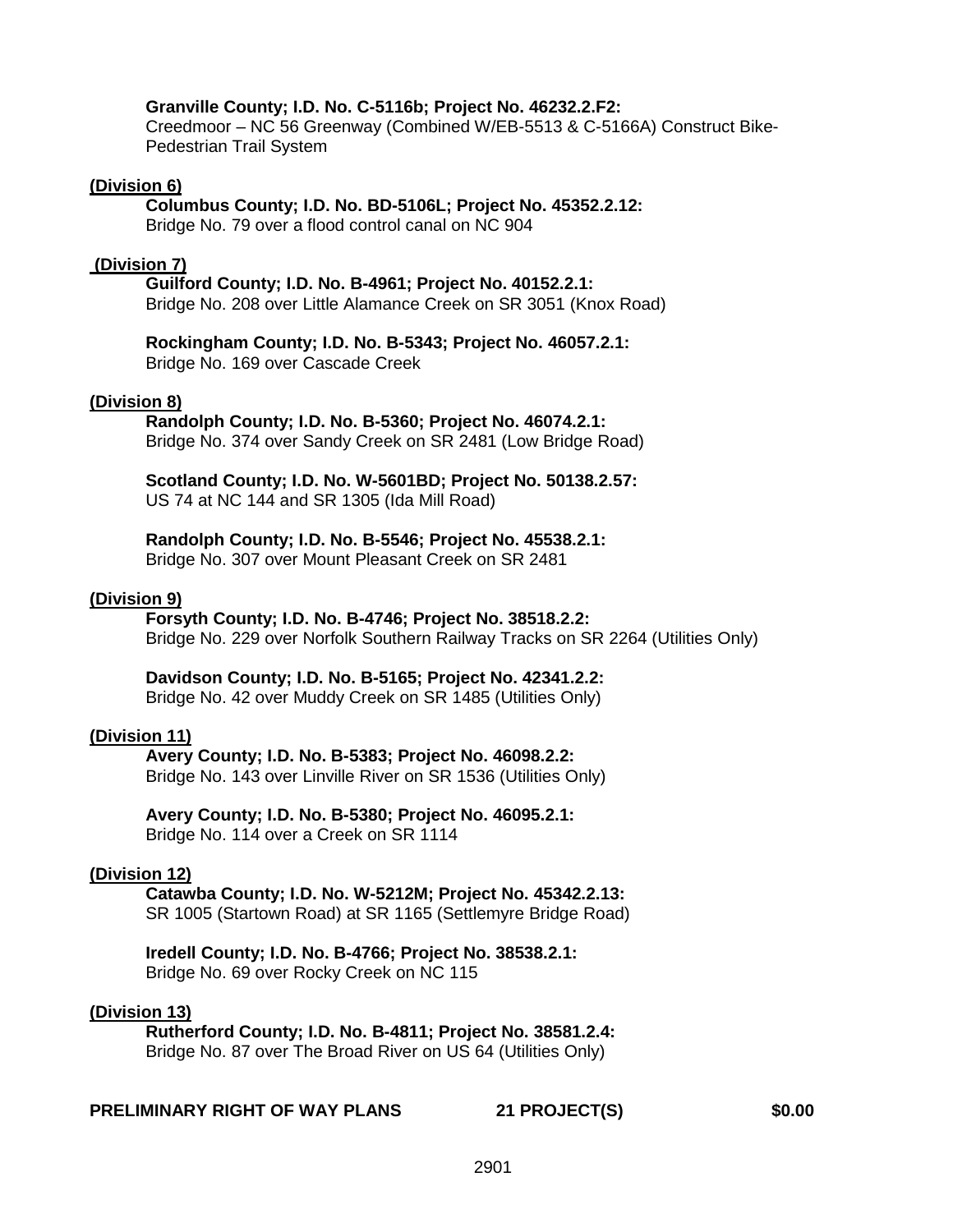**Granville County; I.D. No. C-5116b; Project No. 46232.2.F2:**
Creedmoor – NC 56 Greenway (Combined W/EB-5513 & C-5166A) Construct Bike-Pedestrian Trail System

**(Division 6)**

**Columbus County; I.D. No. BD-5106L; Project No. 45352.2.12:**
Bridge No. 79 over a flood control canal on NC 904

**(Division 7)**

**Guilford County; I.D. No. B-4961; Project No. 40152.2.1:**
Bridge No. 208 over Little Alamance Creek on SR 3051 (Knox Road)

**Rockingham County; I.D. No. B-5343; Project No. 46057.2.1:**
Bridge No. 169 over Cascade Creek

**(Division 8)**

**Randolph County; I.D. No. B-5360; Project No. 46074.2.1:**
Bridge No. 374 over Sandy Creek on SR 2481 (Low Bridge Road)

**Scotland County; I.D. No. W-5601BD; Project No. 50138.2.57:**
US 74 at NC 144 and SR 1305 (Ida Mill Road)

**Randolph County; I.D. No. B-5546; Project No. 45538.2.1:**
Bridge No. 307 over Mount Pleasant Creek on SR 2481

**(Division 9)**

**Forsyth County; I.D. No. B-4746; Project No. 38518.2.2:**
Bridge No. 229 over Norfolk Southern Railway Tracks on SR 2264 (Utilities Only)

**Davidson County; I.D. No. B-5165; Project No. 42341.2.2:**
Bridge No. 42 over Muddy Creek on SR 1485 (Utilities Only)

**(Division 11)**

**Avery County; I.D. No. B-5383; Project No. 46098.2.2:**
Bridge No. 143 over Linville River on SR 1536 (Utilities Only)

**Avery County; I.D. No. B-5380; Project No. 46095.2.1:**
Bridge No. 114 over a Creek on SR 1114

**(Division 12)**

**Catawba County; I.D. No. W-5212M; Project No. 45342.2.13:**
SR 1005 (Startown Road) at SR 1165 (Settlemyre Bridge Road)

**Iredell County; I.D. No. B-4766; Project No. 38538.2.1:**
Bridge No. 69 over Rocky Creek on NC 115

**(Division 13)**

**Rutherford County; I.D. No. B-4811; Project No. 38581.2.4:**
Bridge No. 87 over The Broad River on US 64 (Utilities Only)

**PRELIMINARY RIGHT OF WAY PLANS 21 PROJECT(S) $0.00**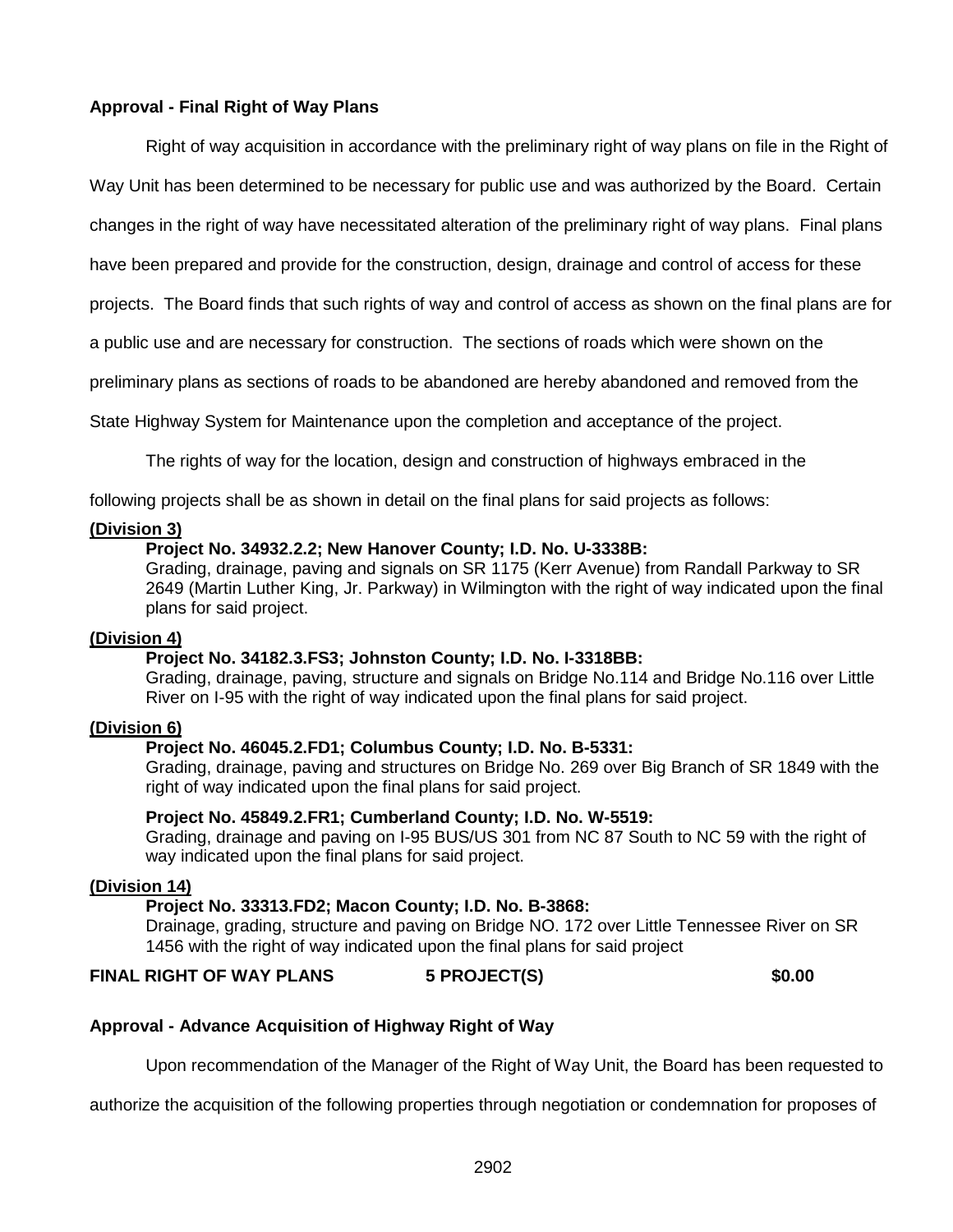**Approval - Final Right of Way Plans**

Right of way acquisition in accordance with the preliminary right of way plans on file in the Right of Way Unit has been determined to be necessary for public use and was authorized by the Board. Certain changes in the right of way have necessitated alteration of the preliminary right of way plans. Final plans have been prepared and provide for the construction, design, drainage and control of access for these projects. The Board finds that such rights of way and control of access as shown on the final plans are for a public use and are necessary for construction. The sections of roads which were shown on the preliminary plans as sections of roads to be abandoned are hereby abandoned and removed from the State Highway System for Maintenance upon the completion and acceptance of the project.

The rights of way for the location, design and construction of highways embraced in the following projects shall be as shown in detail on the final plans for said projects as follows:

**(Division 3)**

**Project No. 34932.2.2; New Hanover County; I.D. No. U-3338B:**
Grading, drainage, paving and signals on SR 1175 (Kerr Avenue) from Randall Parkway to SR 2649 (Martin Luther King, Jr. Parkway) in Wilmington with the right of way indicated upon the final plans for said project.

**(Division 4)**

**Project No. 34182.3.FS3; Johnston County; I.D. No. I-3318BB:**
Grading, drainage, paving, structure and signals on Bridge No.114 and Bridge No.116 over Little River on I-95 with the right of way indicated upon the final plans for said project.

**(Division 6)**

**Project No. 46045.2.FD1; Columbus County; I.D. No. B-5331:**
Grading, drainage, paving and structures on Bridge No. 269 over Big Branch of SR 1849 with the right of way indicated upon the final plans for said project.

**Project No. 45849.2.FR1; Cumberland County; I.D. No. W-5519:**
Grading, drainage and paving on I-95 BUS/US 301 from NC 87 South to NC 59 with the right of way indicated upon the final plans for said project.

**(Division 14)**

**Project No. 33313.FD2; Macon County; I.D. No. B-3868:**
Drainage, grading, structure and paving on Bridge NO. 172 over Little Tennessee River on SR 1456 with the right of way indicated upon the final plans for said project

**FINAL RIGHT OF WAY PLANS 5 PROJECT(S) $0.00**

**Approval - Advance Acquisition of Highway Right of Way**

Upon recommendation of the Manager of the Right of Way Unit, the Board has been requested to authorize the acquisition of the following properties through negotiation or condemnation for proposes of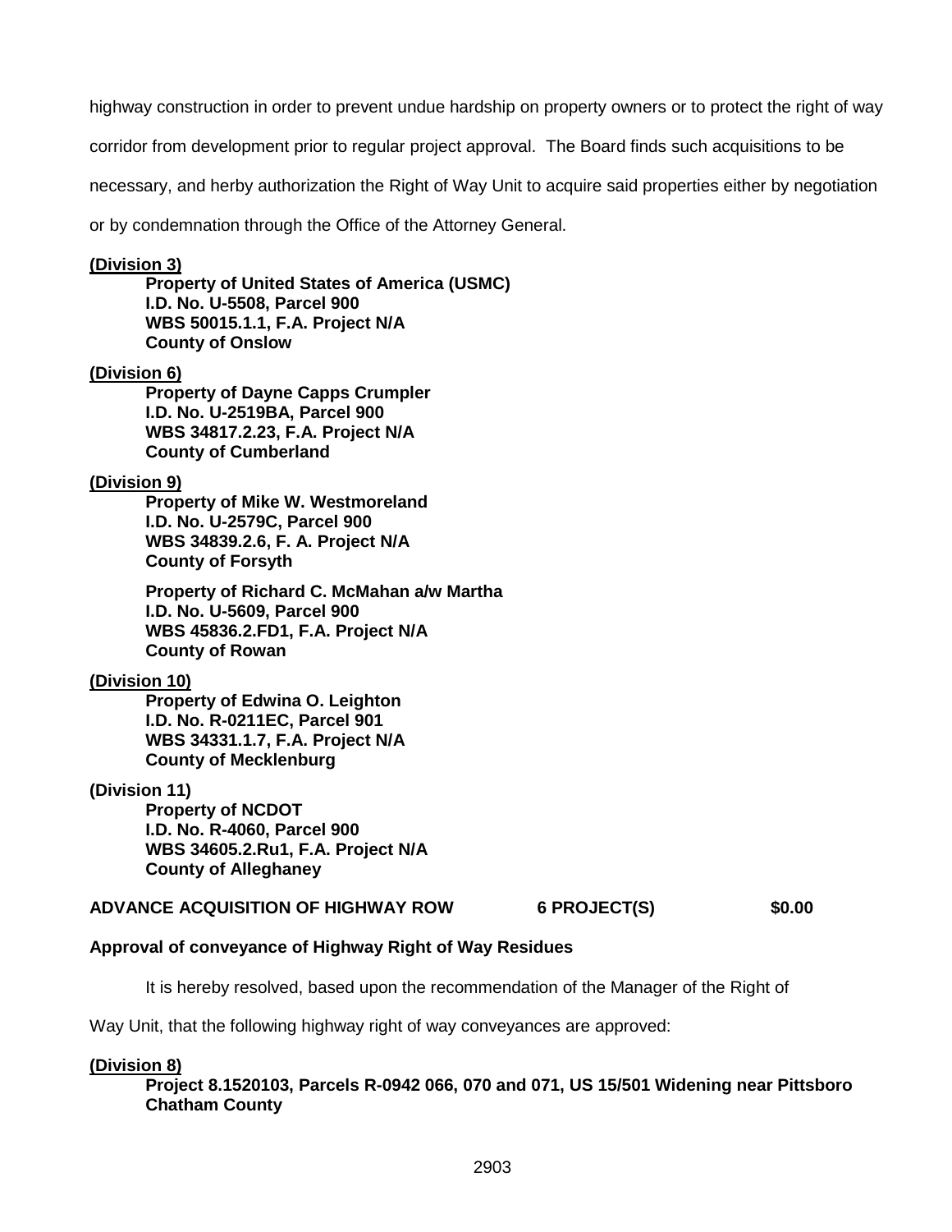highway construction in order to prevent undue hardship on property owners or to protect the right of way corridor from development prior to regular project approval. The Board finds such acquisitions to be necessary, and herby authorization the Right of Way Unit to acquire said properties either by negotiation or by condemnation through the Office of the Attorney General.

**(Division 3)**

**Property of United States of America (USMC)**
**I.D. No. U-5508, Parcel 900**
**WBS 50015.1.1, F.A. Project N/A**
**County of Onslow**

**(Division 6)**

**Property of Dayne Capps Crumpler**
**I.D. No. U-2519BA, Parcel 900**
**WBS 34817.2.23, F.A. Project N/A**
**County of Cumberland**

**(Division 9)**

**Property of Mike W. Westmoreland**
**I.D. No. U-2579C, Parcel 900**
**WBS 34839.2.6, F. A. Project N/A**
**County of Forsyth**

**Property of Richard C. McMahan a/w Martha**
**I.D. No. U-5609, Parcel 900**
**WBS 45836.2.FD1, F.A. Project N/A**
**County of Rowan**

**(Division 10)**

**Property of Edwina O. Leighton**
**I.D. No. R-0211EC, Parcel 901**
**WBS 34331.1.7, F.A. Project N/A**
**County of Mecklenburg**

**(Division 11)**

**Property of NCDOT**
**I.D. No. R-4060, Parcel 900**
**WBS 34605.2.Ru1, F.A. Project N/A**
**County of Alleghaney**

**ADVANCE ACQUISITION OF HIGHWAY ROW 6 PROJECT(S) $0.00**

**Approval of conveyance of Highway Right of Way Residues**

It is hereby resolved, based upon the recommendation of the Manager of the Right of Way Unit, that the following highway right of way conveyances are approved:

**(Division 8)**

**Project 8.1520103, Parcels R-0942 066, 070 and 071, US 15/501 Widening near Pittsboro**
**Chatham County**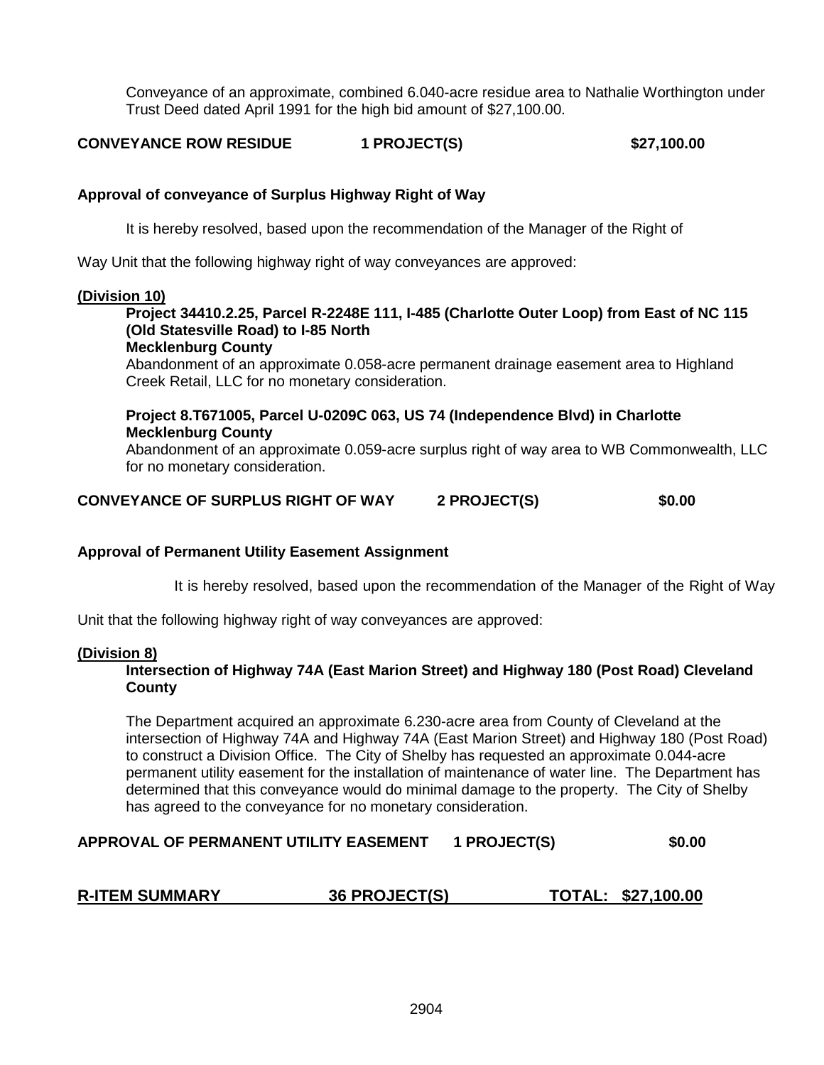Conveyance of an approximate, combined 6.040-acre residue area to Nathalie Worthington under Trust Deed dated April 1991 for the high bid amount of $27,100.00.

**CONVEYANCE ROW RESIDUE 1 PROJECT(S) $27,100.00**

**Approval of conveyance of Surplus Highway Right of Way**

It is hereby resolved, based upon the recommendation of the Manager of the Right of Way Unit that the following highway right of way conveyances are approved:

**(Division 10)**

**Project 34410.2.25, Parcel R-2248E 111, I-485 (Charlotte Outer Loop) from East of NC 115 (Old Statesville Road) to I-85 North**
**Mecklenburg County**
Abandonment of an approximate 0.058-acre permanent drainage easement area to Highland Creek Retail, LLC for no monetary consideration.

**Project 8.T671005, Parcel U-0209C 063, US 74 (Independence Blvd) in Charlotte**
**Mecklenburg County**
Abandonment of an approximate 0.059-acre surplus right of way area to WB Commonwealth, LLC for no monetary consideration.

**CONVEYANCE OF SURPLUS RIGHT OF WAY 2 PROJECT(S) $0.00**

**Approval of Permanent Utility Easement Assignment**

It is hereby resolved, based upon the recommendation of the Manager of the Right of Way Unit that the following highway right of way conveyances are approved:

**(Division 8)**

**Intersection of Highway 74A (East Marion Street) and Highway 180 (Post Road) Cleveland County**

The Department acquired an approximate 6.230-acre area from County of Cleveland at the intersection of Highway 74A and Highway 74A (East Marion Street) and Highway 180 (Post Road) to construct a Division Office. The City of Shelby has requested an approximate 0.044-acre permanent utility easement for the installation of maintenance of water line. The Department has determined that this conveyance would do minimal damage to the property. The City of Shelby has agreed to the conveyance for no monetary consideration.

**APPROVAL OF PERMANENT UTILITY EASEMENT 1 PROJECT(S) $0.00**

**R-ITEM SUMMARY 36 PROJECT(S) TOTAL: $27,100.00**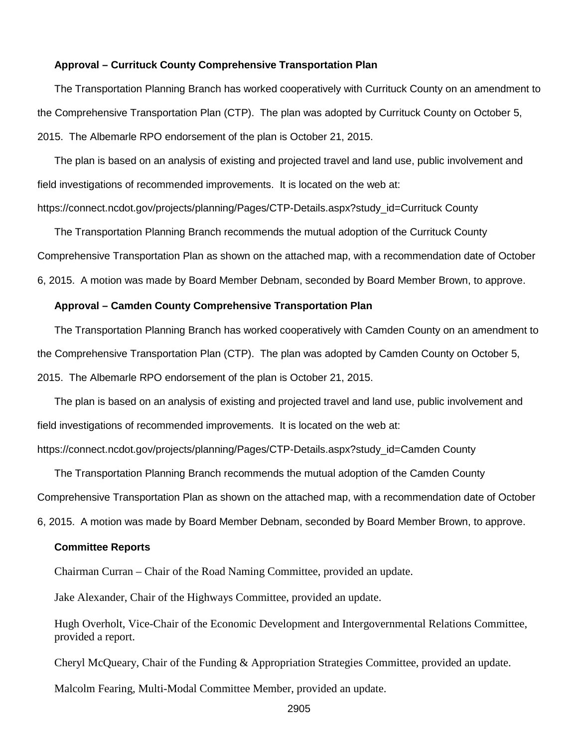**Approval – Currituck County Comprehensive Transportation Plan**

The Transportation Planning Branch has worked cooperatively with Currituck County on an amendment to the Comprehensive Transportation Plan (CTP). The plan was adopted by Currituck County on October 5, 2015. The Albemarle RPO endorsement of the plan is October 21, 2015.

The plan is based on an analysis of existing and projected travel and land use, public involvement and field investigations of recommended improvements. It is located on the web at: https://connect.ncdot.gov/projects/planning/Pages/CTP-Details.aspx?study_id=Currituck County

The Transportation Planning Branch recommends the mutual adoption of the Currituck County Comprehensive Transportation Plan as shown on the attached map, with a recommendation date of October 6, 2015. A motion was made by Board Member Debnam, seconded by Board Member Brown, to approve.

**Approval – Camden County Comprehensive Transportation Plan**

The Transportation Planning Branch has worked cooperatively with Camden County on an amendment to the Comprehensive Transportation Plan (CTP). The plan was adopted by Camden County on October 5, 2015. The Albemarle RPO endorsement of the plan is October 21, 2015.

The plan is based on an analysis of existing and projected travel and land use, public involvement and field investigations of recommended improvements. It is located on the web at: https://connect.ncdot.gov/projects/planning/Pages/CTP-Details.aspx?study_id=Camden County

The Transportation Planning Branch recommends the mutual adoption of the Camden County Comprehensive Transportation Plan as shown on the attached map, with a recommendation date of October 6, 2015. A motion was made by Board Member Debnam, seconded by Board Member Brown, to approve.

**Committee Reports**

Chairman Curran – Chair of the Road Naming Committee, provided an update.

Jake Alexander, Chair of the Highways Committee, provided an update.

Hugh Overholt, Vice-Chair of the Economic Development and Intergovernmental Relations Committee, provided a report.

Cheryl McQueary, Chair of the Funding & Appropriation Strategies Committee, provided an update.

Malcolm Fearing, Multi-Modal Committee Member, provided an update.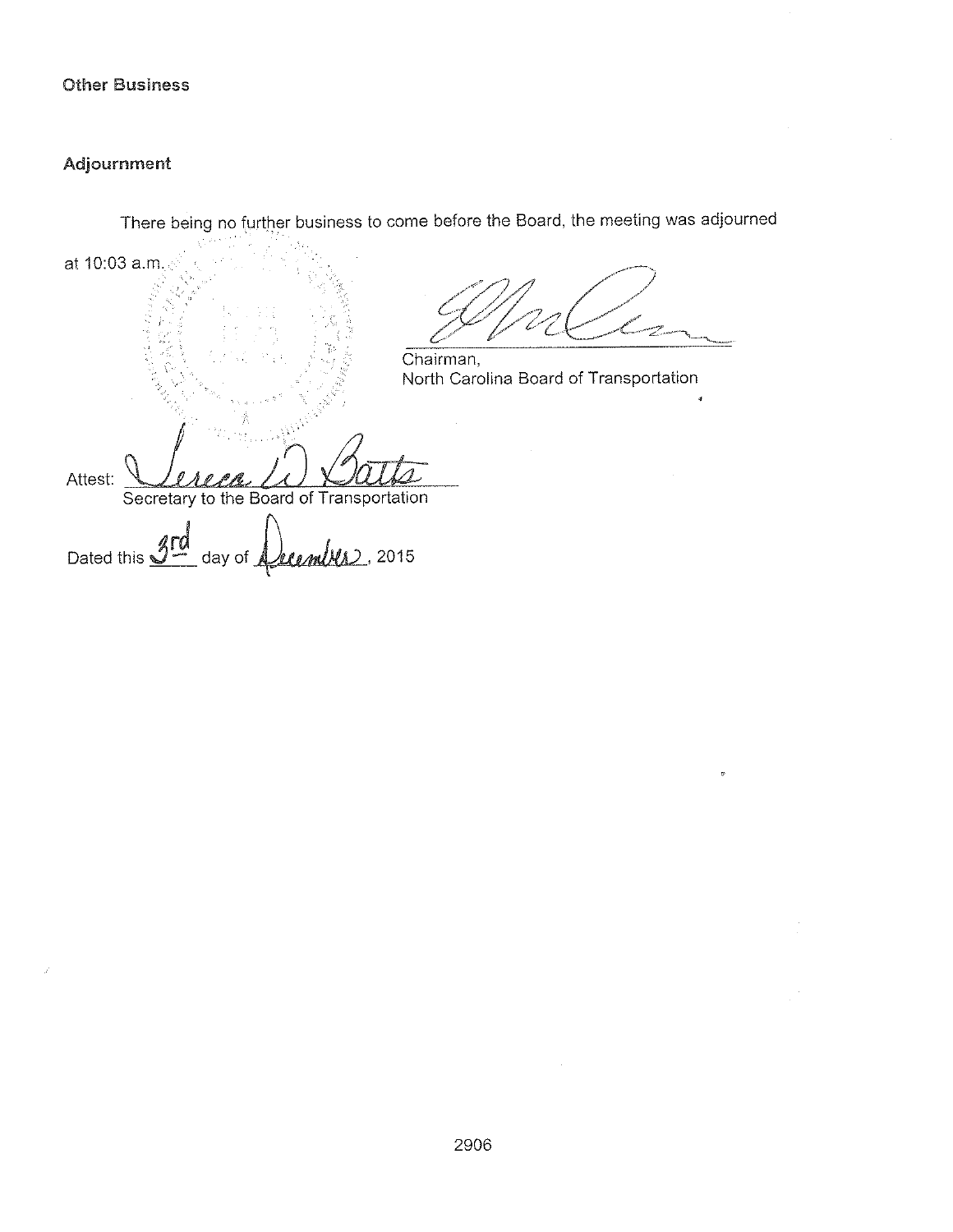**Other Business**

**Adjournment**

There being no further business to come before the Board, the meeting was adjourned at 10:03 a.m.

Chairman,
North Carolina Board of Transportation

Attest: Secretary to the Board of Transportation

Dated this 3rd day of December, 2015